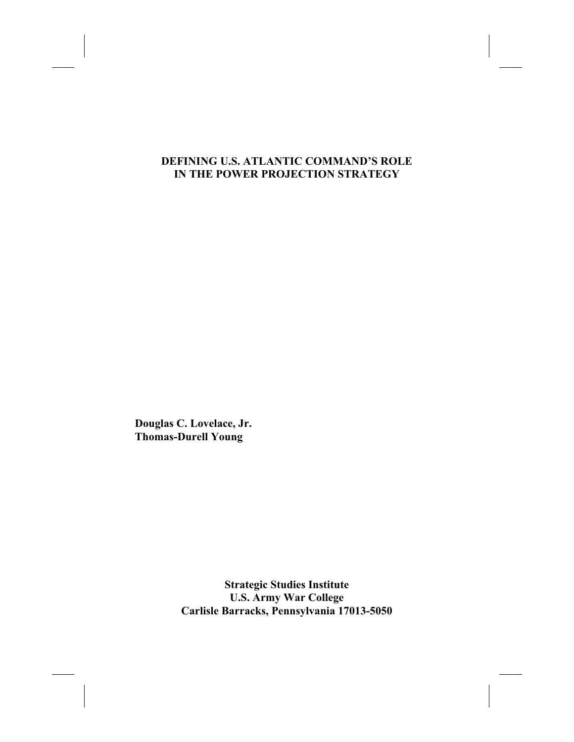# DEFINING U.S. ATLANTIC COMMAND'S ROLE IN THE POWER PROJECTION STRATEGY

**Douglas C. Lovelace, Jr.**
**Thomas-Durell Young**

**Strategic Studies Institute**
**U.S. Army War College**
**Carlisle Barracks, Pennsylvania 17013-5050**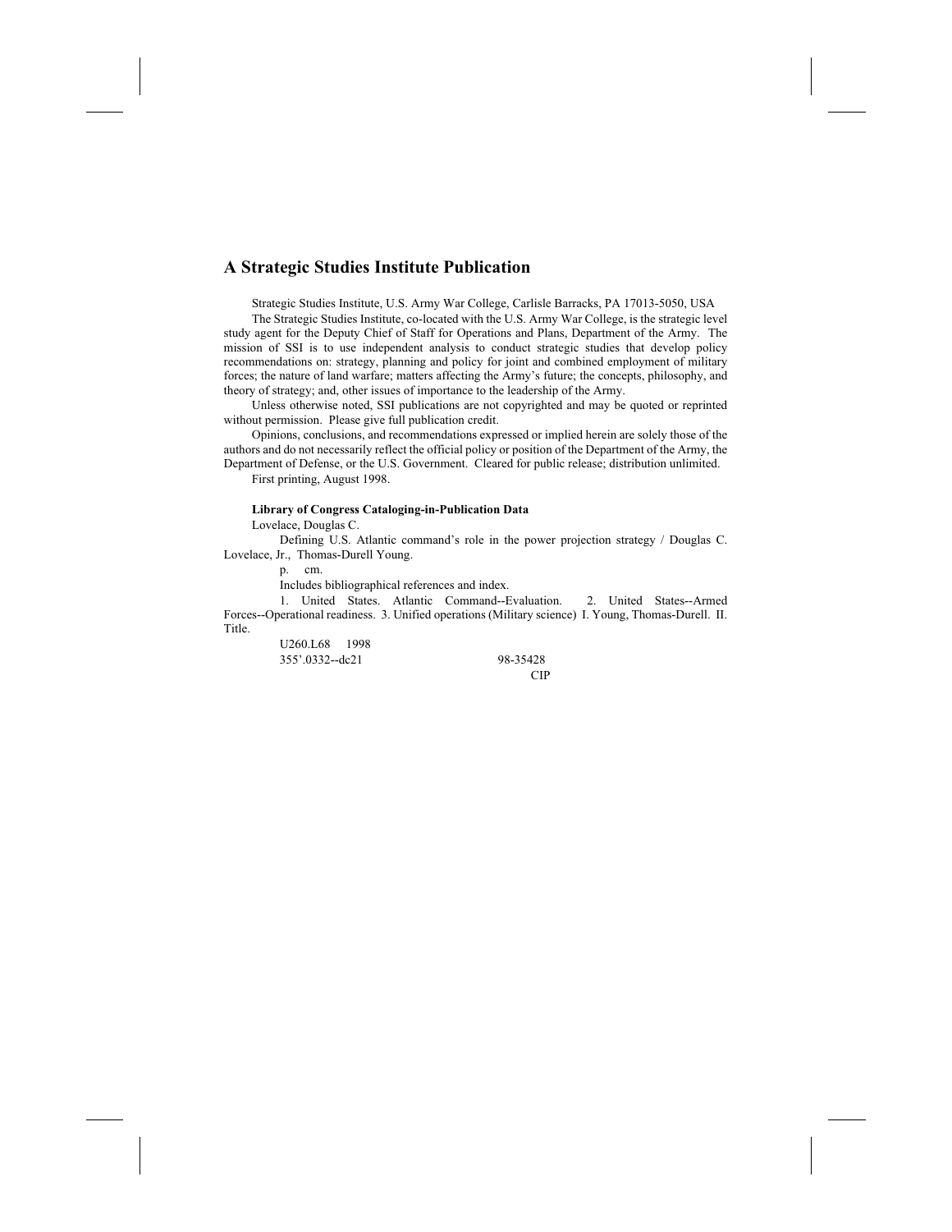## A Strategic Studies Institute Publication

Strategic Studies Institute, U.S. Army War College, Carlisle Barracks, PA 17013-5050, USA

The Strategic Studies Institute, co-located with the U.S. Army War College, is the strategic level study agent for the Deputy Chief of Staff for Operations and Plans, Department of the Army. The mission of SSI is to use independent analysis to conduct strategic studies that develop policy recommendations on: strategy, planning and policy for joint and combined employment of military forces; the nature of land warfare; matters affecting the Army's future; the concepts, philosophy, and theory of strategy; and, other issues of importance to the leadership of the Army.

Unless otherwise noted, SSI publications are not copyrighted and may be quoted or reprinted without permission. Please give full publication credit.

Opinions, conclusions, and recommendations expressed or implied herein are solely those of the authors and do not necessarily reflect the official policy or position of the Department of the Army, the Department of Defense, or the U.S. Government. Cleared for public release; distribution unlimited.

First printing, August 1998.

**Library of Congress Cataloging-in-Publication Data**

Lovelace, Douglas C.

Defining U.S. Atlantic command's role in the power projection strategy / Douglas C. Lovelace, Jr., Thomas-Durell Young.

p. cm.

Includes bibliographical references and index.

1. United States. Atlantic Command--Evaluation. 2. United States--Armed Forces--Operational readiness. 3. Unified operations (Military science) I. Young, Thomas-Durell. II. Title.

U260.L68 1998

355'.0332--dc21 98-35428

CIP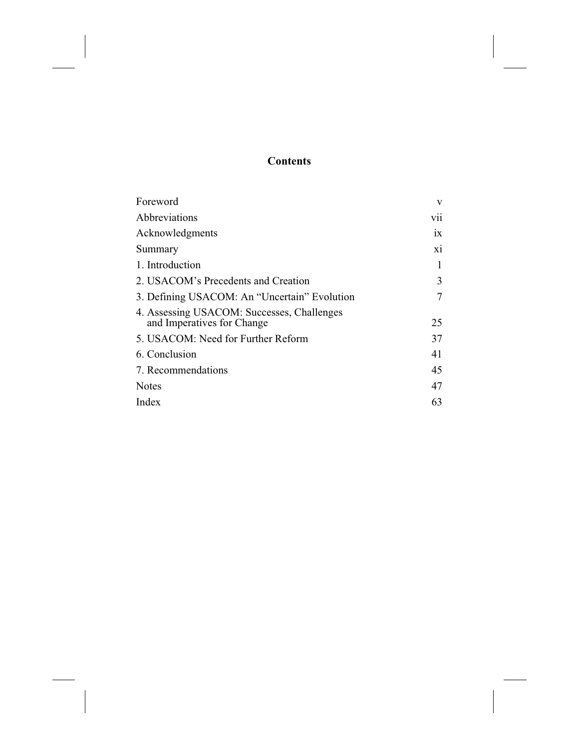# Contents

| | |
|---|---|
| Foreword | v |
| Abbreviations | vii |
| Acknowledgments | ix |
| Summary | xi |
| 1. Introduction | 1 |
| 2. USACOM's Precedents and Creation | 3 |
| 3. Defining USACOM: An "Uncertain" Evolution | 7 |
| 4. Assessing USACOM: Successes, Challenges and Imperatives for Change | 25 |
| 5. USACOM: Need for Further Reform | 37 |
| 6. Conclusion | 41 |
| 7. Recommendations | 45 |
| Notes | 47 |
| Index | 63 |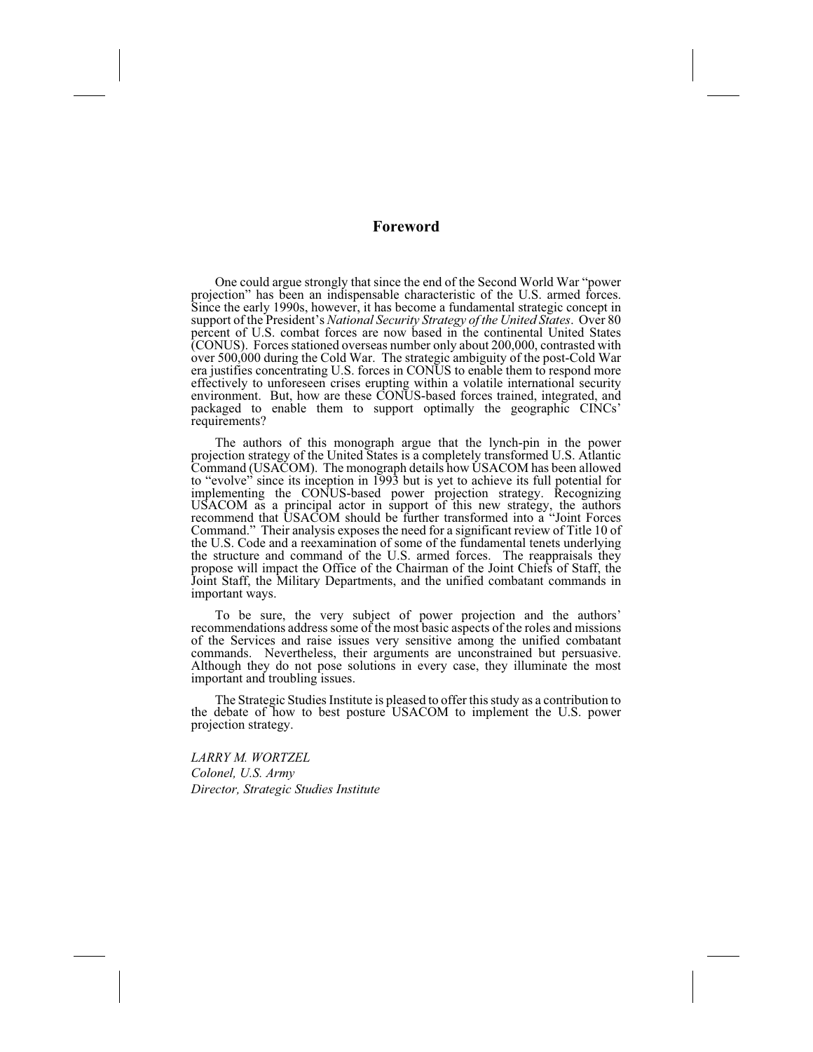## Foreword

One could argue strongly that since the end of the Second World War "power projection" has been an indispensable characteristic of the U.S. armed forces. Since the early 1990s, however, it has become a fundamental strategic concept in support of the President's *National Security Strategy of the United States*. Over 80 percent of U.S. combat forces are now based in the continental United States (CONUS). Forces stationed overseas number only about 200,000, contrasted with over 500,000 during the Cold War. The strategic ambiguity of the post-Cold War era justifies concentrating U.S. forces in CONUS to enable them to respond more effectively to unforeseen crises erupting within a volatile international security environment. But, how are these CONUS-based forces trained, integrated, and packaged to enable them to support optimally the geographic CINCs' requirements?

The authors of this monograph argue that the lynch-pin in the power projection strategy of the United States is a completely transformed U.S. Atlantic Command (USACOM). The monograph details how USACOM has been allowed to "evolve" since its inception in 1993 but is yet to achieve its full potential for implementing the CONUS-based power projection strategy. Recognizing USACOM as a principal actor in support of this new strategy, the authors recommend that USACOM should be further transformed into a "Joint Forces Command." Their analysis exposes the need for a significant review of Title 10 of the U.S. Code and a reexamination of some of the fundamental tenets underlying the structure and command of the U.S. armed forces. The reappraisals they propose will impact the Office of the Chairman of the Joint Chiefs of Staff, the Joint Staff, the Military Departments, and the unified combatant commands in important ways.

To be sure, the very subject of power projection and the authors' recommendations address some of the most basic aspects of the roles and missions of the Services and raise issues very sensitive among the unified combatant commands. Nevertheless, their arguments are unconstrained but persuasive. Although they do not pose solutions in every case, they illuminate the most important and troubling issues.

The Strategic Studies Institute is pleased to offer this study as a contribution to the debate of how to best posture USACOM to implement the U.S. power projection strategy.

*LARRY M. WORTZEL*
*Colonel, U.S. Army*
*Director, Strategic Studies Institute*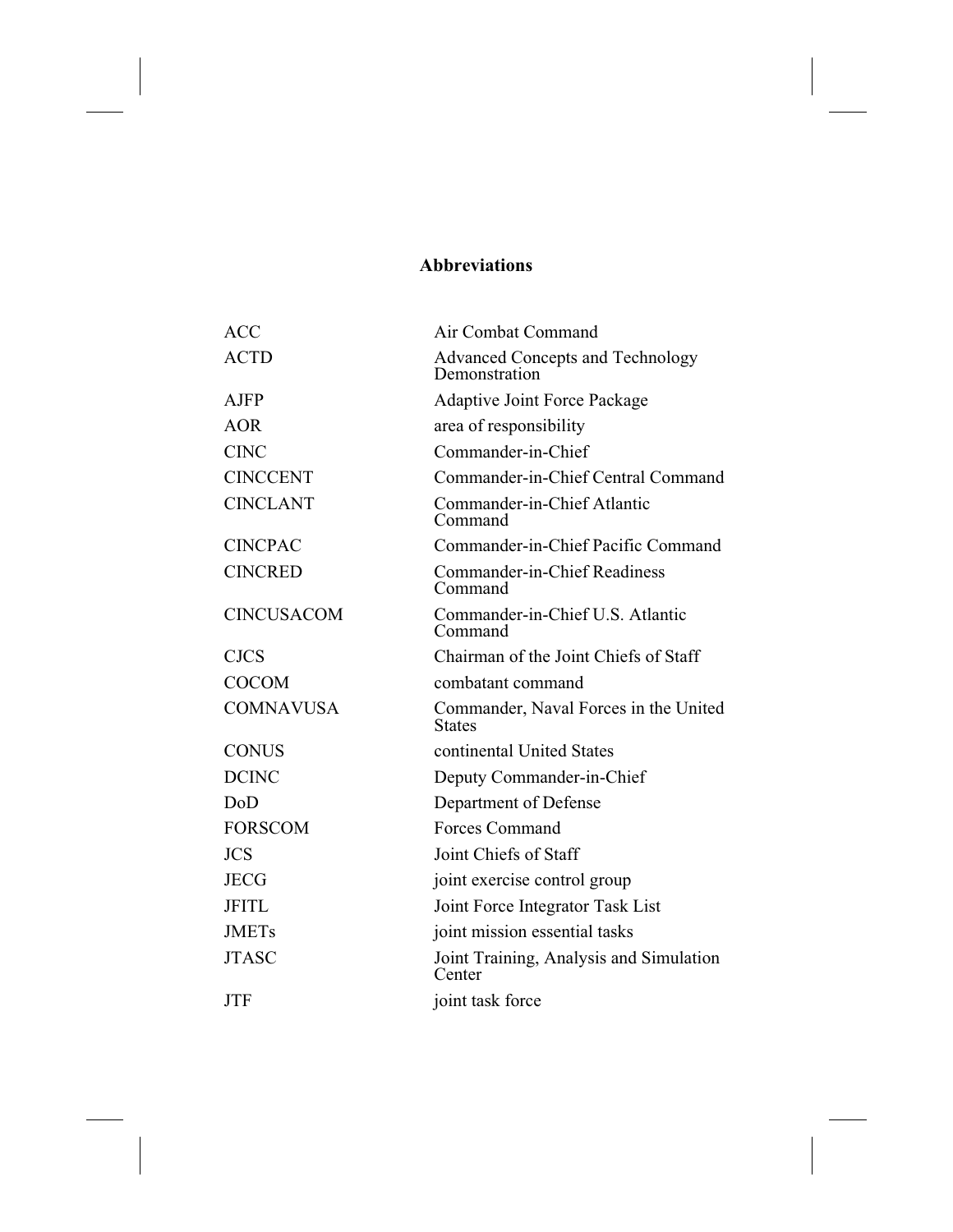## Abbreviations

| | |
|---|---|
| ACC | Air Combat Command |
| ACTD | Advanced Concepts and Technology Demonstration |
| AJFP | Adaptive Joint Force Package |
| AOR | area of responsibility |
| CINC | Commander-in-Chief |
| CINCCENT | Commander-in-Chief Central Command |
| CINCLANT | Commander-in-Chief Atlantic Command |
| CINCPAC | Commander-in-Chief Pacific Command |
| CINCRED | Commander-in-Chief Readiness Command |
| CINCUSACOM | Commander-in-Chief U.S. Atlantic Command |
| CJCS | Chairman of the Joint Chiefs of Staff |
| COCOM | combatant command |
| COMNAVUSA | Commander, Naval Forces in the United States |
| CONUS | continental United States |
| DCINC | Deputy Commander-in-Chief |
| DoD | Department of Defense |
| FORSCOM | Forces Command |
| JCS | Joint Chiefs of Staff |
| JECG | joint exercise control group |
| JFITL | Joint Force Integrator Task List |
| JMETs | joint mission essential tasks |
| JTASC | Joint Training, Analysis and Simulation Center |
| JTF | joint task force |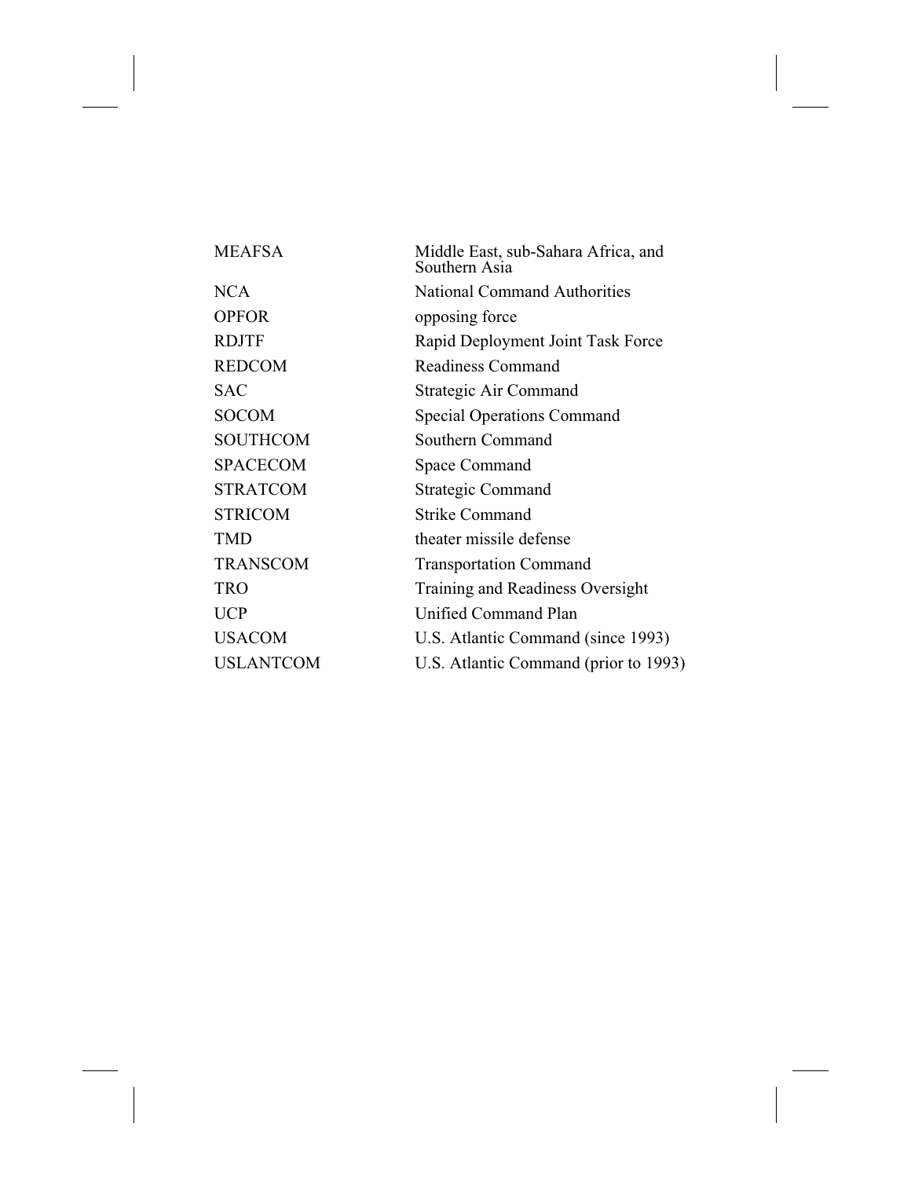| | |
|---|---|
| MEAFSA | Middle East, sub-Sahara Africa, and Southern Asia |
| NCA | National Command Authorities |
| OPFOR | opposing force |
| RDJTF | Rapid Deployment Joint Task Force |
| REDCOM | Readiness Command |
| SAC | Strategic Air Command |
| SOCOM | Special Operations Command |
| SOUTHCOM | Southern Command |
| SPACECOM | Space Command |
| STRATCOM | Strategic Command |
| STRICOM | Strike Command |
| TMD | theater missile defense |
| TRANSCOM | Transportation Command |
| TRO | Training and Readiness Oversight |
| UCP | Unified Command Plan |
| USACOM | U.S. Atlantic Command (since 1993) |
| USLANTCOM | U.S. Atlantic Command (prior to 1993) |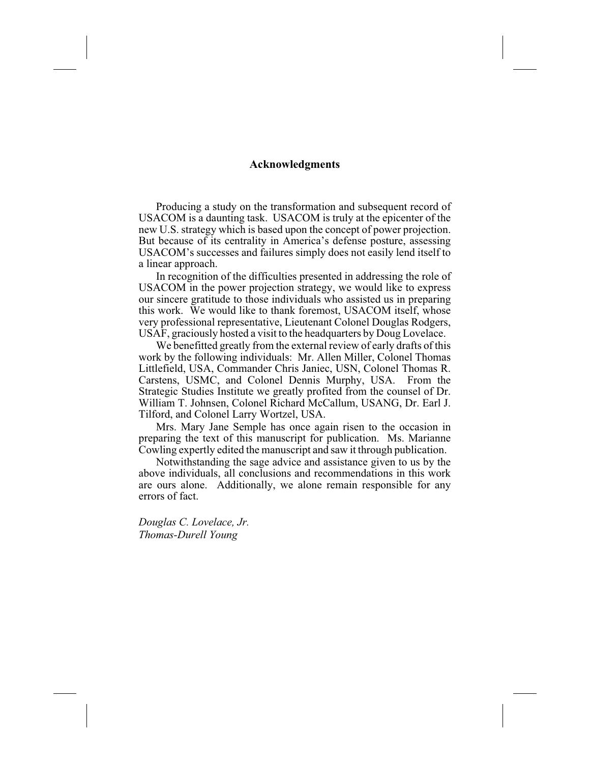## Acknowledgments

Producing a study on the transformation and subsequent record of USACOM is a daunting task. USACOM is truly at the epicenter of the new U.S. strategy which is based upon the concept of power projection. But because of its centrality in America's defense posture, assessing USACOM's successes and failures simply does not easily lend itself to a linear approach.

In recognition of the difficulties presented in addressing the role of USACOM in the power projection strategy, we would like to express our sincere gratitude to those individuals who assisted us in preparing this work. We would like to thank foremost, USACOM itself, whose very professional representative, Lieutenant Colonel Douglas Rodgers, USAF, graciously hosted a visit to the headquarters by Doug Lovelace.

We benefitted greatly from the external review of early drafts of this work by the following individuals: Mr. Allen Miller, Colonel Thomas Littlefield, USA, Commander Chris Janiec, USN, Colonel Thomas R. Carstens, USMC, and Colonel Dennis Murphy, USA. From the Strategic Studies Institute we greatly profited from the counsel of Dr. William T. Johnsen, Colonel Richard McCallum, USANG, Dr. Earl J. Tilford, and Colonel Larry Wortzel, USA.

Mrs. Mary Jane Semple has once again risen to the occasion in preparing the text of this manuscript for publication. Ms. Marianne Cowling expertly edited the manuscript and saw it through publication.

Notwithstanding the sage advice and assistance given to us by the above individuals, all conclusions and recommendations in this work are ours alone. Additionally, we alone remain responsible for any errors of fact.

*Douglas C. Lovelace, Jr.*
*Thomas-Durell Young*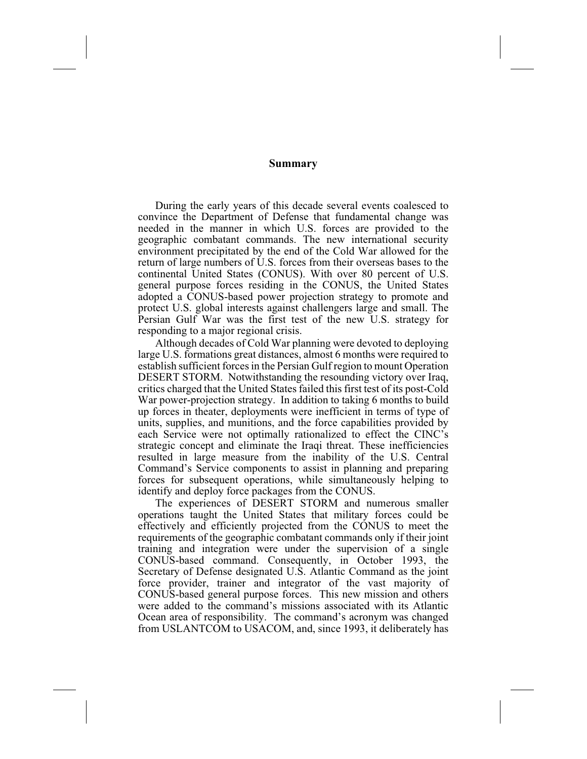## Summary

During the early years of this decade several events coalesced to convince the Department of Defense that fundamental change was needed in the manner in which U.S. forces are provided to the geographic combatant commands. The new international security environment precipitated by the end of the Cold War allowed for the return of large numbers of U.S. forces from their overseas bases to the continental United States (CONUS). With over 80 percent of U.S. general purpose forces residing in the CONUS, the United States adopted a CONUS-based power projection strategy to promote and protect U.S. global interests against challengers large and small. The Persian Gulf War was the first test of the new U.S. strategy for responding to a major regional crisis.

Although decades of Cold War planning were devoted to deploying large U.S. formations great distances, almost 6 months were required to establish sufficient forces in the Persian Gulf region to mount Operation DESERT STORM. Notwithstanding the resounding victory over Iraq, critics charged that the United States failed this first test of its post-Cold War power-projection strategy. In addition to taking 6 months to build up forces in theater, deployments were inefficient in terms of type of units, supplies, and munitions, and the force capabilities provided by each Service were not optimally rationalized to effect the CINC's strategic concept and eliminate the Iraqi threat. These inefficiencies resulted in large measure from the inability of the U.S. Central Command's Service components to assist in planning and preparing forces for subsequent operations, while simultaneously helping to identify and deploy force packages from the CONUS.

The experiences of DESERT STORM and numerous smaller operations taught the United States that military forces could be effectively and efficiently projected from the CONUS to meet the requirements of the geographic combatant commands only if their joint training and integration were under the supervision of a single CONUS-based command. Consequently, in October 1993, the Secretary of Defense designated U.S. Atlantic Command as the joint force provider, trainer and integrator of the vast majority of CONUS-based general purpose forces. This new mission and others were added to the command's missions associated with its Atlantic Ocean area of responsibility. The command's acronym was changed from USLANTCOM to USACOM, and, since 1993, it deliberately has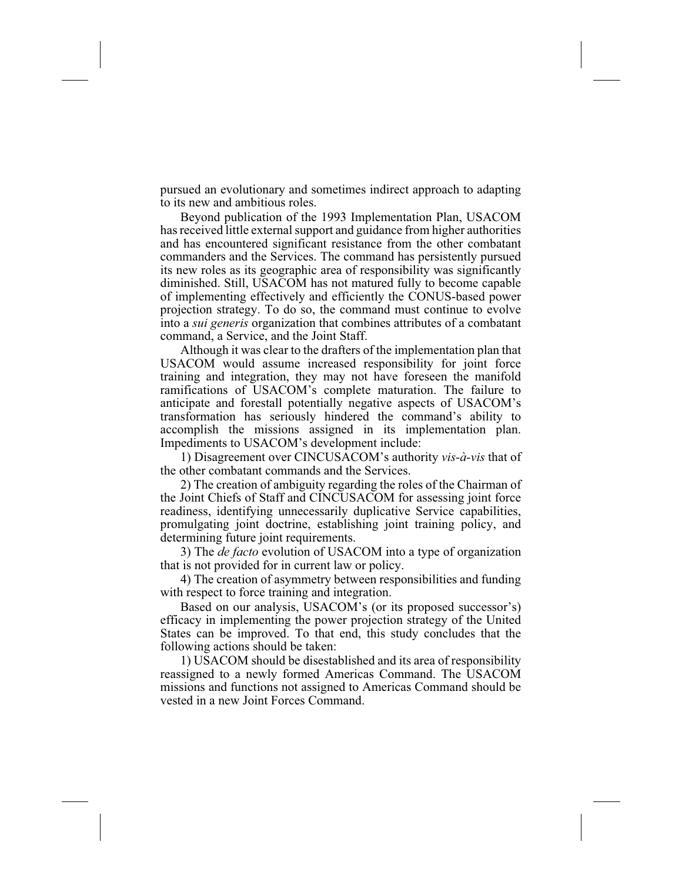pursued an evolutionary and sometimes indirect approach to adapting to its new and ambitious roles.

Beyond publication of the 1993 Implementation Plan, USACOM has received little external support and guidance from higher authorities and has encountered significant resistance from the other combatant commanders and the Services. The command has persistently pursued its new roles as its geographic area of responsibility was significantly diminished. Still, USACOM has not matured fully to become capable of implementing effectively and efficiently the CONUS-based power projection strategy. To do so, the command must continue to evolve into a *sui generis* organization that combines attributes of a combatant command, a Service, and the Joint Staff.

Although it was clear to the drafters of the implementation plan that USACOM would assume increased responsibility for joint force training and integration, they may not have foreseen the manifold ramifications of USACOM's complete maturation. The failure to anticipate and forestall potentially negative aspects of USACOM's transformation has seriously hindered the command's ability to accomplish the missions assigned in its implementation plan. Impediments to USACOM's development include:

1) Disagreement over CINCUSACOM's authority *vis-à-vis* that of the other combatant commands and the Services.

2) The creation of ambiguity regarding the roles of the Chairman of the Joint Chiefs of Staff and CINCUSACOM for assessing joint force readiness, identifying unnecessarily duplicative Service capabilities, promulgating joint doctrine, establishing joint training policy, and determining future joint requirements.

3) The *de facto* evolution of USACOM into a type of organization that is not provided for in current law or policy.

4) The creation of asymmetry between responsibilities and funding with respect to force training and integration.

Based on our analysis, USACOM's (or its proposed successor's) efficacy in implementing the power projection strategy of the United States can be improved. To that end, this study concludes that the following actions should be taken:

1) USACOM should be disestablished and its area of responsibility reassigned to a newly formed Americas Command. The USACOM missions and functions not assigned to Americas Command should be vested in a new Joint Forces Command.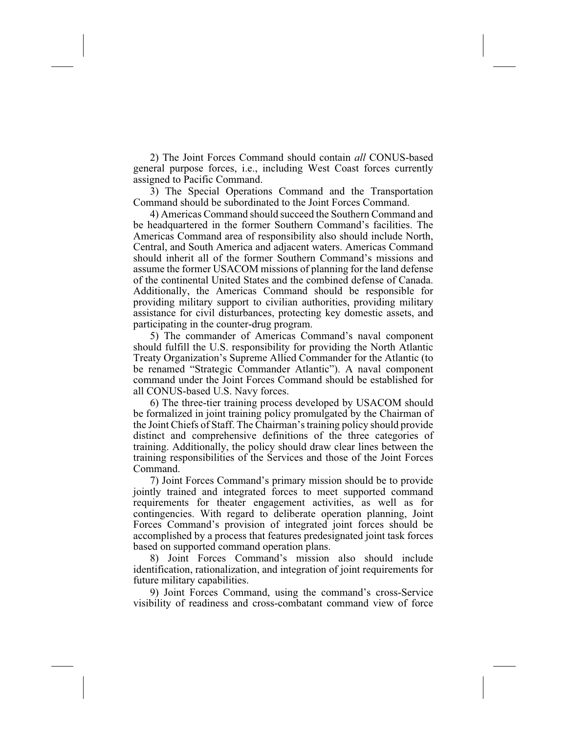2) The Joint Forces Command should contain *all* CONUS-based general purpose forces, i.e., including West Coast forces currently assigned to Pacific Command.

3) The Special Operations Command and the Transportation Command should be subordinated to the Joint Forces Command.

4) Americas Command should succeed the Southern Command and be headquartered in the former Southern Command's facilities. The Americas Command area of responsibility also should include North, Central, and South America and adjacent waters. Americas Command should inherit all of the former Southern Command's missions and assume the former USACOM missions of planning for the land defense of the continental United States and the combined defense of Canada. Additionally, the Americas Command should be responsible for providing military support to civilian authorities, providing military assistance for civil disturbances, protecting key domestic assets, and participating in the counter-drug program.

5) The commander of Americas Command's naval component should fulfill the U.S. responsibility for providing the North Atlantic Treaty Organization's Supreme Allied Commander for the Atlantic (to be renamed "Strategic Commander Atlantic"). A naval component command under the Joint Forces Command should be established for all CONUS-based U.S. Navy forces.

6) The three-tier training process developed by USACOM should be formalized in joint training policy promulgated by the Chairman of the Joint Chiefs of Staff. The Chairman's training policy should provide distinct and comprehensive definitions of the three categories of training. Additionally, the policy should draw clear lines between the training responsibilities of the Services and those of the Joint Forces Command.

7) Joint Forces Command's primary mission should be to provide jointly trained and integrated forces to meet supported command requirements for theater engagement activities, as well as for contingencies. With regard to deliberate operation planning, Joint Forces Command's provision of integrated joint forces should be accomplished by a process that features predesignated joint task forces based on supported command operation plans.

8) Joint Forces Command's mission also should include identification, rationalization, and integration of joint requirements for future military capabilities.

9) Joint Forces Command, using the command's cross-Service visibility of readiness and cross-combatant command view of force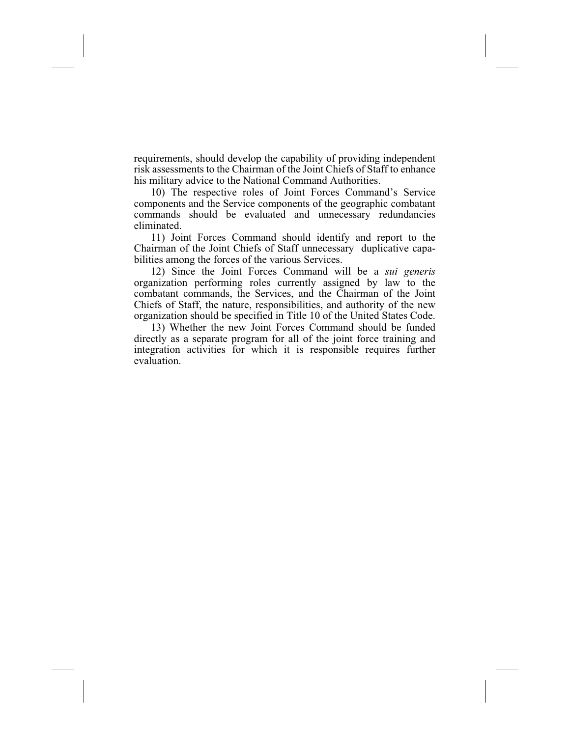requirements, should develop the capability of providing independent risk assessments to the Chairman of the Joint Chiefs of Staff to enhance his military advice to the National Command Authorities.

10) The respective roles of Joint Forces Command's Service components and the Service components of the geographic combatant commands should be evaluated and unnecessary redundancies eliminated.

11) Joint Forces Command should identify and report to the Chairman of the Joint Chiefs of Staff unnecessary duplicative capabilities among the forces of the various Services.

12) Since the Joint Forces Command will be a *sui generis* organization performing roles currently assigned by law to the combatant commands, the Services, and the Chairman of the Joint Chiefs of Staff, the nature, responsibilities, and authority of the new organization should be specified in Title 10 of the United States Code.

13) Whether the new Joint Forces Command should be funded directly as a separate program for all of the joint force training and integration activities for which it is responsible requires further evaluation.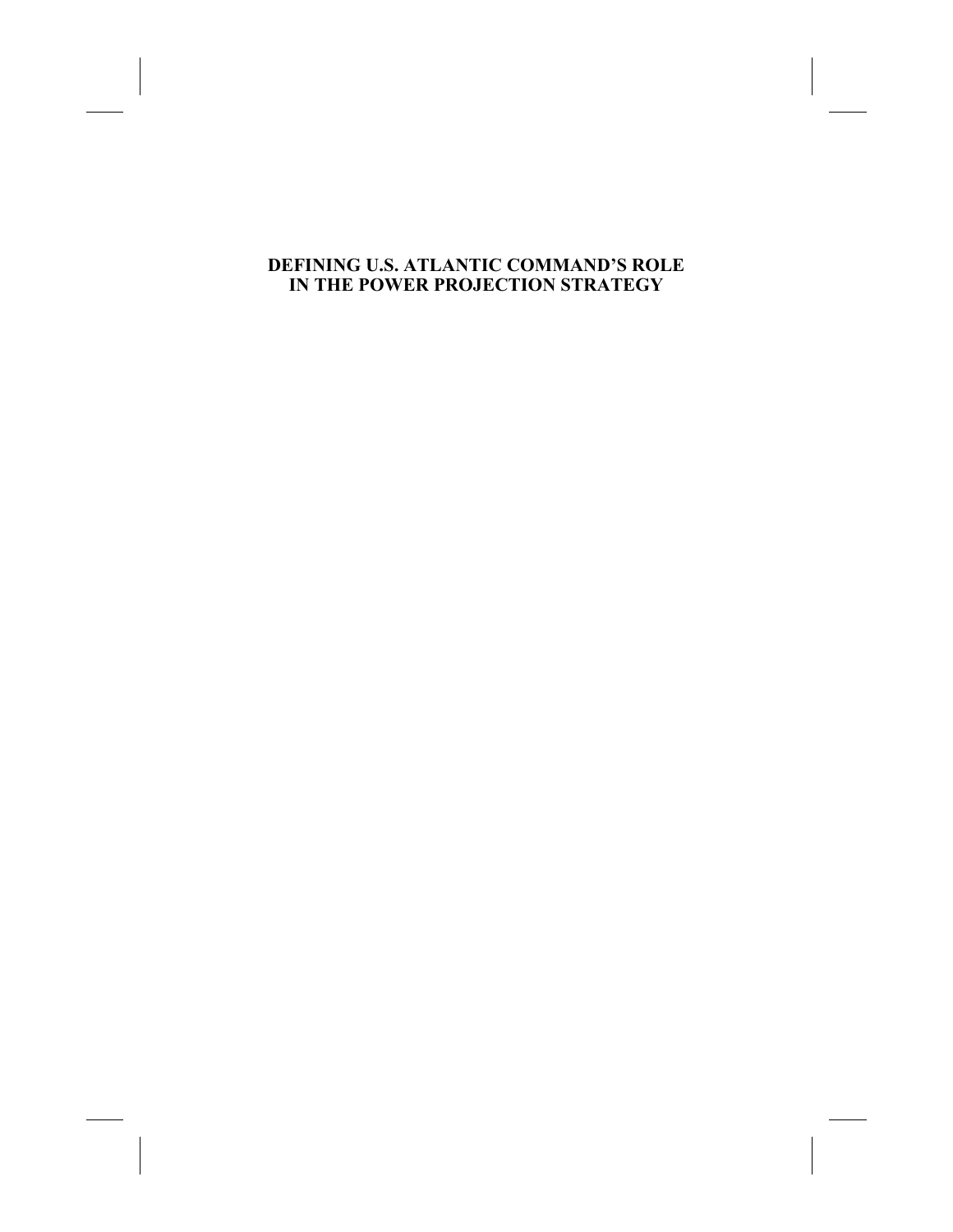# DEFINING U.S. ATLANTIC COMMAND'S ROLE IN THE POWER PROJECTION STRATEGY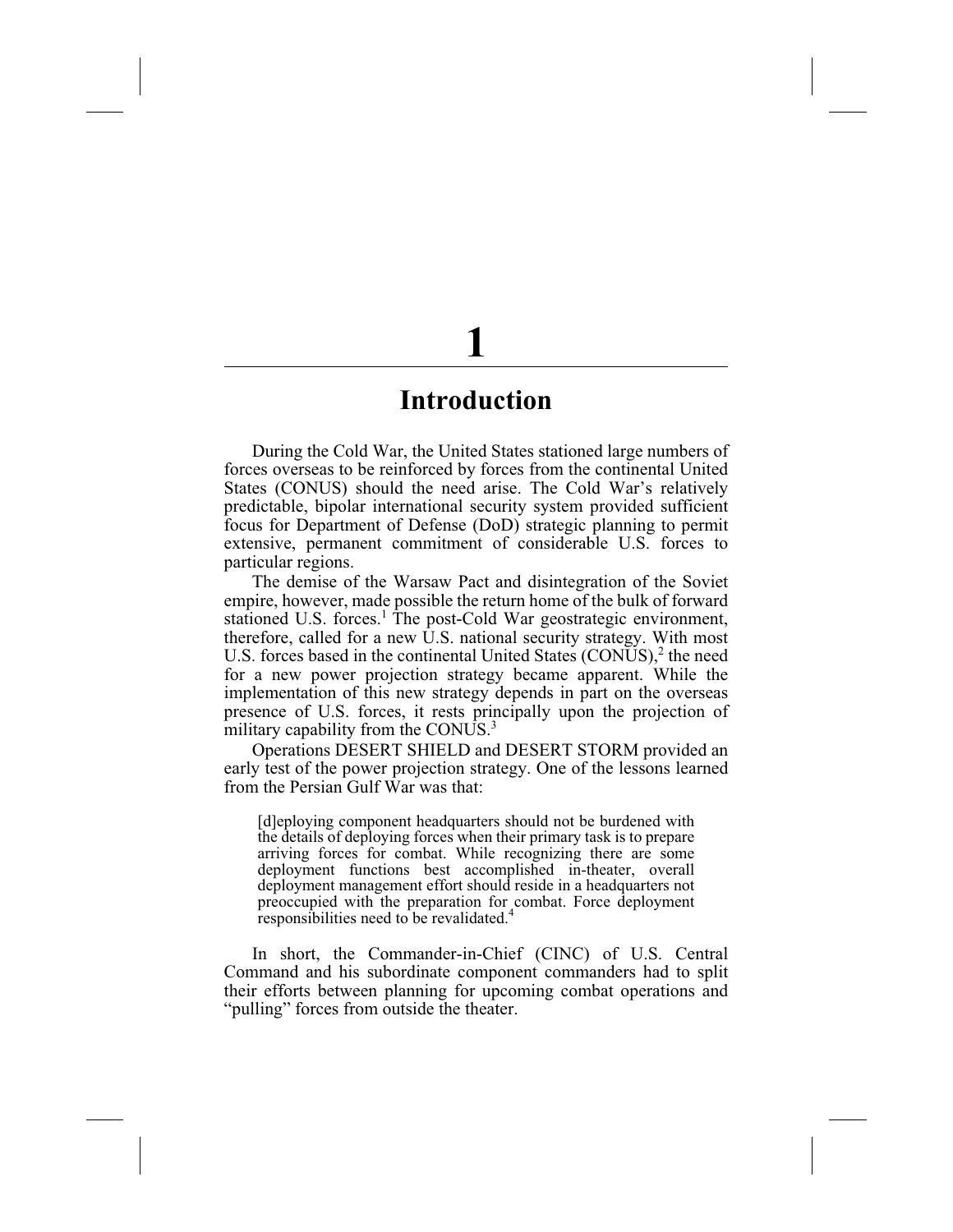# 1

# Introduction

During the Cold War, the United States stationed large numbers of forces overseas to be reinforced by forces from the continental United States (CONUS) should the need arise. The Cold War's relatively predictable, bipolar international security system provided sufficient focus for Department of Defense (DoD) strategic planning to permit extensive, permanent commitment of considerable U.S. forces to particular regions.

The demise of the Warsaw Pact and disintegration of the Soviet empire, however, made possible the return home of the bulk of forward stationed U.S. forces.[1] The post-Cold War geostrategic environment, therefore, called for a new U.S. national security strategy. With most U.S. forces based in the continental United States (CONUS),[2] the need for a new power projection strategy became apparent. While the implementation of this new strategy depends in part on the overseas presence of U.S. forces, it rests principally upon the projection of military capability from the CONUS.[3]

Operations DESERT SHIELD and DESERT STORM provided an early test of the power projection strategy. One of the lessons learned from the Persian Gulf War was that:

> [d]eploying component headquarters should not be burdened with the details of deploying forces when their primary task is to prepare arriving forces for combat. While recognizing there are some deployment functions best accomplished in-theater, overall deployment management effort should reside in a headquarters not preoccupied with the preparation for combat. Force deployment responsibilities need to be revalidated.[4]

In short, the Commander-in-Chief (CINC) of U.S. Central Command and his subordinate component commanders had to split their efforts between planning for upcoming combat operations and "pulling" forces from outside the theater.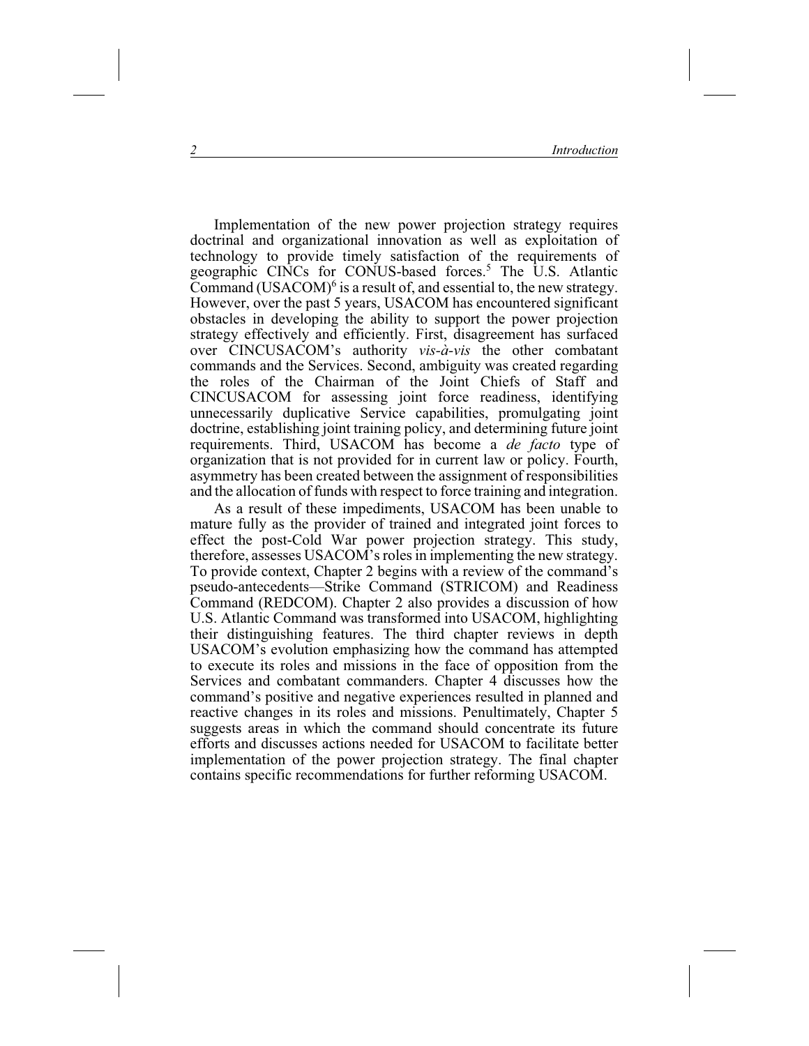Implementation of the new power projection strategy requires doctrinal and organizational innovation as well as exploitation of technology to provide timely satisfaction of the requirements of geographic CINCs for CONUS-based forces.[5] The U.S. Atlantic Command (USACOM)[6] is a result of, and essential to, the new strategy. However, over the past 5 years, USACOM has encountered significant obstacles in developing the ability to support the power projection strategy effectively and efficiently. First, disagreement has surfaced over CINCUSACOM's authority *vis-à-vis* the other combatant commands and the Services. Second, ambiguity was created regarding the roles of the Chairman of the Joint Chiefs of Staff and CINCUSACOM for assessing joint force readiness, identifying unnecessarily duplicative Service capabilities, promulgating joint doctrine, establishing joint training policy, and determining future joint requirements. Third, USACOM has become a *de facto* type of organization that is not provided for in current law or policy. Fourth, asymmetry has been created between the assignment of responsibilities and the allocation of funds with respect to force training and integration.

As a result of these impediments, USACOM has been unable to mature fully as the provider of trained and integrated joint forces to effect the post-Cold War power projection strategy. This study, therefore, assesses USACOM's roles in implementing the new strategy. To provide context, Chapter 2 begins with a review of the command's pseudo-antecedents—Strike Command (STRICOM) and Readiness Command (REDCOM). Chapter 2 also provides a discussion of how U.S. Atlantic Command was transformed into USACOM, highlighting their distinguishing features. The third chapter reviews in depth USACOM's evolution emphasizing how the command has attempted to execute its roles and missions in the face of opposition from the Services and combatant commanders. Chapter 4 discusses how the command's positive and negative experiences resulted in planned and reactive changes in its roles and missions. Penultimately, Chapter 5 suggests areas in which the command should concentrate its future efforts and discusses actions needed for USACOM to facilitate better implementation of the power projection strategy. The final chapter contains specific recommendations for further reforming USACOM.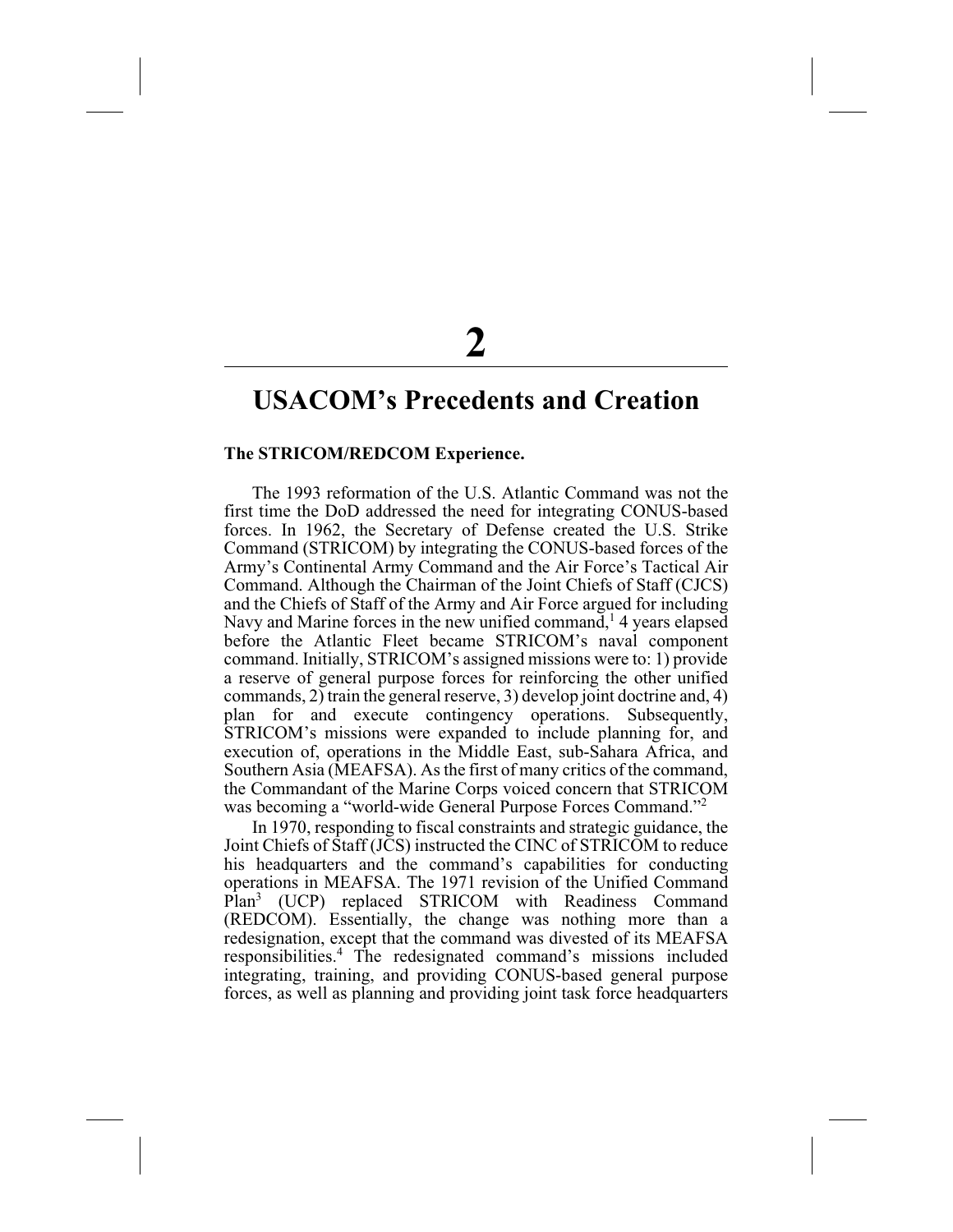# 2

# USACOM's Precedents and Creation

**The STRICOM/REDCOM Experience.**

The 1993 reformation of the U.S. Atlantic Command was not the first time the DoD addressed the need for integrating CONUS-based forces. In 1962, the Secretary of Defense created the U.S. Strike Command (STRICOM) by integrating the CONUS-based forces of the Army's Continental Army Command and the Air Force's Tactical Air Command. Although the Chairman of the Joint Chiefs of Staff (CJCS) and the Chiefs of Staff of the Army and Air Force argued for including Navy and Marine forces in the new unified command,[1] 4 years elapsed before the Atlantic Fleet became STRICOM's naval component command. Initially, STRICOM's assigned missions were to: 1) provide a reserve of general purpose forces for reinforcing the other unified commands, 2) train the general reserve, 3) develop joint doctrine and, 4) plan for and execute contingency operations. Subsequently, STRICOM's missions were expanded to include planning for, and execution of, operations in the Middle East, sub-Sahara Africa, and Southern Asia (MEAFSA). As the first of many critics of the command, the Commandant of the Marine Corps voiced concern that STRICOM was becoming a "world-wide General Purpose Forces Command."[2]

In 1970, responding to fiscal constraints and strategic guidance, the Joint Chiefs of Staff (JCS) instructed the CINC of STRICOM to reduce his headquarters and the command's capabilities for conducting operations in MEAFSA. The 1971 revision of the Unified Command Plan[3] (UCP) replaced STRICOM with Readiness Command (REDCOM). Essentially, the change was nothing more than a redesignation, except that the command was divested of its MEAFSA responsibilities.[4] The redesignated command's missions included integrating, training, and providing CONUS-based general purpose forces, as well as planning and providing joint task force headquarters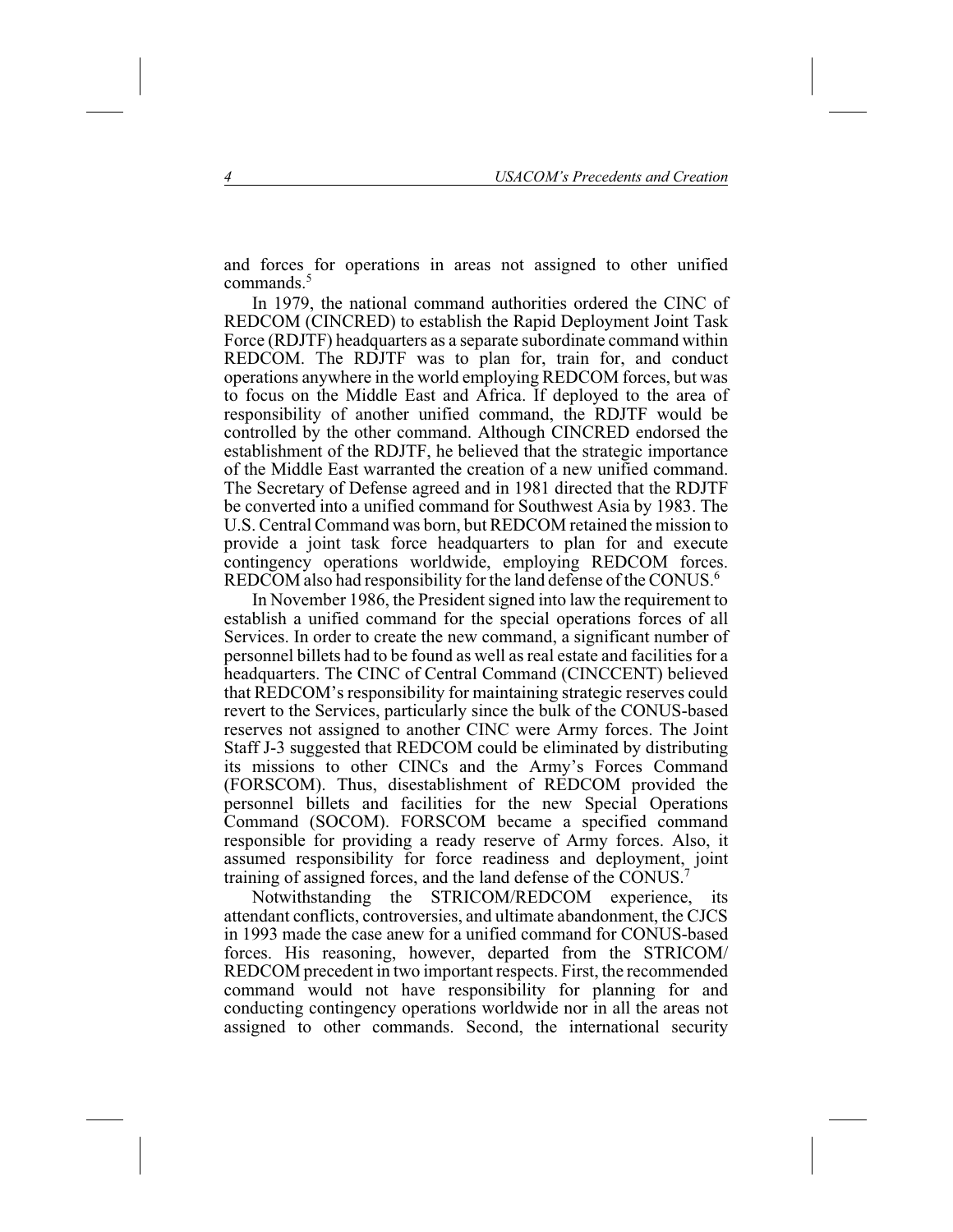and forces for operations in areas not assigned to other unified commands.[5]

In 1979, the national command authorities ordered the CINC of REDCOM (CINCRED) to establish the Rapid Deployment Joint Task Force (RDJTF) headquarters as a separate subordinate command within REDCOM. The RDJTF was to plan for, train for, and conduct operations anywhere in the world employing REDCOM forces, but was to focus on the Middle East and Africa. If deployed to the area of responsibility of another unified command, the RDJTF would be controlled by the other command. Although CINCRED endorsed the establishment of the RDJTF, he believed that the strategic importance of the Middle East warranted the creation of a new unified command. The Secretary of Defense agreed and in 1981 directed that the RDJTF be converted into a unified command for Southwest Asia by 1983. The U.S. Central Command was born, but REDCOM retained the mission to provide a joint task force headquarters to plan for and execute contingency operations worldwide, employing REDCOM forces. REDCOM also had responsibility for the land defense of the CONUS.[6]

In November 1986, the President signed into law the requirement to establish a unified command for the special operations forces of all Services. In order to create the new command, a significant number of personnel billets had to be found as well as real estate and facilities for a headquarters. The CINC of Central Command (CINCCENT) believed that REDCOM's responsibility for maintaining strategic reserves could revert to the Services, particularly since the bulk of the CONUS-based reserves not assigned to another CINC were Army forces. The Joint Staff J-3 suggested that REDCOM could be eliminated by distributing its missions to other CINCs and the Army's Forces Command (FORSCOM). Thus, disestablishment of REDCOM provided the personnel billets and facilities for the new Special Operations Command (SOCOM). FORSCOM became a specified command responsible for providing a ready reserve of Army forces. Also, it assumed responsibility for force readiness and deployment, joint training of assigned forces, and the land defense of the CONUS.[7]

Notwithstanding the STRICOM/REDCOM experience, its attendant conflicts, controversies, and ultimate abandonment, the CJCS in 1993 made the case anew for a unified command for CONUS-based forces. His reasoning, however, departed from the STRICOM/REDCOM precedent in two important respects. First, the recommended command would not have responsibility for planning for and conducting contingency operations worldwide nor in all the areas not assigned to other commands. Second, the international security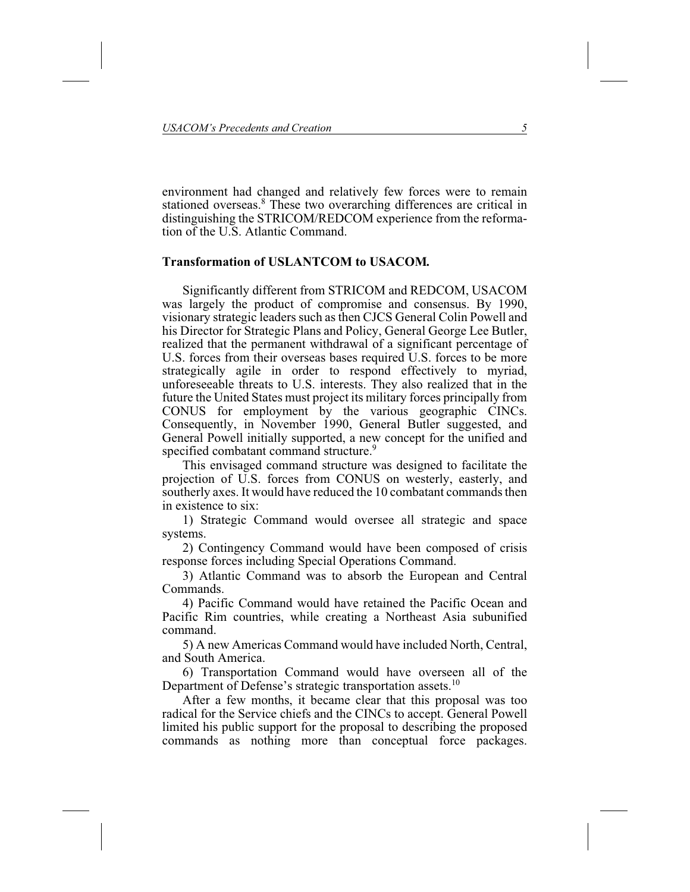environment had changed and relatively few forces were to remain stationed overseas.[8] These two overarching differences are critical in distinguishing the STRICOM/REDCOM experience from the reformation of the U.S. Atlantic Command.

**Transformation of USLANTCOM to USACOM.**

Significantly different from STRICOM and REDCOM, USACOM was largely the product of compromise and consensus. By 1990, visionary strategic leaders such as then CJCS General Colin Powell and his Director for Strategic Plans and Policy, General George Lee Butler, realized that the permanent withdrawal of a significant percentage of U.S. forces from their overseas bases required U.S. forces to be more strategically agile in order to respond effectively to myriad, unforeseeable threats to U.S. interests. They also realized that in the future the United States must project its military forces principally from CONUS for employment by the various geographic CINCs. Consequently, in November 1990, General Butler suggested, and General Powell initially supported, a new concept for the unified and specified combatant command structure.[9]

This envisaged command structure was designed to facilitate the projection of U.S. forces from CONUS on westerly, easterly, and southerly axes. It would have reduced the 10 combatant commands then in existence to six:

1) Strategic Command would oversee all strategic and space systems.

2) Contingency Command would have been composed of crisis response forces including Special Operations Command.

3) Atlantic Command was to absorb the European and Central Commands.

4) Pacific Command would have retained the Pacific Ocean and Pacific Rim countries, while creating a Northeast Asia subunified command.

5) A new Americas Command would have included North, Central, and South America.

6) Transportation Command would have overseen all of the Department of Defense's strategic transportation assets.[10]

After a few months, it became clear that this proposal was too radical for the Service chiefs and the CINCs to accept. General Powell limited his public support for the proposal to describing the proposed commands as nothing more than conceptual force packages.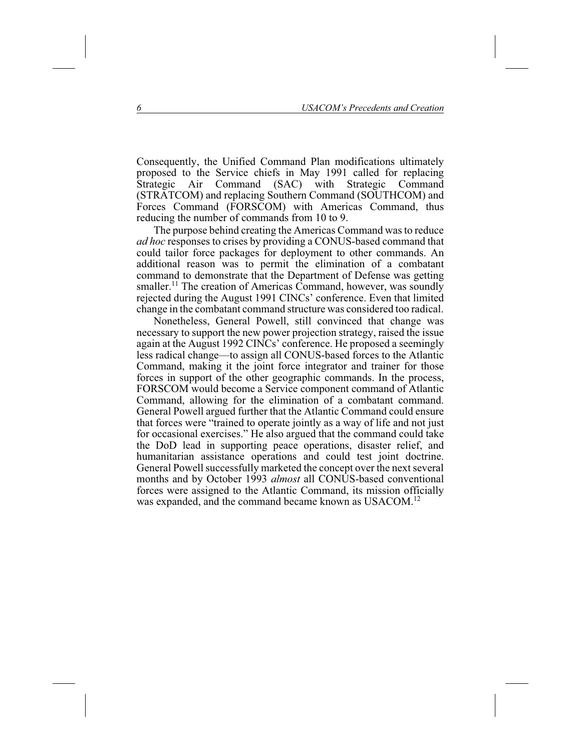Consequently, the Unified Command Plan modifications ultimately proposed to the Service chiefs in May 1991 called for replacing Strategic Air Command (SAC) with Strategic Command (STRATCOM) and replacing Southern Command (SOUTHCOM) and Forces Command (FORSCOM) with Americas Command, thus reducing the number of commands from 10 to 9.

The purpose behind creating the Americas Command was to reduce *ad hoc* responses to crises by providing a CONUS-based command that could tailor force packages for deployment to other commands. An additional reason was to permit the elimination of a combatant command to demonstrate that the Department of Defense was getting smaller.[11] The creation of Americas Command, however, was soundly rejected during the August 1991 CINCs' conference. Even that limited change in the combatant command structure was considered too radical.

Nonetheless, General Powell, still convinced that change was necessary to support the new power projection strategy, raised the issue again at the August 1992 CINCs' conference. He proposed a seemingly less radical change—to assign all CONUS-based forces to the Atlantic Command, making it the joint force integrator and trainer for those forces in support of the other geographic commands. In the process, FORSCOM would become a Service component command of Atlantic Command, allowing for the elimination of a combatant command. General Powell argued further that the Atlantic Command could ensure that forces were "trained to operate jointly as a way of life and not just for occasional exercises." He also argued that the command could take the DoD lead in supporting peace operations, disaster relief, and humanitarian assistance operations and could test joint doctrine. General Powell successfully marketed the concept over the next several months and by October 1993 *almost* all CONUS-based conventional forces were assigned to the Atlantic Command, its mission officially was expanded, and the command became known as USACOM.[12]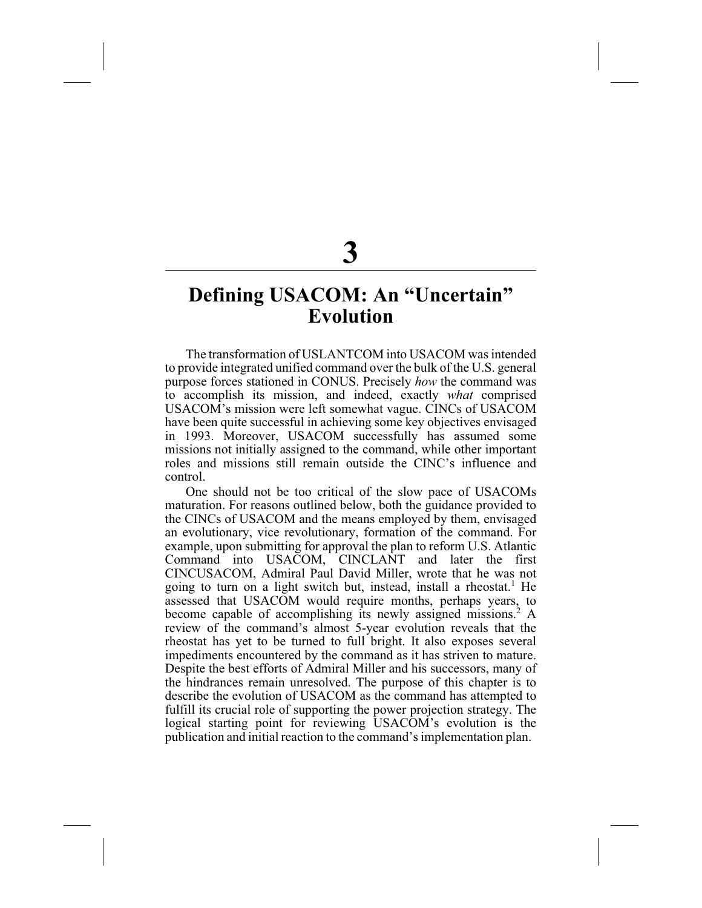# 3

## Defining USACOM: An "Uncertain" Evolution

The transformation of USLANTCOM into USACOM was intended to provide integrated unified command over the bulk of the U.S. general purpose forces stationed in CONUS. Precisely *how* the command was to accomplish its mission, and indeed, exactly *what* comprised USACOM's mission were left somewhat vague. CINCs of USACOM have been quite successful in achieving some key objectives envisaged in 1993. Moreover, USACOM successfully has assumed some missions not initially assigned to the command, while other important roles and missions still remain outside the CINC's influence and control.

One should not be too critical of the slow pace of USACOMs maturation. For reasons outlined below, both the guidance provided to the CINCs of USACOM and the means employed by them, envisaged an evolutionary, vice revolutionary, formation of the command. For example, upon submitting for approval the plan to reform U.S. Atlantic Command into USACOM, CINCLANT and later the first CINCUSACOM, Admiral Paul David Miller, wrote that he was not going to turn on a light switch but, instead, install a rheostat.[1] He assessed that USACOM would require months, perhaps years, to become capable of accomplishing its newly assigned missions.[2] A review of the command's almost 5-year evolution reveals that the rheostat has yet to be turned to full bright. It also exposes several impediments encountered by the command as it has striven to mature. Despite the best efforts of Admiral Miller and his successors, many of the hindrances remain unresolved. The purpose of this chapter is to describe the evolution of USACOM as the command has attempted to fulfill its crucial role of supporting the power projection strategy. The logical starting point for reviewing USACOM's evolution is the publication and initial reaction to the command's implementation plan.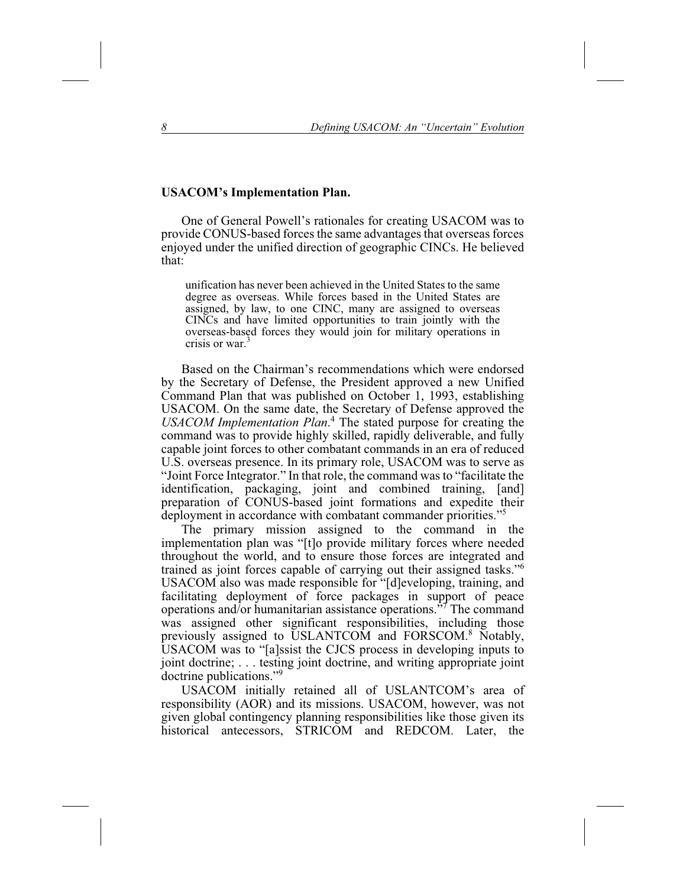### USACOM's Implementation Plan.

One of General Powell's rationales for creating USACOM was to provide CONUS-based forces the same advantages that overseas forces enjoyed under the unified direction of geographic CINCs. He believed that:

> unification has never been achieved in the United States to the same degree as overseas. While forces based in the United States are assigned, by law, to one CINC, many are assigned to overseas CINCs and have limited opportunities to train jointly with the overseas-based forces they would join for military operations in crisis or war.[3]

Based on the Chairman's recommendations which were endorsed by the Secretary of Defense, the President approved a new Unified Command Plan that was published on October 1, 1993, establishing USACOM. On the same date, the Secretary of Defense approved the *USACOM Implementation Plan*.[4] The stated purpose for creating the command was to provide highly skilled, rapidly deliverable, and fully capable joint forces to other combatant commands in an era of reduced U.S. overseas presence. In its primary role, USACOM was to serve as "Joint Force Integrator." In that role, the command was to "facilitate the identification, packaging, joint and combined training, [and] preparation of CONUS-based joint formations and expedite their deployment in accordance with combatant commander priorities."[5]

The primary mission assigned to the command in the implementation plan was "[t]o provide military forces where needed throughout the world, and to ensure those forces are integrated and trained as joint forces capable of carrying out their assigned tasks."[6] USACOM also was made responsible for "[d]eveloping, training, and facilitating deployment of force packages in support of peace operations and/or humanitarian assistance operations."[7] The command was assigned other significant responsibilities, including those previously assigned to USLANTCOM and FORSCOM.[8] Notably, USACOM was to "[a]ssist the CJCS process in developing inputs to joint doctrine; . . . testing joint doctrine, and writing appropriate joint doctrine publications."[9]

USACOM initially retained all of USLANTCOM's area of responsibility (AOR) and its missions. USACOM, however, was not given global contingency planning responsibilities like those given its historical antecessors, STRICOM and REDCOM. Later, the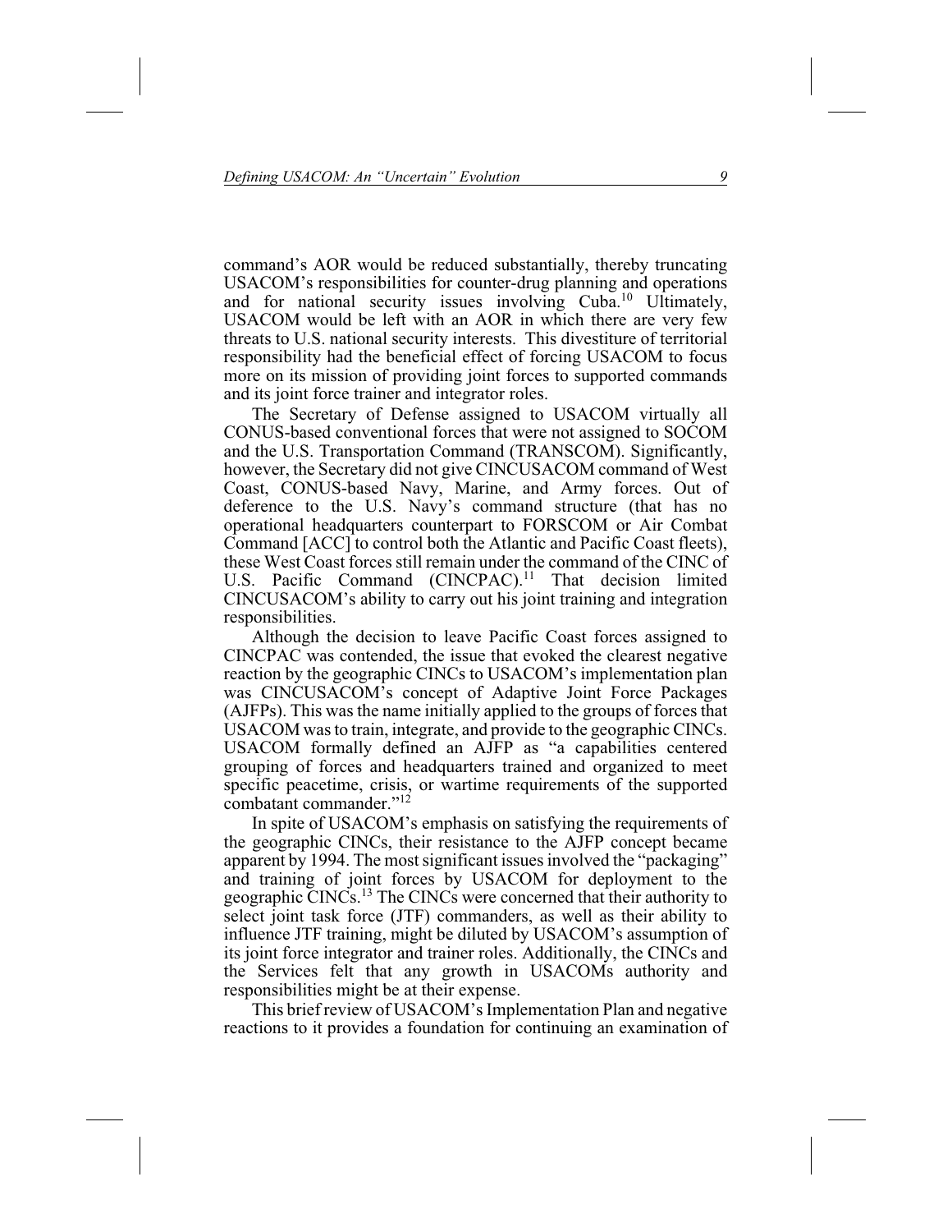command's AOR would be reduced substantially, thereby truncating USACOM's responsibilities for counter-drug planning and operations and for national security issues involving Cuba.[10] Ultimately, USACOM would be left with an AOR in which there are very few threats to U.S. national security interests. This divestiture of territorial responsibility had the beneficial effect of forcing USACOM to focus more on its mission of providing joint forces to supported commands and its joint force trainer and integrator roles.

The Secretary of Defense assigned to USACOM virtually all CONUS-based conventional forces that were not assigned to SOCOM and the U.S. Transportation Command (TRANSCOM). Significantly, however, the Secretary did not give CINCUSACOM command of West Coast, CONUS-based Navy, Marine, and Army forces. Out of deference to the U.S. Navy's command structure (that has no operational headquarters counterpart to FORSCOM or Air Combat Command [ACC] to control both the Atlantic and Pacific Coast fleets), these West Coast forces still remain under the command of the CINC of U.S. Pacific Command (CINCPAC).[11] That decision limited CINCUSACOM's ability to carry out his joint training and integration responsibilities.

Although the decision to leave Pacific Coast forces assigned to CINCPAC was contended, the issue that evoked the clearest negative reaction by the geographic CINCs to USACOM's implementation plan was CINCUSACOM's concept of Adaptive Joint Force Packages (AJFPs). This was the name initially applied to the groups of forces that USACOM was to train, integrate, and provide to the geographic CINCs. USACOM formally defined an AJFP as "a capabilities centered grouping of forces and headquarters trained and organized to meet specific peacetime, crisis, or wartime requirements of the supported combatant commander."[12]

In spite of USACOM's emphasis on satisfying the requirements of the geographic CINCs, their resistance to the AJFP concept became apparent by 1994. The most significant issues involved the "packaging" and training of joint forces by USACOM for deployment to the geographic CINCs.[13] The CINCs were concerned that their authority to select joint task force (JTF) commanders, as well as their ability to influence JTF training, might be diluted by USACOM's assumption of its joint force integrator and trainer roles. Additionally, the CINCs and the Services felt that any growth in USACOMs authority and responsibilities might be at their expense.

This brief review of USACOM's Implementation Plan and negative reactions to it provides a foundation for continuing an examination of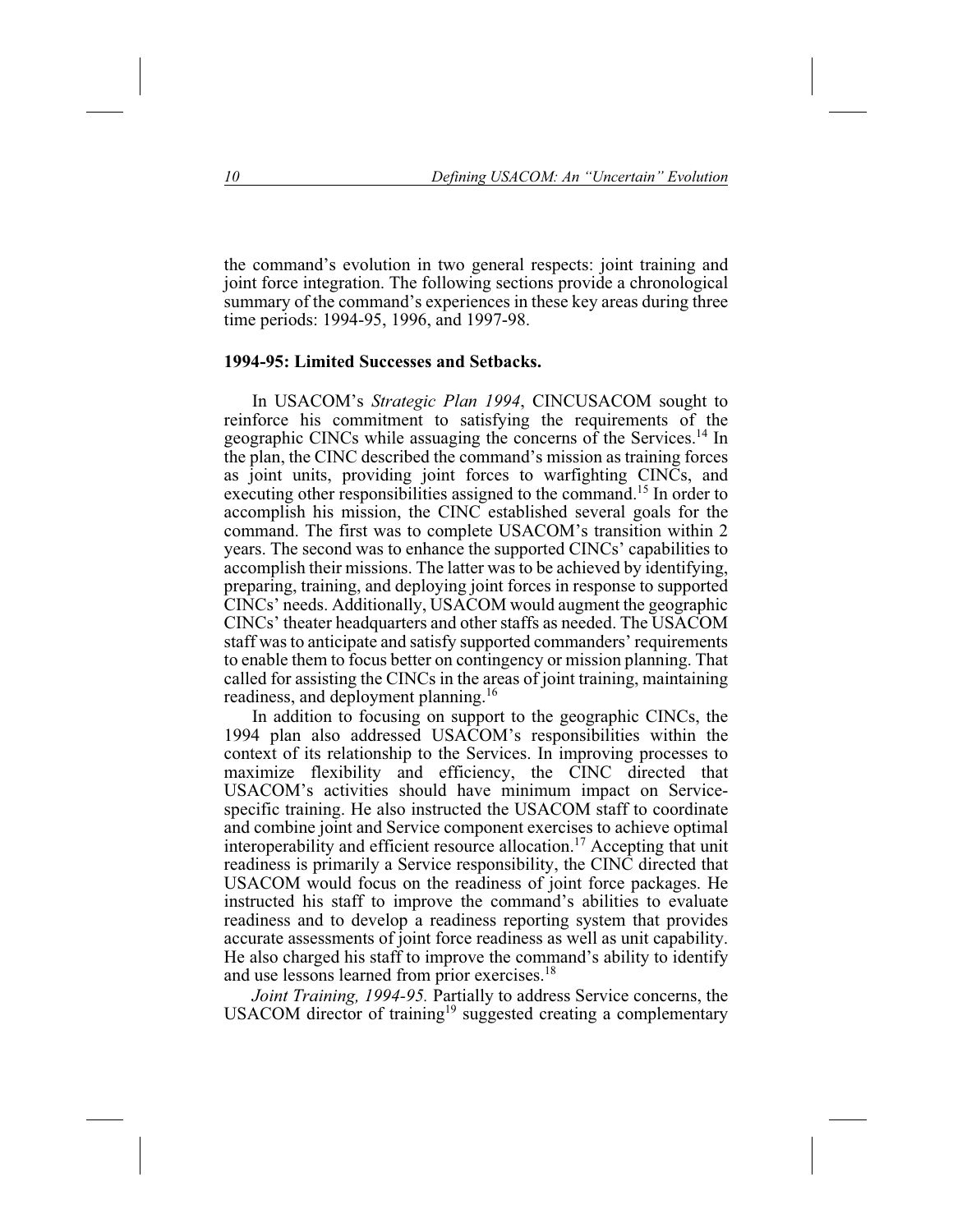the command's evolution in two general respects: joint training and joint force integration. The following sections provide a chronological summary of the command's experiences in these key areas during three time periods: 1994-95, 1996, and 1997-98.

**1994-95: Limited Successes and Setbacks.**

In USACOM's *Strategic Plan 1994*, CINCUSACOM sought to reinforce his commitment to satisfying the requirements of the geographic CINCs while assuaging the concerns of the Services.[14] In the plan, the CINC described the command's mission as training forces as joint units, providing joint forces to warfighting CINCs, and executing other responsibilities assigned to the command.[15] In order to accomplish his mission, the CINC established several goals for the command. The first was to complete USACOM's transition within 2 years. The second was to enhance the supported CINCs' capabilities to accomplish their missions. The latter was to be achieved by identifying, preparing, training, and deploying joint forces in response to supported CINCs' needs. Additionally, USACOM would augment the geographic CINCs' theater headquarters and other staffs as needed. The USACOM staff was to anticipate and satisfy supported commanders' requirements to enable them to focus better on contingency or mission planning. That called for assisting the CINCs in the areas of joint training, maintaining readiness, and deployment planning.[16]

In addition to focusing on support to the geographic CINCs, the 1994 plan also addressed USACOM's responsibilities within the context of its relationship to the Services. In improving processes to maximize flexibility and efficiency, the CINC directed that USACOM's activities should have minimum impact on Service-specific training. He also instructed the USACOM staff to coordinate and combine joint and Service component exercises to achieve optimal interoperability and efficient resource allocation.[17] Accepting that unit readiness is primarily a Service responsibility, the CINC directed that USACOM would focus on the readiness of joint force packages. He instructed his staff to improve the command's abilities to evaluate readiness and to develop a readiness reporting system that provides accurate assessments of joint force readiness as well as unit capability. He also charged his staff to improve the command's ability to identify and use lessons learned from prior exercises.[18]

*Joint Training, 1994-95.* Partially to address Service concerns, the USACOM director of training[19] suggested creating a complementary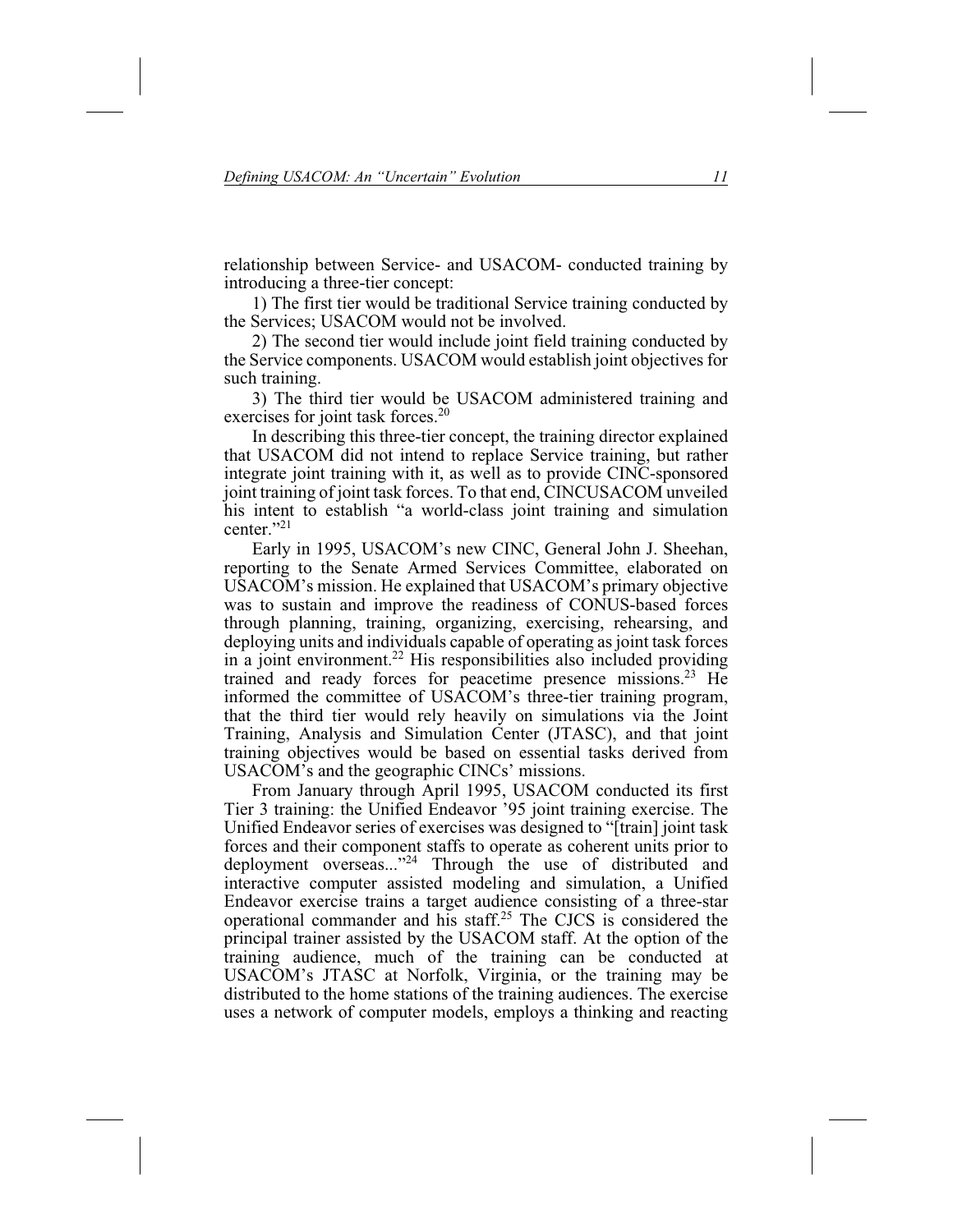relationship between Service- and USACOM- conducted training by introducing a three-tier concept:

1) The first tier would be traditional Service training conducted by the Services; USACOM would not be involved.

2) The second tier would include joint field training conducted by the Service components. USACOM would establish joint objectives for such training.

3) The third tier would be USACOM administered training and exercises for joint task forces.[20]

In describing this three-tier concept, the training director explained that USACOM did not intend to replace Service training, but rather integrate joint training with it, as well as to provide CINC-sponsored joint training of joint task forces. To that end, CINCUSACOM unveiled his intent to establish "a world-class joint training and simulation center."[21]

Early in 1995, USACOM's new CINC, General John J. Sheehan, reporting to the Senate Armed Services Committee, elaborated on USACOM's mission. He explained that USACOM's primary objective was to sustain and improve the readiness of CONUS-based forces through planning, training, organizing, exercising, rehearsing, and deploying units and individuals capable of operating as joint task forces in a joint environment.[22] His responsibilities also included providing trained and ready forces for peacetime presence missions.[23] He informed the committee of USACOM's three-tier training program, that the third tier would rely heavily on simulations via the Joint Training, Analysis and Simulation Center (JTASC), and that joint training objectives would be based on essential tasks derived from USACOM's and the geographic CINCs' missions.

From January through April 1995, USACOM conducted its first Tier 3 training: the Unified Endeavor '95 joint training exercise. The Unified Endeavor series of exercises was designed to "[train] joint task forces and their component staffs to operate as coherent units prior to deployment overseas..."[24] Through the use of distributed and interactive computer assisted modeling and simulation, a Unified Endeavor exercise trains a target audience consisting of a three-star operational commander and his staff.[25] The CJCS is considered the principal trainer assisted by the USACOM staff. At the option of the training audience, much of the training can be conducted at USACOM's JTASC at Norfolk, Virginia, or the training may be distributed to the home stations of the training audiences. The exercise uses a network of computer models, employs a thinking and reacting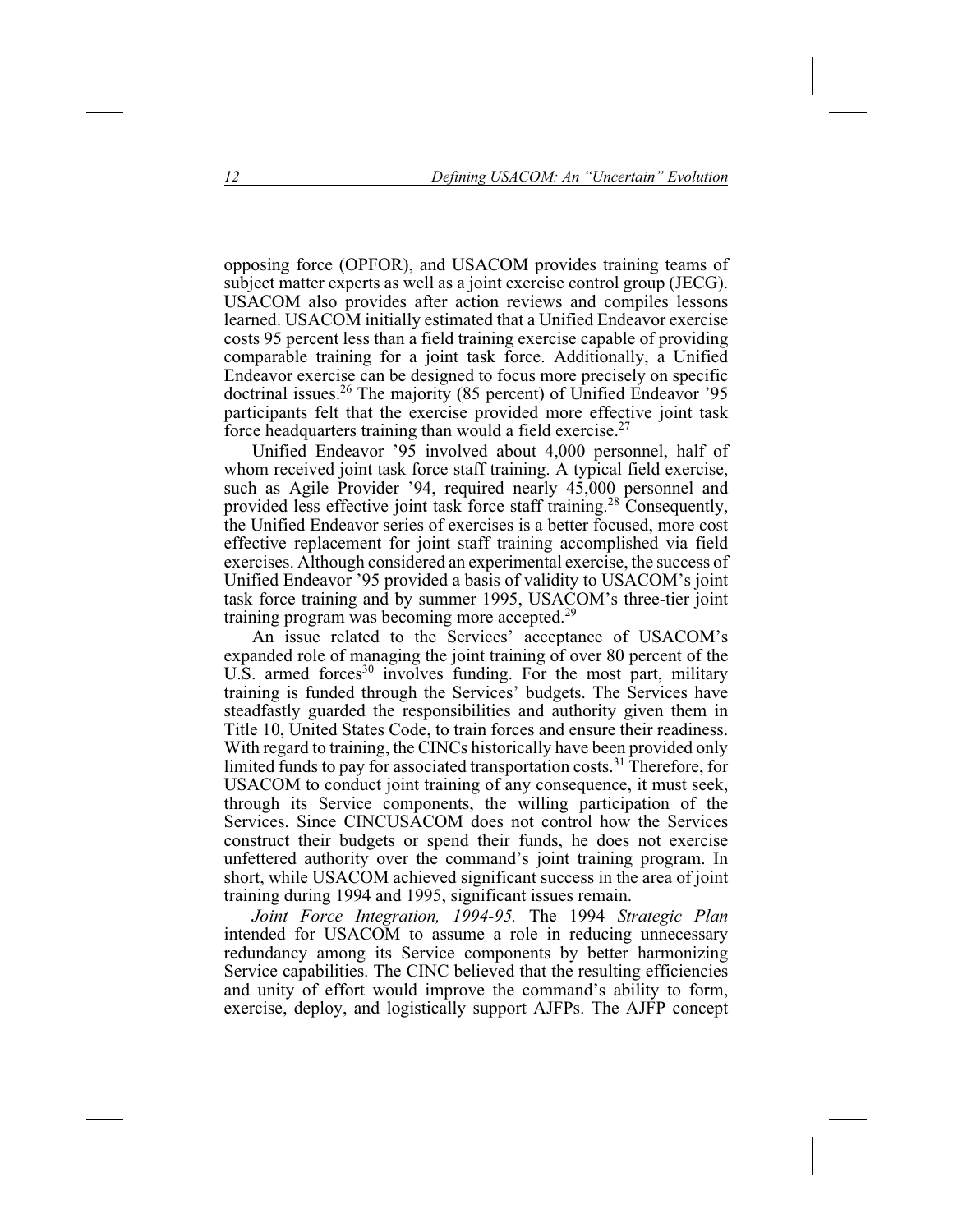opposing force (OPFOR), and USACOM provides training teams of subject matter experts as well as a joint exercise control group (JECG). USACOM also provides after action reviews and compiles lessons learned. USACOM initially estimated that a Unified Endeavor exercise costs 95 percent less than a field training exercise capable of providing comparable training for a joint task force. Additionally, a Unified Endeavor exercise can be designed to focus more precisely on specific doctrinal issues.[26] The majority (85 percent) of Unified Endeavor '95 participants felt that the exercise provided more effective joint task force headquarters training than would a field exercise.[27]

Unified Endeavor '95 involved about 4,000 personnel, half of whom received joint task force staff training. A typical field exercise, such as Agile Provider '94, required nearly 45,000 personnel and provided less effective joint task force staff training.[28] Consequently, the Unified Endeavor series of exercises is a better focused, more cost effective replacement for joint staff training accomplished via field exercises. Although considered an experimental exercise, the success of Unified Endeavor '95 provided a basis of validity to USACOM's joint task force training and by summer 1995, USACOM's three-tier joint training program was becoming more accepted.[29]

An issue related to the Services' acceptance of USACOM's expanded role of managing the joint training of over 80 percent of the U.S. armed forces[30] involves funding. For the most part, military training is funded through the Services' budgets. The Services have steadfastly guarded the responsibilities and authority given them in Title 10, United States Code, to train forces and ensure their readiness. With regard to training, the CINCs historically have been provided only limited funds to pay for associated transportation costs.[31] Therefore, for USACOM to conduct joint training of any consequence, it must seek, through its Service components, the willing participation of the Services. Since CINCUSACOM does not control how the Services construct their budgets or spend their funds, he does not exercise unfettered authority over the command's joint training program. In short, while USACOM achieved significant success in the area of joint training during 1994 and 1995, significant issues remain.

*Joint Force Integration, 1994-95.* The 1994 *Strategic Plan* intended for USACOM to assume a role in reducing unnecessary redundancy among its Service components by better harmonizing Service capabilities. The CINC believed that the resulting efficiencies and unity of effort would improve the command's ability to form, exercise, deploy, and logistically support AJFPs. The AJFP concept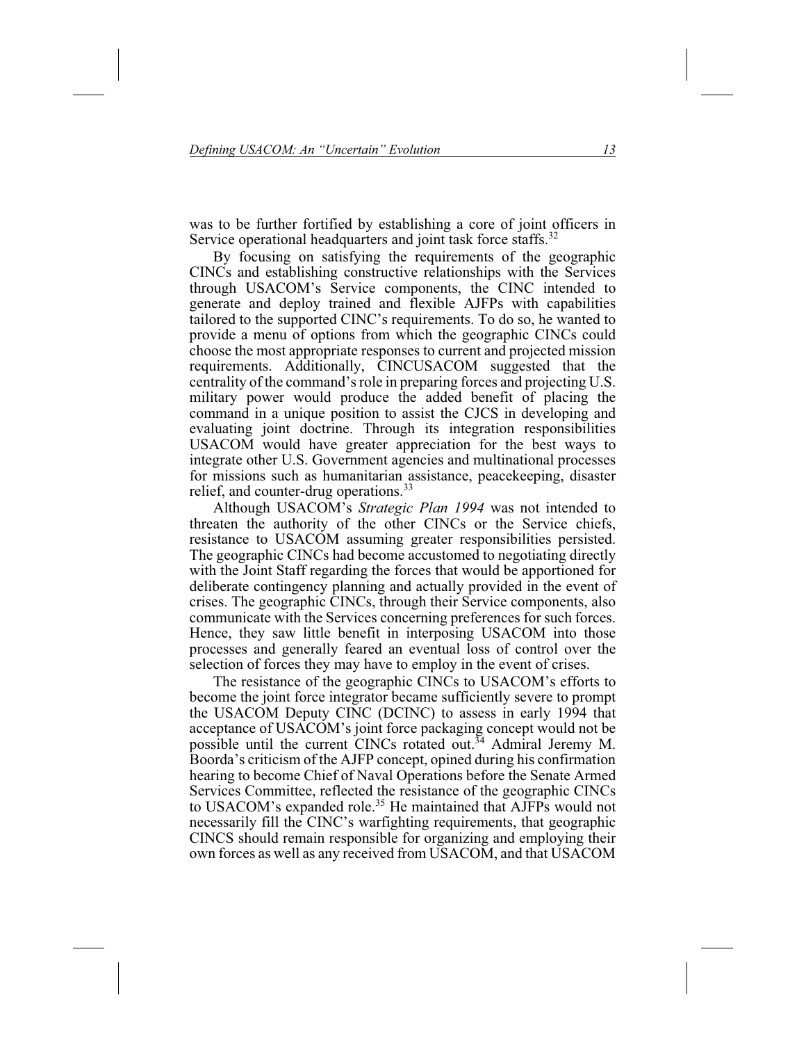was to be further fortified by establishing a core of joint officers in Service operational headquarters and joint task force staffs.[32]

By focusing on satisfying the requirements of the geographic CINCs and establishing constructive relationships with the Services through USACOM's Service components, the CINC intended to generate and deploy trained and flexible AJFPs with capabilities tailored to the supported CINC's requirements. To do so, he wanted to provide a menu of options from which the geographic CINCs could choose the most appropriate responses to current and projected mission requirements. Additionally, CINCUSACOM suggested that the centrality of the command's role in preparing forces and projecting U.S. military power would produce the added benefit of placing the command in a unique position to assist the CJCS in developing and evaluating joint doctrine. Through its integration responsibilities USACOM would have greater appreciation for the best ways to integrate other U.S. Government agencies and multinational processes for missions such as humanitarian assistance, peacekeeping, disaster relief, and counter-drug operations.[33]

Although USACOM's *Strategic Plan 1994* was not intended to threaten the authority of the other CINCs or the Service chiefs, resistance to USACOM assuming greater responsibilities persisted. The geographic CINCs had become accustomed to negotiating directly with the Joint Staff regarding the forces that would be apportioned for deliberate contingency planning and actually provided in the event of crises. The geographic CINCs, through their Service components, also communicate with the Services concerning preferences for such forces. Hence, they saw little benefit in interposing USACOM into those processes and generally feared an eventual loss of control over the selection of forces they may have to employ in the event of crises.

The resistance of the geographic CINCs to USACOM's efforts to become the joint force integrator became sufficiently severe to prompt the USACOM Deputy CINC (DCINC) to assess in early 1994 that acceptance of USACOM's joint force packaging concept would not be possible until the current CINCs rotated out.[34] Admiral Jeremy M. Boorda's criticism of the AJFP concept, opined during his confirmation hearing to become Chief of Naval Operations before the Senate Armed Services Committee, reflected the resistance of the geographic CINCs to USACOM's expanded role.[35] He maintained that AJFPs would not necessarily fill the CINC's warfighting requirements, that geographic CINCS should remain responsible for organizing and employing their own forces as well as any received from USACOM, and that USACOM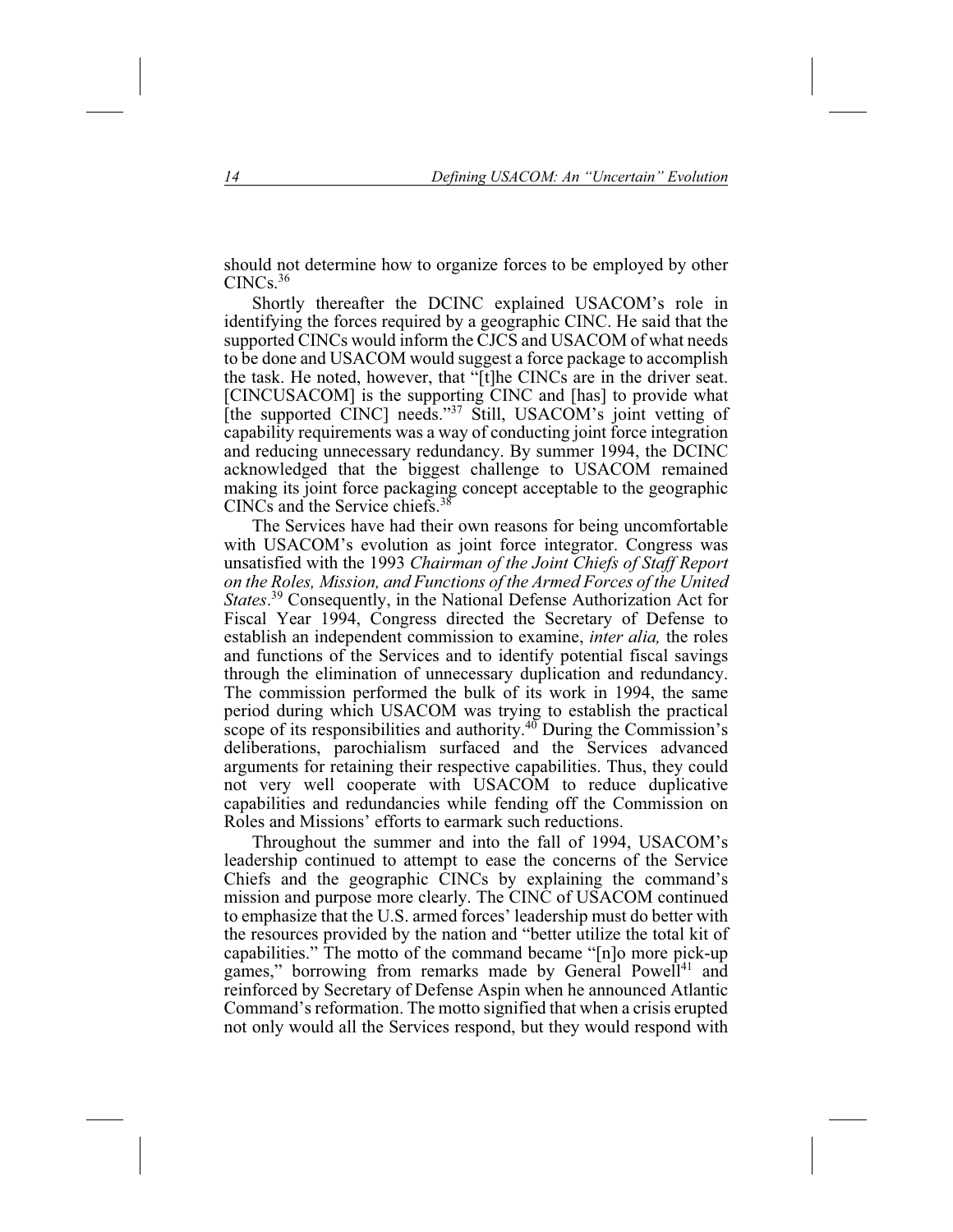should not determine how to organize forces to be employed by other CINCs.[36]

Shortly thereafter the DCINC explained USACOM's role in identifying the forces required by a geographic CINC. He said that the supported CINCs would inform the CJCS and USACOM of what needs to be done and USACOM would suggest a force package to accomplish the task. He noted, however, that "[t]he CINCs are in the driver seat. [CINCUSACOM] is the supporting CINC and [has] to provide what [the supported CINC] needs."[37] Still, USACOM's joint vetting of capability requirements was a way of conducting joint force integration and reducing unnecessary redundancy. By summer 1994, the DCINC acknowledged that the biggest challenge to USACOM remained making its joint force packaging concept acceptable to the geographic CINCs and the Service chiefs.[38]

The Services have had their own reasons for being uncomfortable with USACOM's evolution as joint force integrator. Congress was unsatisfied with the 1993 *Chairman of the Joint Chiefs of Staff Report on the Roles, Mission, and Functions of the Armed Forces of the United States*.[39] Consequently, in the National Defense Authorization Act for Fiscal Year 1994, Congress directed the Secretary of Defense to establish an independent commission to examine, *inter alia,* the roles and functions of the Services and to identify potential fiscal savings through the elimination of unnecessary duplication and redundancy. The commission performed the bulk of its work in 1994, the same period during which USACOM was trying to establish the practical scope of its responsibilities and authority.[40] During the Commission's deliberations, parochialism surfaced and the Services advanced arguments for retaining their respective capabilities. Thus, they could not very well cooperate with USACOM to reduce duplicative capabilities and redundancies while fending off the Commission on Roles and Missions' efforts to earmark such reductions.

Throughout the summer and into the fall of 1994, USACOM's leadership continued to attempt to ease the concerns of the Service Chiefs and the geographic CINCs by explaining the command's mission and purpose more clearly. The CINC of USACOM continued to emphasize that the U.S. armed forces' leadership must do better with the resources provided by the nation and "better utilize the total kit of capabilities." The motto of the command became "[n]o more pick-up games," borrowing from remarks made by General Powell[41] and reinforced by Secretary of Defense Aspin when he announced Atlantic Command's reformation. The motto signified that when a crisis erupted not only would all the Services respond, but they would respond with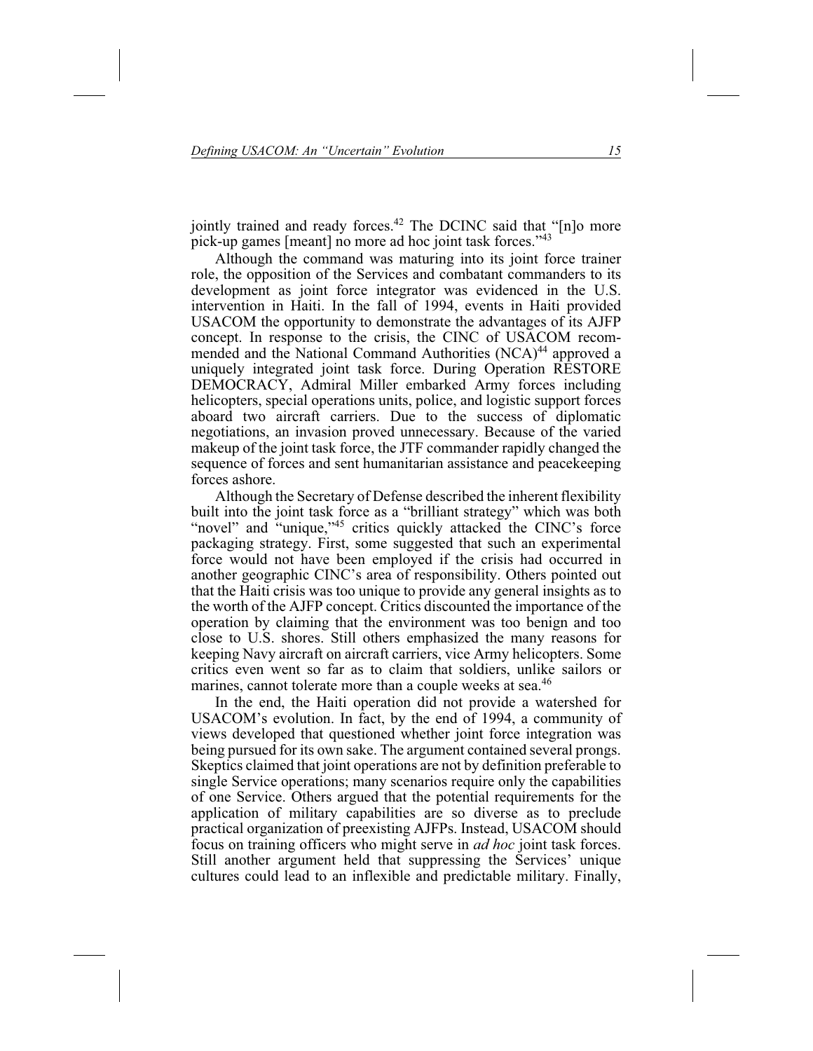jointly trained and ready forces.[42] The DCINC said that "[n]o more pick-up games [meant] no more ad hoc joint task forces."[43]

Although the command was maturing into its joint force trainer role, the opposition of the Services and combatant commanders to its development as joint force integrator was evidenced in the U.S. intervention in Haiti. In the fall of 1994, events in Haiti provided USACOM the opportunity to demonstrate the advantages of its AJFP concept. In response to the crisis, the CINC of USACOM recommended and the National Command Authorities (NCA)[44] approved a uniquely integrated joint task force. During Operation RESTORE DEMOCRACY, Admiral Miller embarked Army forces including helicopters, special operations units, police, and logistic support forces aboard two aircraft carriers. Due to the success of diplomatic negotiations, an invasion proved unnecessary. Because of the varied makeup of the joint task force, the JTF commander rapidly changed the sequence of forces and sent humanitarian assistance and peacekeeping forces ashore.

Although the Secretary of Defense described the inherent flexibility built into the joint task force as a "brilliant strategy" which was both "novel" and "unique,"[45] critics quickly attacked the CINC's force packaging strategy. First, some suggested that such an experimental force would not have been employed if the crisis had occurred in another geographic CINC's area of responsibility. Others pointed out that the Haiti crisis was too unique to provide any general insights as to the worth of the AJFP concept. Critics discounted the importance of the operation by claiming that the environment was too benign and too close to U.S. shores. Still others emphasized the many reasons for keeping Navy aircraft on aircraft carriers, vice Army helicopters. Some critics even went so far as to claim that soldiers, unlike sailors or marines, cannot tolerate more than a couple weeks at sea.[46]

In the end, the Haiti operation did not provide a watershed for USACOM's evolution. In fact, by the end of 1994, a community of views developed that questioned whether joint force integration was being pursued for its own sake. The argument contained several prongs. Skeptics claimed that joint operations are not by definition preferable to single Service operations; many scenarios require only the capabilities of one Service. Others argued that the potential requirements for the application of military capabilities are so diverse as to preclude practical organization of preexisting AJFPs. Instead, USACOM should focus on training officers who might serve in *ad hoc* joint task forces. Still another argument held that suppressing the Services' unique cultures could lead to an inflexible and predictable military. Finally,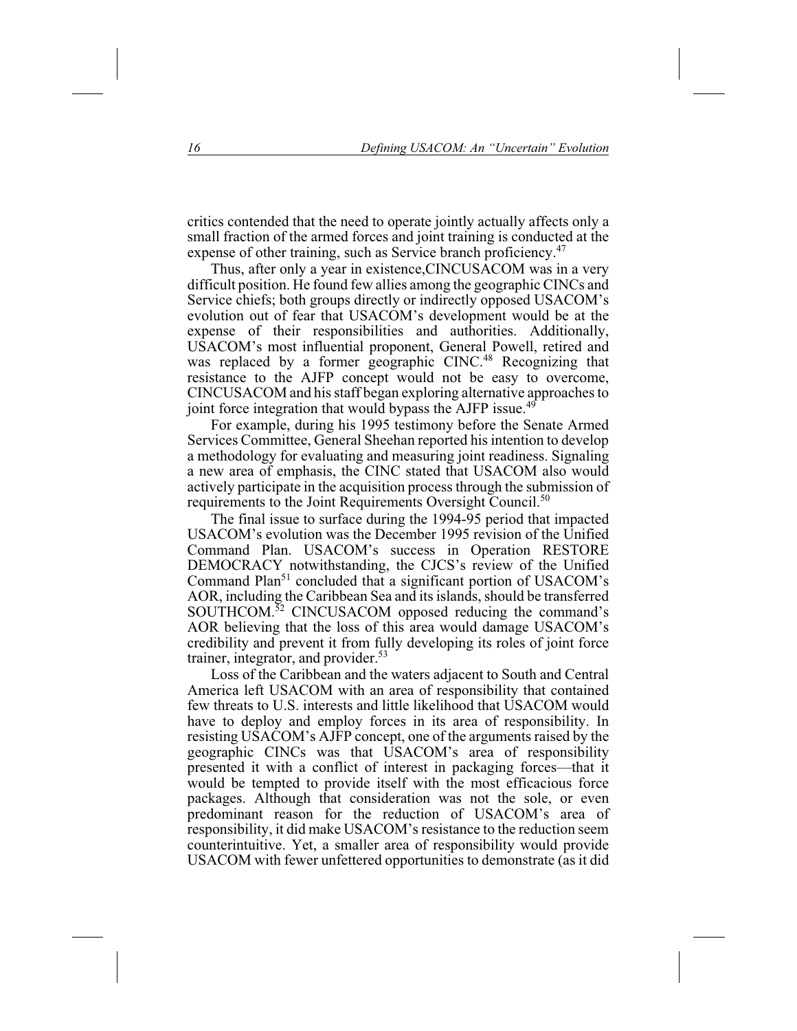critics contended that the need to operate jointly actually affects only a small fraction of the armed forces and joint training is conducted at the expense of other training, such as Service branch proficiency.[47]

Thus, after only a year in existence,CINCUSACOM was in a very difficult position. He found few allies among the geographic CINCs and Service chiefs; both groups directly or indirectly opposed USACOM's evolution out of fear that USACOM's development would be at the expense of their responsibilities and authorities. Additionally, USACOM's most influential proponent, General Powell, retired and was replaced by a former geographic CINC.[48] Recognizing that resistance to the AJFP concept would not be easy to overcome, CINCUSACOM and his staff began exploring alternative approaches to joint force integration that would bypass the AJFP issue.[49]

For example, during his 1995 testimony before the Senate Armed Services Committee, General Sheehan reported his intention to develop a methodology for evaluating and measuring joint readiness. Signaling a new area of emphasis, the CINC stated that USACOM also would actively participate in the acquisition process through the submission of requirements to the Joint Requirements Oversight Council.[50]

The final issue to surface during the 1994-95 period that impacted USACOM's evolution was the December 1995 revision of the Unified Command Plan. USACOM's success in Operation RESTORE DEMOCRACY notwithstanding, the CJCS's review of the Unified Command Plan[51] concluded that a significant portion of USACOM's AOR, including the Caribbean Sea and its islands, should be transferred SOUTHCOM.[52] CINCUSACOM opposed reducing the command's AOR believing that the loss of this area would damage USACOM's credibility and prevent it from fully developing its roles of joint force trainer, integrator, and provider.[53]

Loss of the Caribbean and the waters adjacent to South and Central America left USACOM with an area of responsibility that contained few threats to U.S. interests and little likelihood that USACOM would have to deploy and employ forces in its area of responsibility. In resisting USACOM's AJFP concept, one of the arguments raised by the geographic CINCs was that USACOM's area of responsibility presented it with a conflict of interest in packaging forces—that it would be tempted to provide itself with the most efficacious force packages. Although that consideration was not the sole, or even predominant reason for the reduction of USACOM's area of responsibility, it did make USACOM's resistance to the reduction seem counterintuitive. Yet, a smaller area of responsibility would provide USACOM with fewer unfettered opportunities to demonstrate (as it did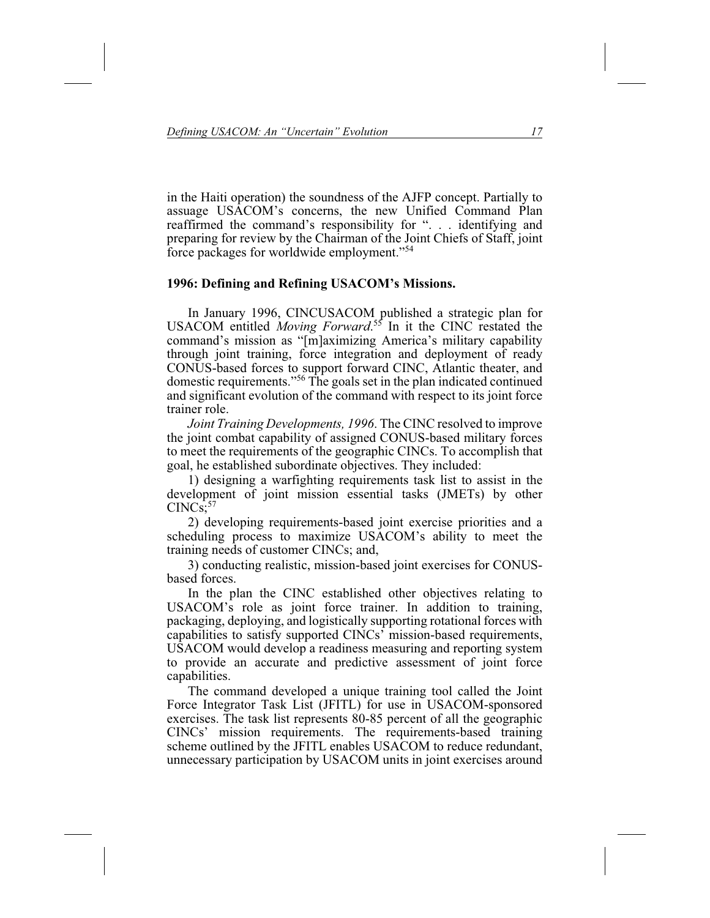in the Haiti operation) the soundness of the AJFP concept. Partially to assuage USACOM's concerns, the new Unified Command Plan reaffirmed the command's responsibility for ". . . identifying and preparing for review by the Chairman of the Joint Chiefs of Staff, joint force packages for worldwide employment."[54]

**1996: Defining and Refining USACOM's Missions.**

In January 1996, CINCUSACOM published a strategic plan for USACOM entitled *Moving Forward*.[55] In it the CINC restated the command's mission as "[m]aximizing America's military capability through joint training, force integration and deployment of ready CONUS-based forces to support forward CINC, Atlantic theater, and domestic requirements."[56] The goals set in the plan indicated continued and significant evolution of the command with respect to its joint force trainer role.

*Joint Training Developments, 1996*. The CINC resolved to improve the joint combat capability of assigned CONUS-based military forces to meet the requirements of the geographic CINCs. To accomplish that goal, he established subordinate objectives. They included:

1) designing a warfighting requirements task list to assist in the development of joint mission essential tasks (JMETs) by other CINCs;[57]

2) developing requirements-based joint exercise priorities and a scheduling process to maximize USACOM's ability to meet the training needs of customer CINCs; and,

3) conducting realistic, mission-based joint exercises for CONUS-based forces.

In the plan the CINC established other objectives relating to USACOM's role as joint force trainer. In addition to training, packaging, deploying, and logistically supporting rotational forces with capabilities to satisfy supported CINCs' mission-based requirements, USACOM would develop a readiness measuring and reporting system to provide an accurate and predictive assessment of joint force capabilities.

The command developed a unique training tool called the Joint Force Integrator Task List (JFITL) for use in USACOM-sponsored exercises. The task list represents 80-85 percent of all the geographic CINCs' mission requirements. The requirements-based training scheme outlined by the JFITL enables USACOM to reduce redundant, unnecessary participation by USACOM units in joint exercises around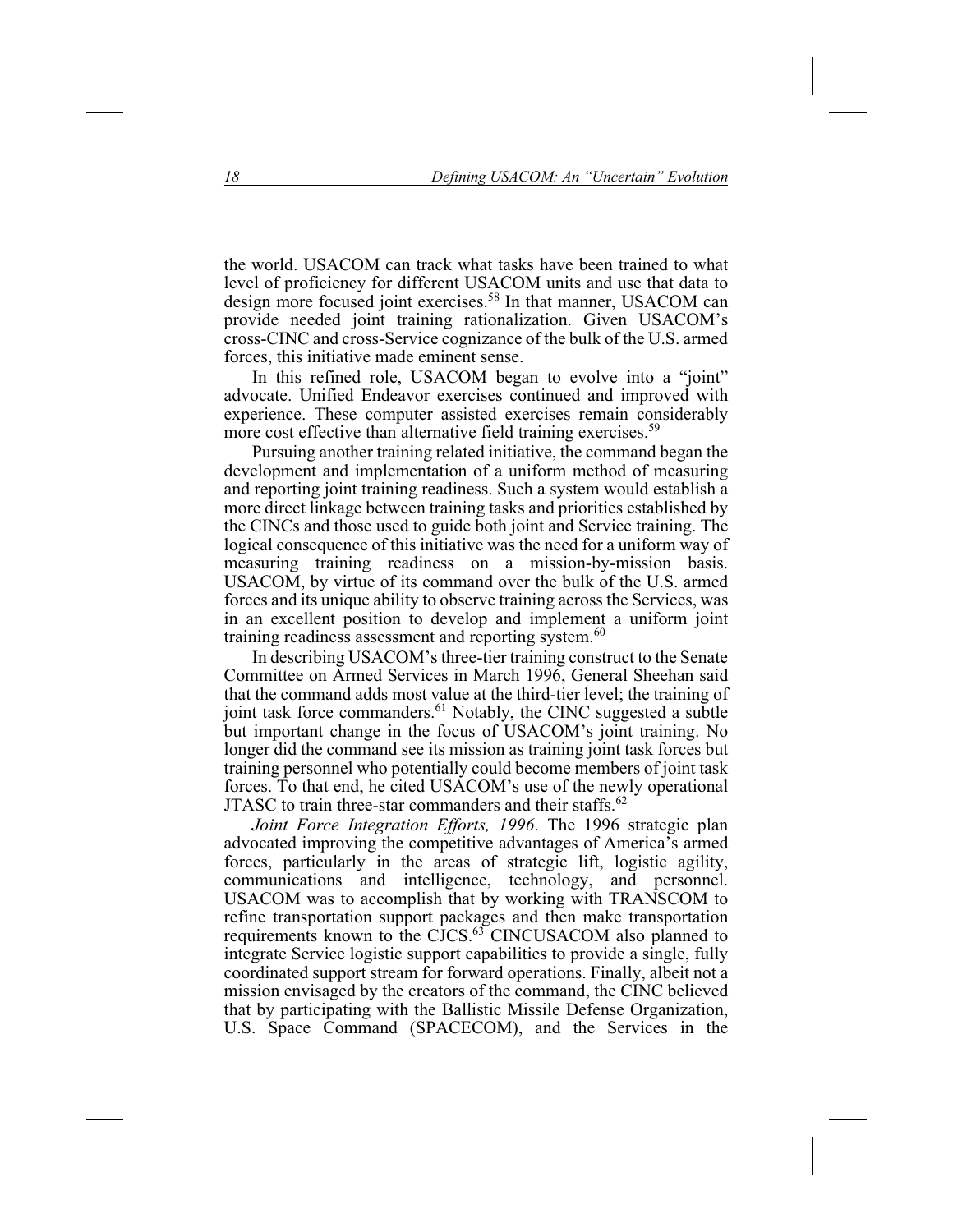the world. USACOM can track what tasks have been trained to what level of proficiency for different USACOM units and use that data to design more focused joint exercises.[58] In that manner, USACOM can provide needed joint training rationalization. Given USACOM's cross-CINC and cross-Service cognizance of the bulk of the U.S. armed forces, this initiative made eminent sense.

In this refined role, USACOM began to evolve into a "joint" advocate. Unified Endeavor exercises continued and improved with experience. These computer assisted exercises remain considerably more cost effective than alternative field training exercises.[59]

Pursuing another training related initiative, the command began the development and implementation of a uniform method of measuring and reporting joint training readiness. Such a system would establish a more direct linkage between training tasks and priorities established by the CINCs and those used to guide both joint and Service training. The logical consequence of this initiative was the need for a uniform way of measuring training readiness on a mission-by-mission basis. USACOM, by virtue of its command over the bulk of the U.S. armed forces and its unique ability to observe training across the Services, was in an excellent position to develop and implement a uniform joint training readiness assessment and reporting system.[60]

In describing USACOM's three-tier training construct to the Senate Committee on Armed Services in March 1996, General Sheehan said that the command adds most value at the third-tier level; the training of joint task force commanders.[61] Notably, the CINC suggested a subtle but important change in the focus of USACOM's joint training. No longer did the command see its mission as training joint task forces but training personnel who potentially could become members of joint task forces. To that end, he cited USACOM's use of the newly operational JTASC to train three-star commanders and their staffs.[62]

*Joint Force Integration Efforts, 1996*. The 1996 strategic plan advocated improving the competitive advantages of America's armed forces, particularly in the areas of strategic lift, logistic agility, communications and intelligence, technology, and personnel. USACOM was to accomplish that by working with TRANSCOM to refine transportation support packages and then make transportation requirements known to the CJCS.[63] CINCUSACOM also planned to integrate Service logistic support capabilities to provide a single, fully coordinated support stream for forward operations. Finally, albeit not a mission envisaged by the creators of the command, the CINC believed that by participating with the Ballistic Missile Defense Organization, U.S. Space Command (SPACECOM), and the Services in the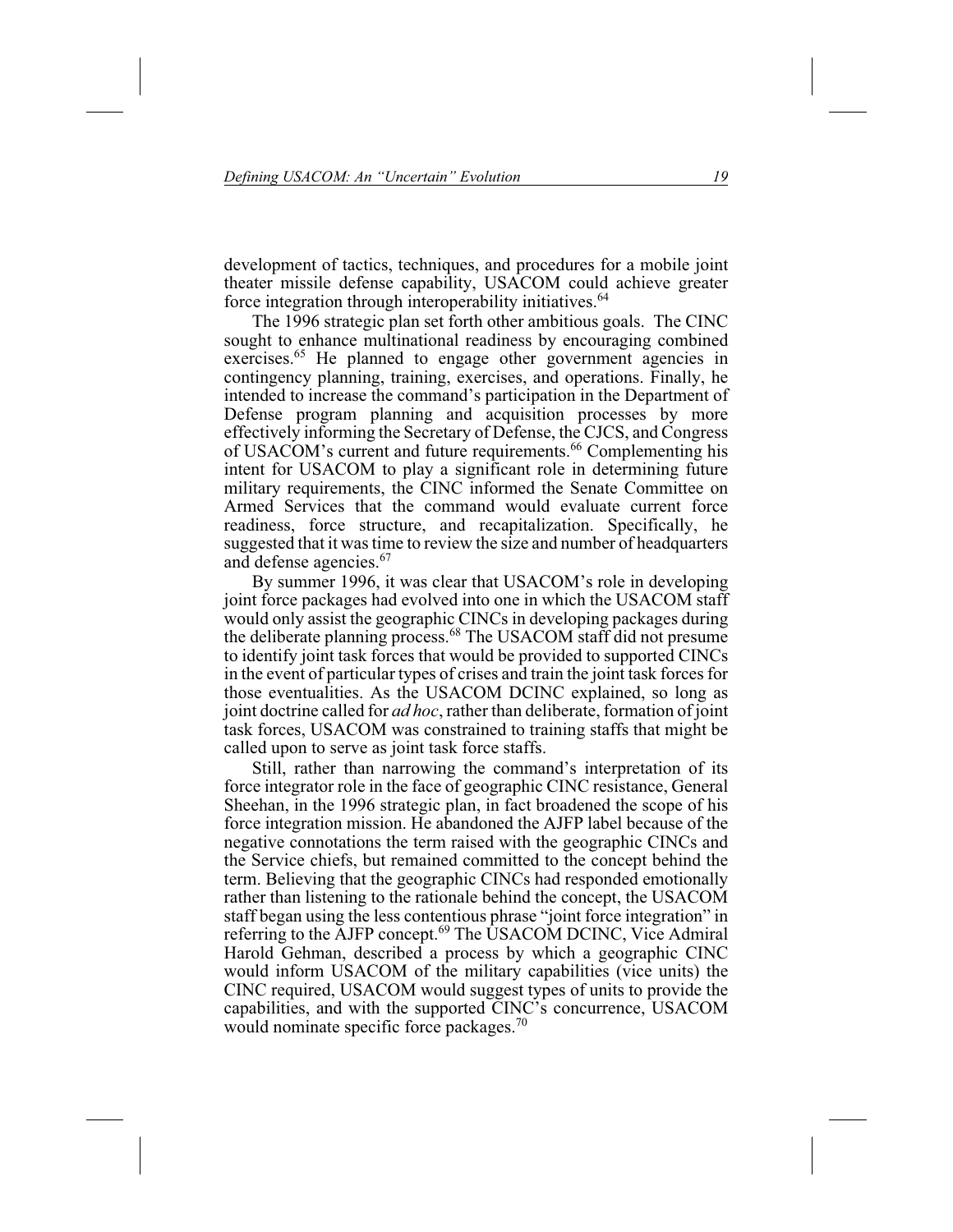development of tactics, techniques, and procedures for a mobile joint theater missile defense capability, USACOM could achieve greater force integration through interoperability initiatives.[64]

The 1996 strategic plan set forth other ambitious goals. The CINC sought to enhance multinational readiness by encouraging combined exercises.[65] He planned to engage other government agencies in contingency planning, training, exercises, and operations. Finally, he intended to increase the command's participation in the Department of Defense program planning and acquisition processes by more effectively informing the Secretary of Defense, the CJCS, and Congress of USACOM's current and future requirements.[66] Complementing his intent for USACOM to play a significant role in determining future military requirements, the CINC informed the Senate Committee on Armed Services that the command would evaluate current force readiness, force structure, and recapitalization. Specifically, he suggested that it was time to review the size and number of headquarters and defense agencies.[67]

By summer 1996, it was clear that USACOM's role in developing joint force packages had evolved into one in which the USACOM staff would only assist the geographic CINCs in developing packages during the deliberate planning process.[68] The USACOM staff did not presume to identify joint task forces that would be provided to supported CINCs in the event of particular types of crises and train the joint task forces for those eventualities. As the USACOM DCINC explained, so long as joint doctrine called for *ad hoc*, rather than deliberate, formation of joint task forces, USACOM was constrained to training staffs that might be called upon to serve as joint task force staffs.

Still, rather than narrowing the command's interpretation of its force integrator role in the face of geographic CINC resistance, General Sheehan, in the 1996 strategic plan, in fact broadened the scope of his force integration mission. He abandoned the AJFP label because of the negative connotations the term raised with the geographic CINCs and the Service chiefs, but remained committed to the concept behind the term. Believing that the geographic CINCs had responded emotionally rather than listening to the rationale behind the concept, the USACOM staff began using the less contentious phrase "joint force integration" in referring to the AJFP concept.[69] The USACOM DCINC, Vice Admiral Harold Gehman, described a process by which a geographic CINC would inform USACOM of the military capabilities (vice units) the CINC required, USACOM would suggest types of units to provide the capabilities, and with the supported CINC's concurrence, USACOM would nominate specific force packages.[70]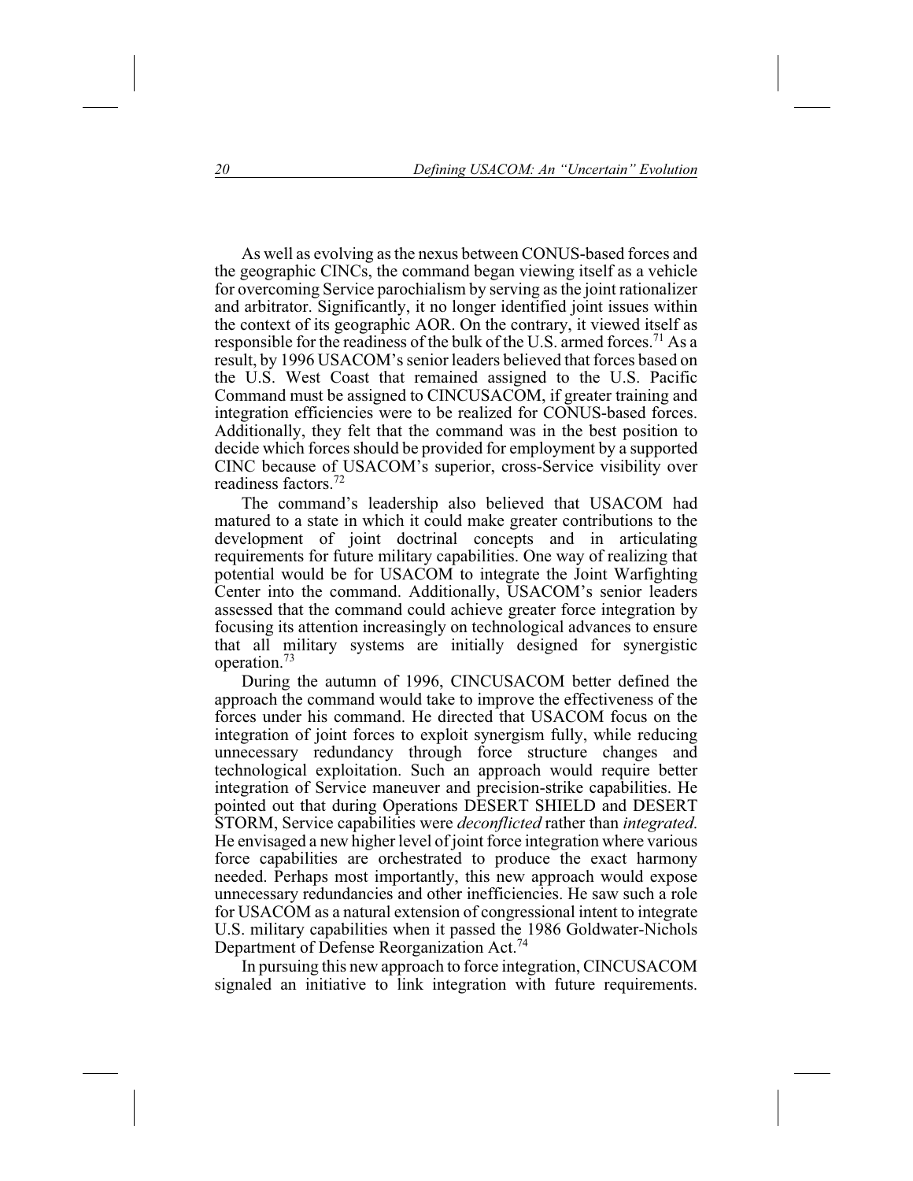As well as evolving as the nexus between CONUS-based forces and the geographic CINCs, the command began viewing itself as a vehicle for overcoming Service parochialism by serving as the joint rationalizer and arbitrator. Significantly, it no longer identified joint issues within the context of its geographic AOR. On the contrary, it viewed itself as responsible for the readiness of the bulk of the U.S. armed forces.[71] As a result, by 1996 USACOM's senior leaders believed that forces based on the U.S. West Coast that remained assigned to the U.S. Pacific Command must be assigned to CINCUSACOM, if greater training and integration efficiencies were to be realized for CONUS-based forces. Additionally, they felt that the command was in the best position to decide which forces should be provided for employment by a supported CINC because of USACOM's superior, cross-Service visibility over readiness factors.[72]

The command's leadership also believed that USACOM had matured to a state in which it could make greater contributions to the development of joint doctrinal concepts and in articulating requirements for future military capabilities. One way of realizing that potential would be for USACOM to integrate the Joint Warfighting Center into the command. Additionally, USACOM's senior leaders assessed that the command could achieve greater force integration by focusing its attention increasingly on technological advances to ensure that all military systems are initially designed for synergistic operation.[73]

During the autumn of 1996, CINCUSACOM better defined the approach the command would take to improve the effectiveness of the forces under his command. He directed that USACOM focus on the integration of joint forces to exploit synergism fully, while reducing unnecessary redundancy through force structure changes and technological exploitation. Such an approach would require better integration of Service maneuver and precision-strike capabilities. He pointed out that during Operations DESERT SHIELD and DESERT STORM, Service capabilities were *deconflicted* rather than *integrated*. He envisaged a new higher level of joint force integration where various force capabilities are orchestrated to produce the exact harmony needed. Perhaps most importantly, this new approach would expose unnecessary redundancies and other inefficiencies. He saw such a role for USACOM as a natural extension of congressional intent to integrate U.S. military capabilities when it passed the 1986 Goldwater-Nichols Department of Defense Reorganization Act.[74]

In pursuing this new approach to force integration, CINCUSACOM signaled an initiative to link integration with future requirements.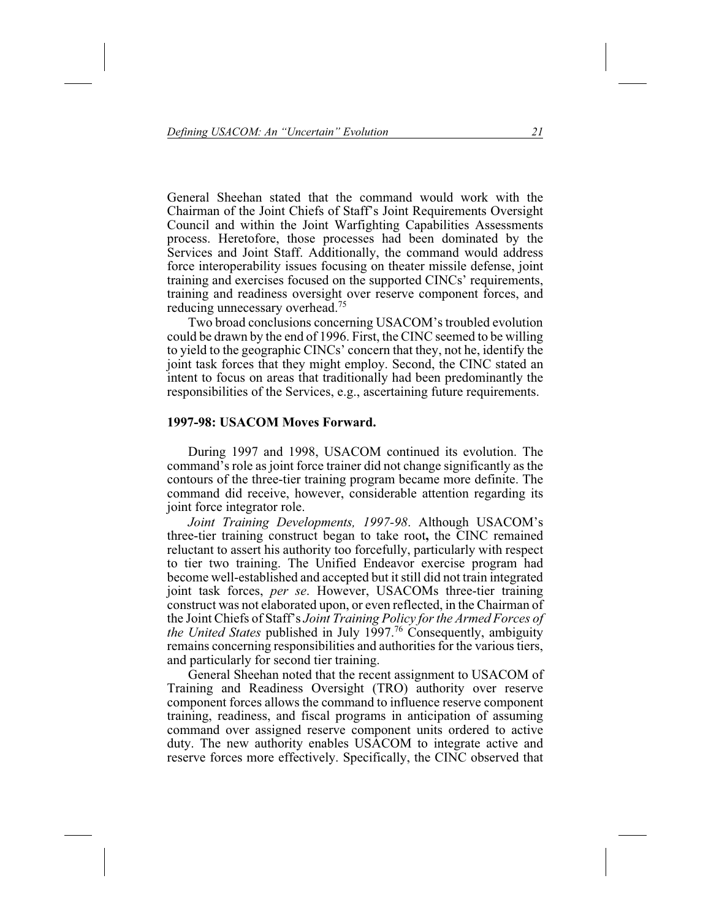General Sheehan stated that the command would work with the Chairman of the Joint Chiefs of Staff's Joint Requirements Oversight Council and within the Joint Warfighting Capabilities Assessments process. Heretofore, those processes had been dominated by the Services and Joint Staff. Additionally, the command would address force interoperability issues focusing on theater missile defense, joint training and exercises focused on the supported CINCs' requirements, training and readiness oversight over reserve component forces, and reducing unnecessary overhead.[75]

Two broad conclusions concerning USACOM's troubled evolution could be drawn by the end of 1996. First, the CINC seemed to be willing to yield to the geographic CINCs' concern that they, not he, identify the joint task forces that they might employ. Second, the CINC stated an intent to focus on areas that traditionally had been predominantly the responsibilities of the Services, e.g., ascertaining future requirements.

**1997-98: USACOM Moves Forward.**

During 1997 and 1998, USACOM continued its evolution. The command's role as joint force trainer did not change significantly as the contours of the three-tier training program became more definite. The command did receive, however, considerable attention regarding its joint force integrator role.

*Joint Training Developments, 1997-98*. Although USACOM's three-tier training construct began to take root**,** the CINC remained reluctant to assert his authority too forcefully, particularly with respect to tier two training. The Unified Endeavor exercise program had become well-established and accepted but it still did not train integrated joint task forces, *per se*. However, USACOMs three-tier training construct was not elaborated upon, or even reflected, in the Chairman of the Joint Chiefs of Staff's *Joint Training Policy for the Armed Forces of the United States* published in July 1997.[76] Consequently, ambiguity remains concerning responsibilities and authorities for the various tiers, and particularly for second tier training.

General Sheehan noted that the recent assignment to USACOM of Training and Readiness Oversight (TRO) authority over reserve component forces allows the command to influence reserve component training, readiness, and fiscal programs in anticipation of assuming command over assigned reserve component units ordered to active duty. The new authority enables USACOM to integrate active and reserve forces more effectively. Specifically, the CINC observed that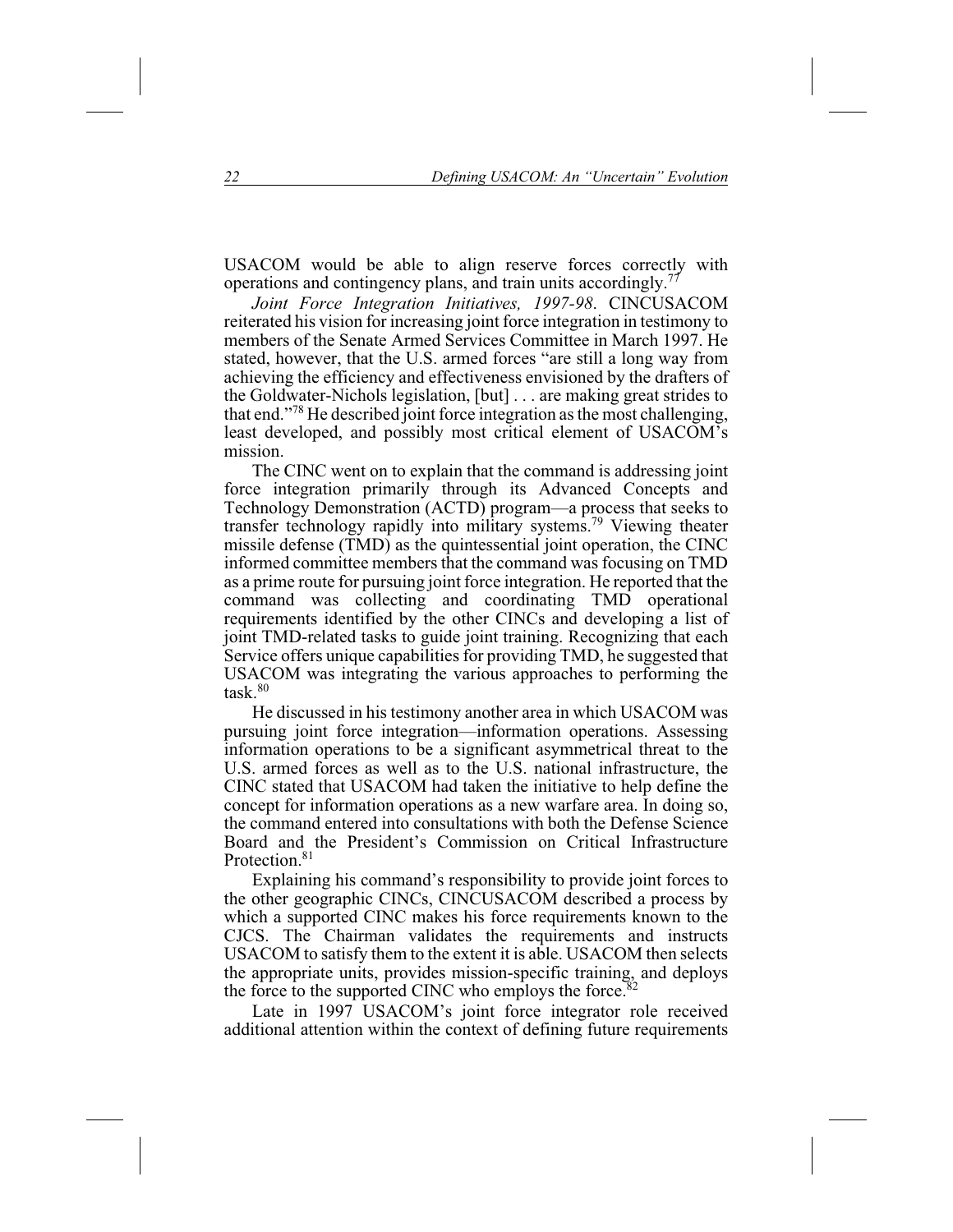USACOM would be able to align reserve forces correctly with operations and contingency plans, and train units accordingly.[77]

*Joint Force Integration Initiatives, 1997-98*. CINCUSACOM reiterated his vision for increasing joint force integration in testimony to members of the Senate Armed Services Committee in March 1997. He stated, however, that the U.S. armed forces "are still a long way from achieving the efficiency and effectiveness envisioned by the drafters of the Goldwater-Nichols legislation, [but] . . . are making great strides to that end."[78] He described joint force integration as the most challenging, least developed, and possibly most critical element of USACOM's mission.

The CINC went on to explain that the command is addressing joint force integration primarily through its Advanced Concepts and Technology Demonstration (ACTD) program—a process that seeks to transfer technology rapidly into military systems.[79] Viewing theater missile defense (TMD) as the quintessential joint operation, the CINC informed committee members that the command was focusing on TMD as a prime route for pursuing joint force integration. He reported that the command was collecting and coordinating TMD operational requirements identified by the other CINCs and developing a list of joint TMD-related tasks to guide joint training. Recognizing that each Service offers unique capabilities for providing TMD, he suggested that USACOM was integrating the various approaches to performing the task.[80]

He discussed in his testimony another area in which USACOM was pursuing joint force integration—information operations. Assessing information operations to be a significant asymmetrical threat to the U.S. armed forces as well as to the U.S. national infrastructure, the CINC stated that USACOM had taken the initiative to help define the concept for information operations as a new warfare area. In doing so, the command entered into consultations with both the Defense Science Board and the President's Commission on Critical Infrastructure Protection.[81]

Explaining his command's responsibility to provide joint forces to the other geographic CINCs, CINCUSACOM described a process by which a supported CINC makes his force requirements known to the CJCS. The Chairman validates the requirements and instructs USACOM to satisfy them to the extent it is able. USACOM then selects the appropriate units, provides mission-specific training, and deploys the force to the supported CINC who employs the force.[82]

Late in 1997 USACOM's joint force integrator role received additional attention within the context of defining future requirements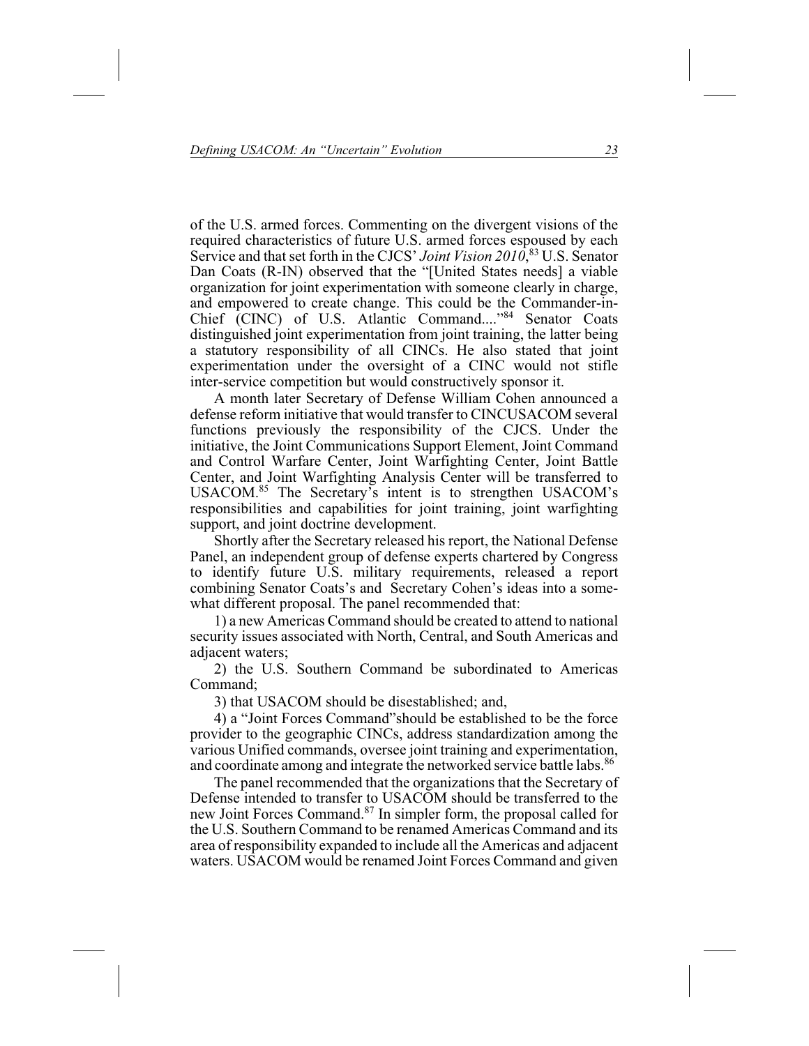of the U.S. armed forces. Commenting on the divergent visions of the required characteristics of future U.S. armed forces espoused by each Service and that set forth in the CJCS' *Joint Vision 2010*,[83] U.S. Senator Dan Coats (R-IN) observed that the "[United States needs] a viable organization for joint experimentation with someone clearly in charge, and empowered to create change. This could be the Commander-in-Chief (CINC) of U.S. Atlantic Command...."[84] Senator Coats distinguished joint experimentation from joint training, the latter being a statutory responsibility of all CINCs. He also stated that joint experimentation under the oversight of a CINC would not stifle inter-service competition but would constructively sponsor it.

A month later Secretary of Defense William Cohen announced a defense reform initiative that would transfer to CINCUSACOM several functions previously the responsibility of the CJCS. Under the initiative, the Joint Communications Support Element, Joint Command and Control Warfare Center, Joint Warfighting Center, Joint Battle Center, and Joint Warfighting Analysis Center will be transferred to USACOM.[85] The Secretary's intent is to strengthen USACOM's responsibilities and capabilities for joint training, joint warfighting support, and joint doctrine development.

Shortly after the Secretary released his report, the National Defense Panel, an independent group of defense experts chartered by Congress to identify future U.S. military requirements, released a report combining Senator Coats's and Secretary Cohen's ideas into a somewhat different proposal. The panel recommended that:

1) a new Americas Command should be created to attend to national security issues associated with North, Central, and South Americas and adjacent waters;

2) the U.S. Southern Command be subordinated to Americas Command;

3) that USACOM should be disestablished; and,

4) a "Joint Forces Command"should be established to be the force provider to the geographic CINCs, address standardization among the various Unified commands, oversee joint training and experimentation, and coordinate among and integrate the networked service battle labs.[86]

The panel recommended that the organizations that the Secretary of Defense intended to transfer to USACOM should be transferred to the new Joint Forces Command.[87] In simpler form, the proposal called for the U.S. Southern Command to be renamed Americas Command and its area of responsibility expanded to include all the Americas and adjacent waters. USACOM would be renamed Joint Forces Command and given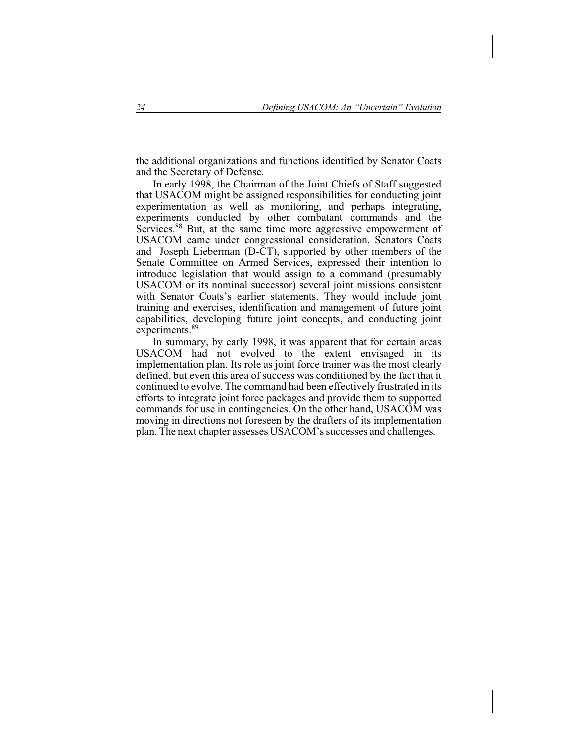the additional organizations and functions identified by Senator Coats and the Secretary of Defense.

In early 1998, the Chairman of the Joint Chiefs of Staff suggested that USACOM might be assigned responsibilities for conducting joint experimentation as well as monitoring, and perhaps integrating, experiments conducted by other combatant commands and the Services.[88] But, at the same time more aggressive empowerment of USACOM came under congressional consideration. Senators Coats and Joseph Lieberman (D-CT), supported by other members of the Senate Committee on Armed Services, expressed their intention to introduce legislation that would assign to a command (presumably USACOM or its nominal successor) several joint missions consistent with Senator Coats's earlier statements. They would include joint training and exercises, identification and management of future joint capabilities, developing future joint concepts, and conducting joint experiments.[89]

In summary, by early 1998, it was apparent that for certain areas USACOM had not evolved to the extent envisaged in its implementation plan. Its role as joint force trainer was the most clearly defined, but even this area of success was conditioned by the fact that it continued to evolve. The command had been effectively frustrated in its efforts to integrate joint force packages and provide them to supported commands for use in contingencies. On the other hand, USACOM was moving in directions not foreseen by the drafters of its implementation plan. The next chapter assesses USACOM's successes and challenges.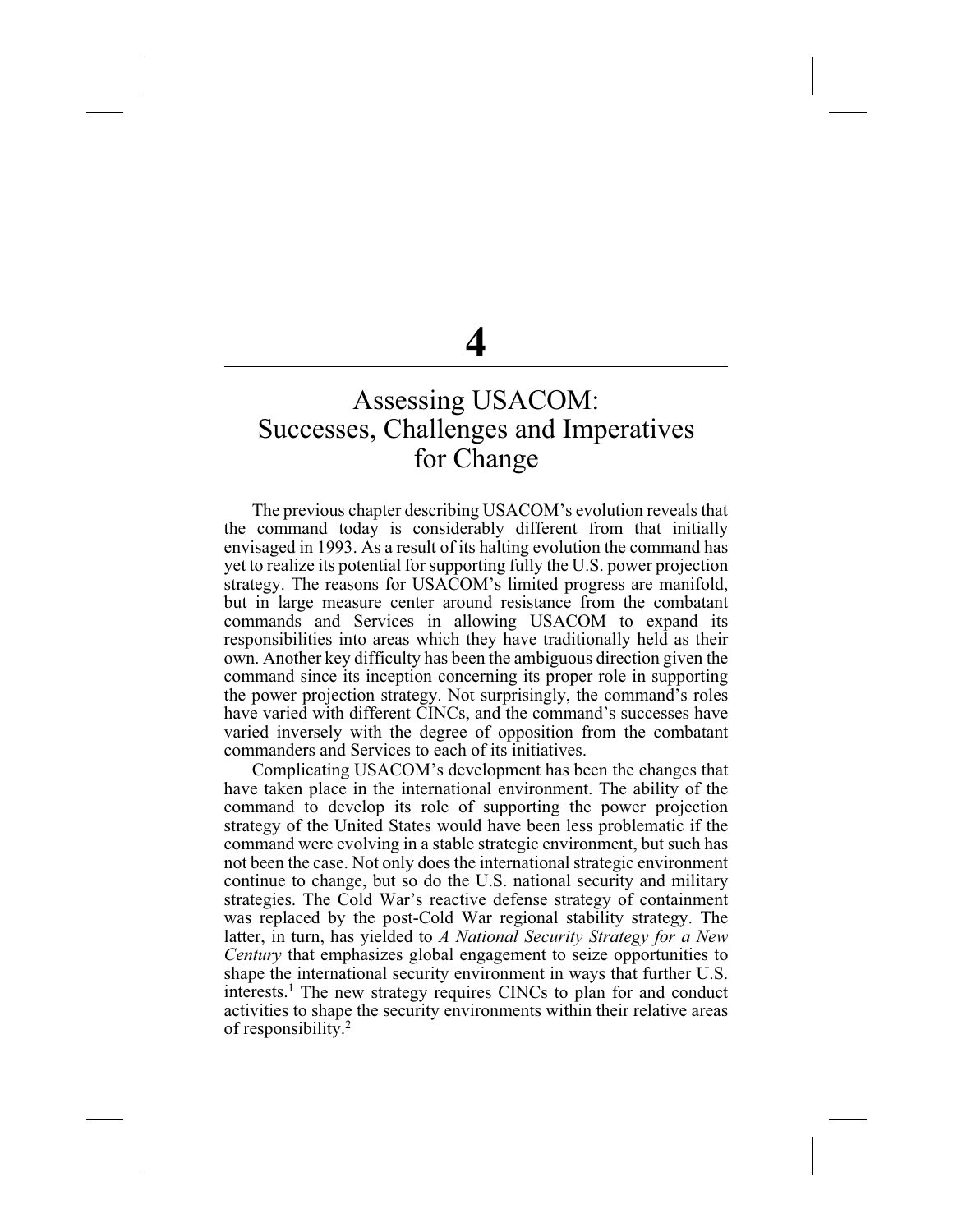# 4

## Assessing USACOM: Successes, Challenges and Imperatives for Change

The previous chapter describing USACOM's evolution reveals that the command today is considerably different from that initially envisaged in 1993. As a result of its halting evolution the command has yet to realize its potential for supporting fully the U.S. power projection strategy. The reasons for USACOM's limited progress are manifold, but in large measure center around resistance from the combatant commands and Services in allowing USACOM to expand its responsibilities into areas which they have traditionally held as their own. Another key difficulty has been the ambiguous direction given the command since its inception concerning its proper role in supporting the power projection strategy. Not surprisingly, the command's roles have varied with different CINCs, and the command's successes have varied inversely with the degree of opposition from the combatant commanders and Services to each of its initiatives.

Complicating USACOM's development has been the changes that have taken place in the international environment. The ability of the command to develop its role of supporting the power projection strategy of the United States would have been less problematic if the command were evolving in a stable strategic environment, but such has not been the case. Not only does the international strategic environment continue to change, but so do the U.S. national security and military strategies. The Cold War's reactive defense strategy of containment was replaced by the post-Cold War regional stability strategy. The latter, in turn, has yielded to *A National Security Strategy for a New Century* that emphasizes global engagement to seize opportunities to shape the international security environment in ways that further U.S. interests.[1] The new strategy requires CINCs to plan for and conduct activities to shape the security environments within their relative areas of responsibility.[2]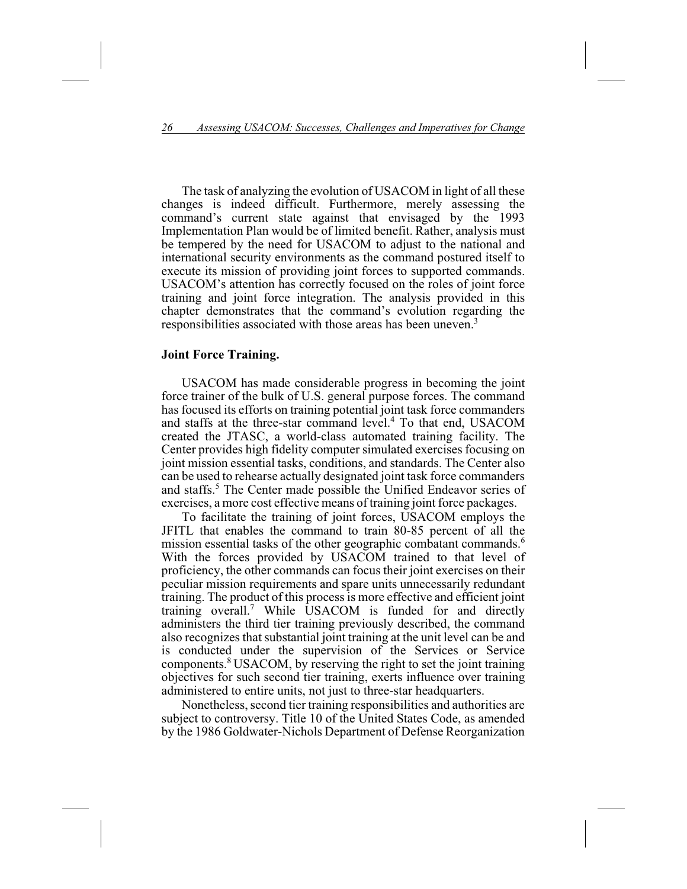The task of analyzing the evolution of USACOM in light of all these changes is indeed difficult. Furthermore, merely assessing the command's current state against that envisaged by the 1993 Implementation Plan would be of limited benefit. Rather, analysis must be tempered by the need for USACOM to adjust to the national and international security environments as the command postured itself to execute its mission of providing joint forces to supported commands. USACOM's attention has correctly focused on the roles of joint force training and joint force integration. The analysis provided in this chapter demonstrates that the command's evolution regarding the responsibilities associated with those areas has been uneven.[3]

**Joint Force Training.**

USACOM has made considerable progress in becoming the joint force trainer of the bulk of U.S. general purpose forces. The command has focused its efforts on training potential joint task force commanders and staffs at the three-star command level.[4] To that end, USACOM created the JTASC, a world-class automated training facility. The Center provides high fidelity computer simulated exercises focusing on joint mission essential tasks, conditions, and standards. The Center also can be used to rehearse actually designated joint task force commanders and staffs.[5] The Center made possible the Unified Endeavor series of exercises, a more cost effective means of training joint force packages.

To facilitate the training of joint forces, USACOM employs the JFITL that enables the command to train 80-85 percent of all the mission essential tasks of the other geographic combatant commands.[6] With the forces provided by USACOM trained to that level of proficiency, the other commands can focus their joint exercises on their peculiar mission requirements and spare units unnecessarily redundant training. The product of this process is more effective and efficient joint training overall.[7] While USACOM is funded for and directly administers the third tier training previously described, the command also recognizes that substantial joint training at the unit level can be and is conducted under the supervision of the Services or Service components.[8] USACOM, by reserving the right to set the joint training objectives for such second tier training, exerts influence over training administered to entire units, not just to three-star headquarters.

Nonetheless, second tier training responsibilities and authorities are subject to controversy. Title 10 of the United States Code, as amended by the 1986 Goldwater-Nichols Department of Defense Reorganization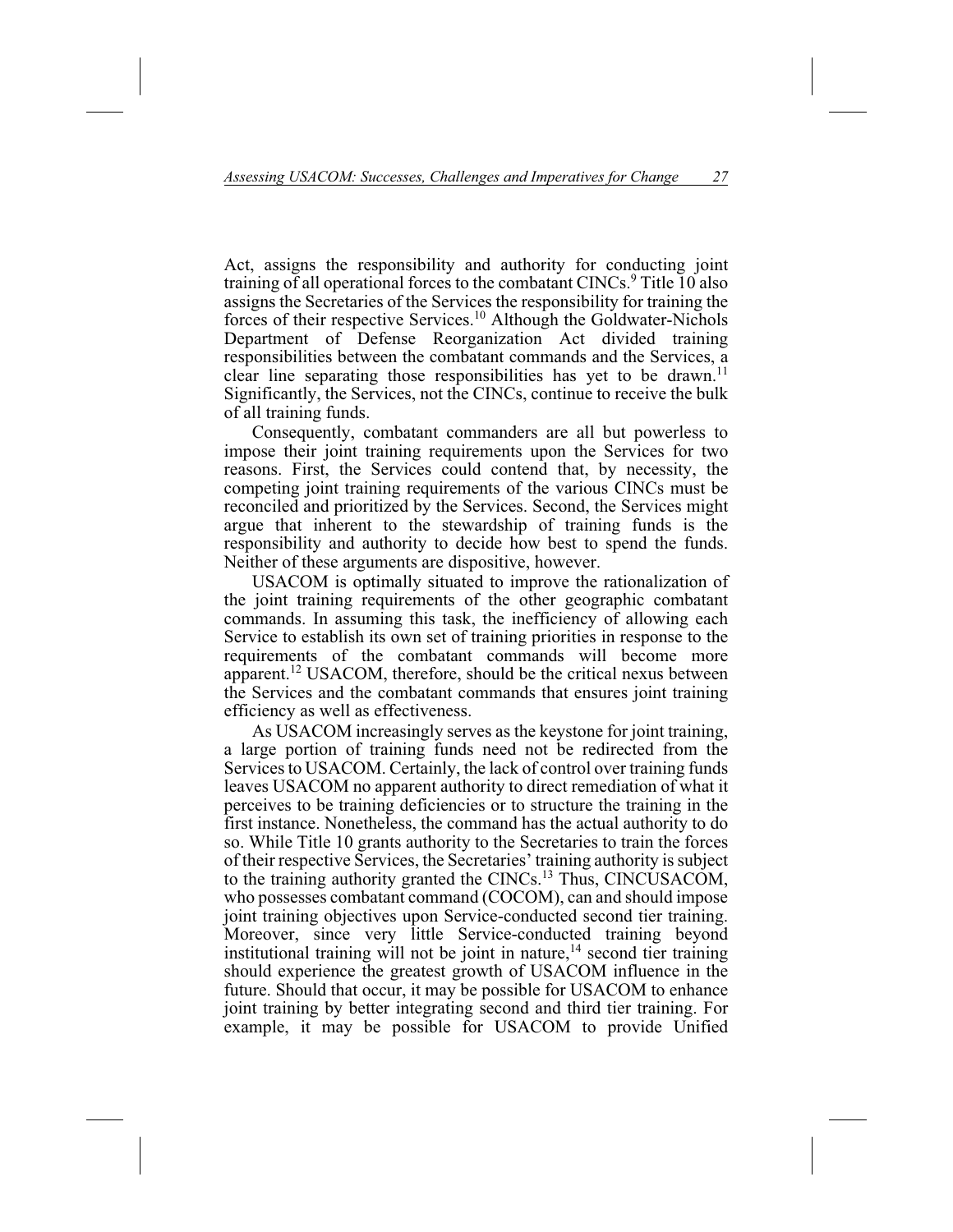Act, assigns the responsibility and authority for conducting joint training of all operational forces to the combatant CINCs.[9] Title 10 also assigns the Secretaries of the Services the responsibility for training the forces of their respective Services.[10] Although the Goldwater-Nichols Department of Defense Reorganization Act divided training responsibilities between the combatant commands and the Services, a clear line separating those responsibilities has yet to be drawn.[11] Significantly, the Services, not the CINCs, continue to receive the bulk of all training funds.

Consequently, combatant commanders are all but powerless to impose their joint training requirements upon the Services for two reasons. First, the Services could contend that, by necessity, the competing joint training requirements of the various CINCs must be reconciled and prioritized by the Services. Second, the Services might argue that inherent to the stewardship of training funds is the responsibility and authority to decide how best to spend the funds. Neither of these arguments are dispositive, however.

USACOM is optimally situated to improve the rationalization of the joint training requirements of the other geographic combatant commands. In assuming this task, the inefficiency of allowing each Service to establish its own set of training priorities in response to the requirements of the combatant commands will become more apparent.[12] USACOM, therefore, should be the critical nexus between the Services and the combatant commands that ensures joint training efficiency as well as effectiveness.

As USACOM increasingly serves as the keystone for joint training, a large portion of training funds need not be redirected from the Services to USACOM. Certainly, the lack of control over training funds leaves USACOM no apparent authority to direct remediation of what it perceives to be training deficiencies or to structure the training in the first instance. Nonetheless, the command has the actual authority to do so. While Title 10 grants authority to the Secretaries to train the forces of their respective Services, the Secretaries' training authority is subject to the training authority granted the CINCs.[13] Thus, CINCUSACOM, who possesses combatant command (COCOM), can and should impose joint training objectives upon Service-conducted second tier training. Moreover, since very little Service-conducted training beyond institutional training will not be joint in nature,[14] second tier training should experience the greatest growth of USACOM influence in the future. Should that occur, it may be possible for USACOM to enhance joint training by better integrating second and third tier training. For example, it may be possible for USACOM to provide Unified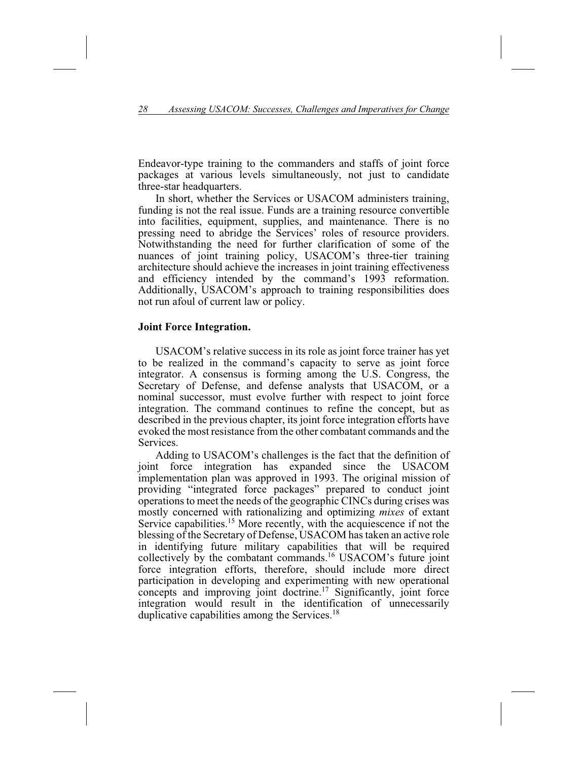Endeavor-type training to the commanders and staffs of joint force packages at various levels simultaneously, not just to candidate three-star headquarters.

In short, whether the Services or USACOM administers training, funding is not the real issue. Funds are a training resource convertible into facilities, equipment, supplies, and maintenance. There is no pressing need to abridge the Services' roles of resource providers. Notwithstanding the need for further clarification of some of the nuances of joint training policy, USACOM's three-tier training architecture should achieve the increases in joint training effectiveness and efficiency intended by the command's 1993 reformation. Additionally, USACOM's approach to training responsibilities does not run afoul of current law or policy.

**Joint Force Integration.**

USACOM's relative success in its role as joint force trainer has yet to be realized in the command's capacity to serve as joint force integrator. A consensus is forming among the U.S. Congress, the Secretary of Defense, and defense analysts that USACOM, or a nominal successor, must evolve further with respect to joint force integration. The command continues to refine the concept, but as described in the previous chapter, its joint force integration efforts have evoked the most resistance from the other combatant commands and the Services.

Adding to USACOM's challenges is the fact that the definition of joint force integration has expanded since the USACOM implementation plan was approved in 1993. The original mission of providing "integrated force packages" prepared to conduct joint operations to meet the needs of the geographic CINCs during crises was mostly concerned with rationalizing and optimizing *mixes* of extant Service capabilities.[15] More recently, with the acquiescence if not the blessing of the Secretary of Defense, USACOM has taken an active role in identifying future military capabilities that will be required collectively by the combatant commands.[16] USACOM's future joint force integration efforts, therefore, should include more direct participation in developing and experimenting with new operational concepts and improving joint doctrine.[17] Significantly, joint force integration would result in the identification of unnecessarily duplicative capabilities among the Services.[18]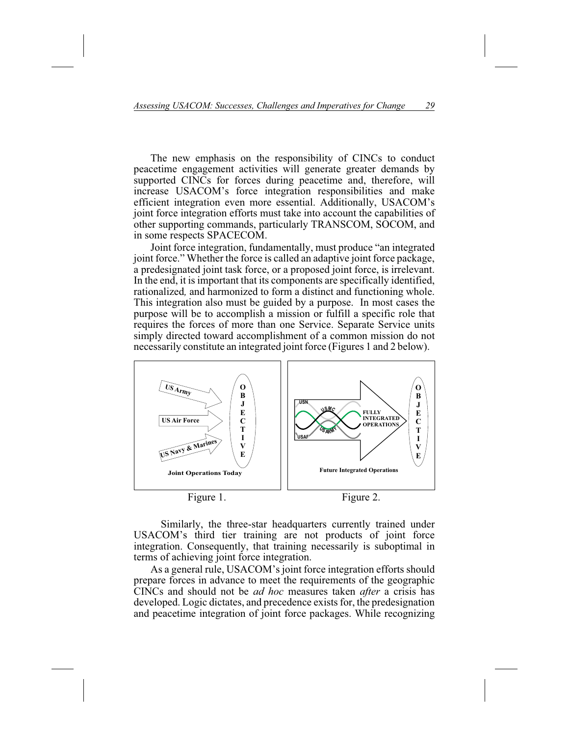The new emphasis on the responsibility of CINCs to conduct peacetime engagement activities will generate greater demands by supported CINCs for forces during peacetime and, therefore, will increase USACOM's force integration responsibilities and make efficient integration even more essential. Additionally, USACOM's joint force integration efforts must take into account the capabilities of other supporting commands, particularly TRANSCOM, SOCOM, and in some respects SPACECOM.

Joint force integration, fundamentally, must produce "an integrated joint force." Whether the force is called an adaptive joint force package, a predesignated joint task force, or a proposed joint force, is irrelevant. In the end, it is important that its components are specifically identified, rationalized*,* and harmonized to form a distinct and functioning whole. This integration also must be guided by a purpose. In most cases the purpose will be to accomplish a mission or fulfill a specific role that requires the forces of more than one Service. Separate Service units simply directed toward accomplishment of a common mission do not necessarily constitute an integrated joint force (Figures 1 and 2 below).

Figure 1.

Figure 2.

Similarly, the three-star headquarters currently trained under USACOM's third tier training are not products of joint force integration. Consequently, that training necessarily is suboptimal in terms of achieving joint force integration.

As a general rule, USACOM's joint force integration efforts should prepare forces in advance to meet the requirements of the geographic CINCs and should not be *ad hoc* measures taken *after* a crisis has developed. Logic dictates, and precedence exists for, the predesignation and peacetime integration of joint force packages. While recognizing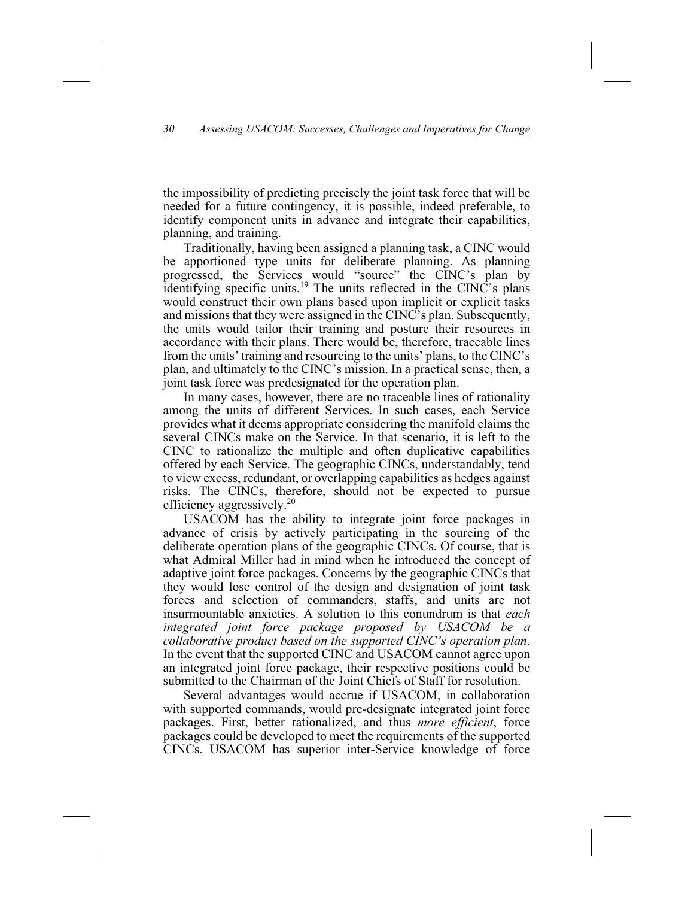the impossibility of predicting precisely the joint task force that will be needed for a future contingency, it is possible, indeed preferable, to identify component units in advance and integrate their capabilities, planning, and training.

Traditionally, having been assigned a planning task, a CINC would be apportioned type units for deliberate planning. As planning progressed, the Services would "source" the CINC's plan by identifying specific units.[19] The units reflected in the CINC's plans would construct their own plans based upon implicit or explicit tasks and missions that they were assigned in the CINC's plan. Subsequently, the units would tailor their training and posture their resources in accordance with their plans. There would be, therefore, traceable lines from the units' training and resourcing to the units' plans, to the CINC's plan, and ultimately to the CINC's mission. In a practical sense, then, a joint task force was predesignated for the operation plan.

In many cases, however, there are no traceable lines of rationality among the units of different Services. In such cases, each Service provides what it deems appropriate considering the manifold claims the several CINCs make on the Service. In that scenario, it is left to the CINC to rationalize the multiple and often duplicative capabilities offered by each Service. The geographic CINCs, understandably, tend to view excess, redundant, or overlapping capabilities as hedges against risks. The CINCs, therefore, should not be expected to pursue efficiency aggressively.[20]

USACOM has the ability to integrate joint force packages in advance of crisis by actively participating in the sourcing of the deliberate operation plans of the geographic CINCs. Of course, that is what Admiral Miller had in mind when he introduced the concept of adaptive joint force packages. Concerns by the geographic CINCs that they would lose control of the design and designation of joint task forces and selection of commanders, staffs, and units are not insurmountable anxieties. A solution to this conundrum is that *each integrated joint force package proposed by USACOM be a collaborative product based on the supported CINC's operation plan*. In the event that the supported CINC and USACOM cannot agree upon an integrated joint force package, their respective positions could be submitted to the Chairman of the Joint Chiefs of Staff for resolution.

Several advantages would accrue if USACOM, in collaboration with supported commands, would pre-designate integrated joint force packages. First, better rationalized, and thus *more efficient*, force packages could be developed to meet the requirements of the supported CINCs. USACOM has superior inter-Service knowledge of force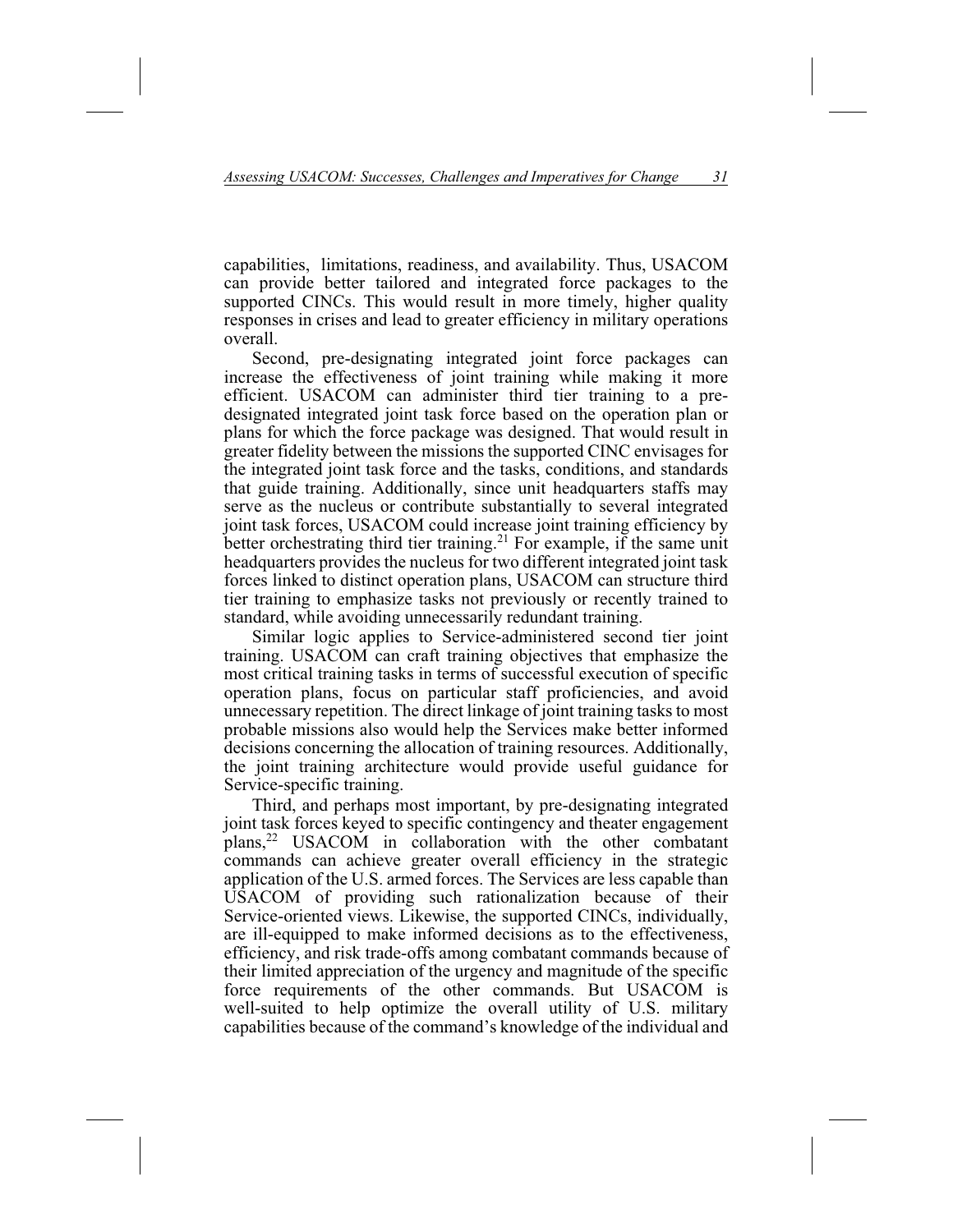capabilities, limitations, readiness, and availability. Thus, USACOM can provide better tailored and integrated force packages to the supported CINCs. This would result in more timely, higher quality responses in crises and lead to greater efficiency in military operations overall.

Second, pre-designating integrated joint force packages can increase the effectiveness of joint training while making it more efficient. USACOM can administer third tier training to a pre-designated integrated joint task force based on the operation plan or plans for which the force package was designed. That would result in greater fidelity between the missions the supported CINC envisages for the integrated joint task force and the tasks, conditions, and standards that guide training. Additionally, since unit headquarters staffs may serve as the nucleus or contribute substantially to several integrated joint task forces, USACOM could increase joint training efficiency by better orchestrating third tier training.[21] For example, if the same unit headquarters provides the nucleus for two different integrated joint task forces linked to distinct operation plans, USACOM can structure third tier training to emphasize tasks not previously or recently trained to standard, while avoiding unnecessarily redundant training.

Similar logic applies to Service-administered second tier joint training. USACOM can craft training objectives that emphasize the most critical training tasks in terms of successful execution of specific operation plans, focus on particular staff proficiencies, and avoid unnecessary repetition. The direct linkage of joint training tasks to most probable missions also would help the Services make better informed decisions concerning the allocation of training resources. Additionally, the joint training architecture would provide useful guidance for Service-specific training.

Third, and perhaps most important, by pre-designating integrated joint task forces keyed to specific contingency and theater engagement plans,[22] USACOM in collaboration with the other combatant commands can achieve greater overall efficiency in the strategic application of the U.S. armed forces. The Services are less capable than USACOM of providing such rationalization because of their Service-oriented views. Likewise, the supported CINCs, individually, are ill-equipped to make informed decisions as to the effectiveness, efficiency, and risk trade-offs among combatant commands because of their limited appreciation of the urgency and magnitude of the specific force requirements of the other commands. But USACOM is well-suited to help optimize the overall utility of U.S. military capabilities because of the command's knowledge of the individual and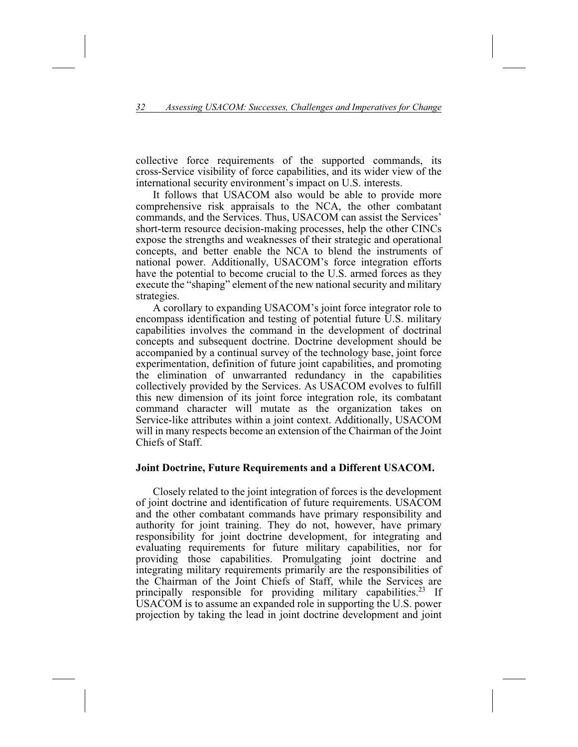collective force requirements of the supported commands, its cross-Service visibility of force capabilities, and its wider view of the international security environment's impact on U.S. interests.

It follows that USACOM also would be able to provide more comprehensive risk appraisals to the NCA, the other combatant commands, and the Services. Thus, USACOM can assist the Services' short-term resource decision-making processes, help the other CINCs expose the strengths and weaknesses of their strategic and operational concepts, and better enable the NCA to blend the instruments of national power. Additionally, USACOM's force integration efforts have the potential to become crucial to the U.S. armed forces as they execute the "shaping" element of the new national security and military strategies.

A corollary to expanding USACOM's joint force integrator role to encompass identification and testing of potential future U.S. military capabilities involves the command in the development of doctrinal concepts and subsequent doctrine. Doctrine development should be accompanied by a continual survey of the technology base, joint force experimentation, definition of future joint capabilities, and promoting the elimination of unwarranted redundancy in the capabilities collectively provided by the Services. As USACOM evolves to fulfill this new dimension of its joint force integration role, its combatant command character will mutate as the organization takes on Service-like attributes within a joint context. Additionally, USACOM will in many respects become an extension of the Chairman of the Joint Chiefs of Staff.

**Joint Doctrine, Future Requirements and a Different USACOM.**

Closely related to the joint integration of forces is the development of joint doctrine and identification of future requirements. USACOM and the other combatant commands have primary responsibility and authority for joint training. They do not, however, have primary responsibility for joint doctrine development, for integrating and evaluating requirements for future military capabilities, nor for providing those capabilities. Promulgating joint doctrine and integrating military requirements primarily are the responsibilities of the Chairman of the Joint Chiefs of Staff, while the Services are principally responsible for providing military capabilities.[23] If USACOM is to assume an expanded role in supporting the U.S. power projection by taking the lead in joint doctrine development and joint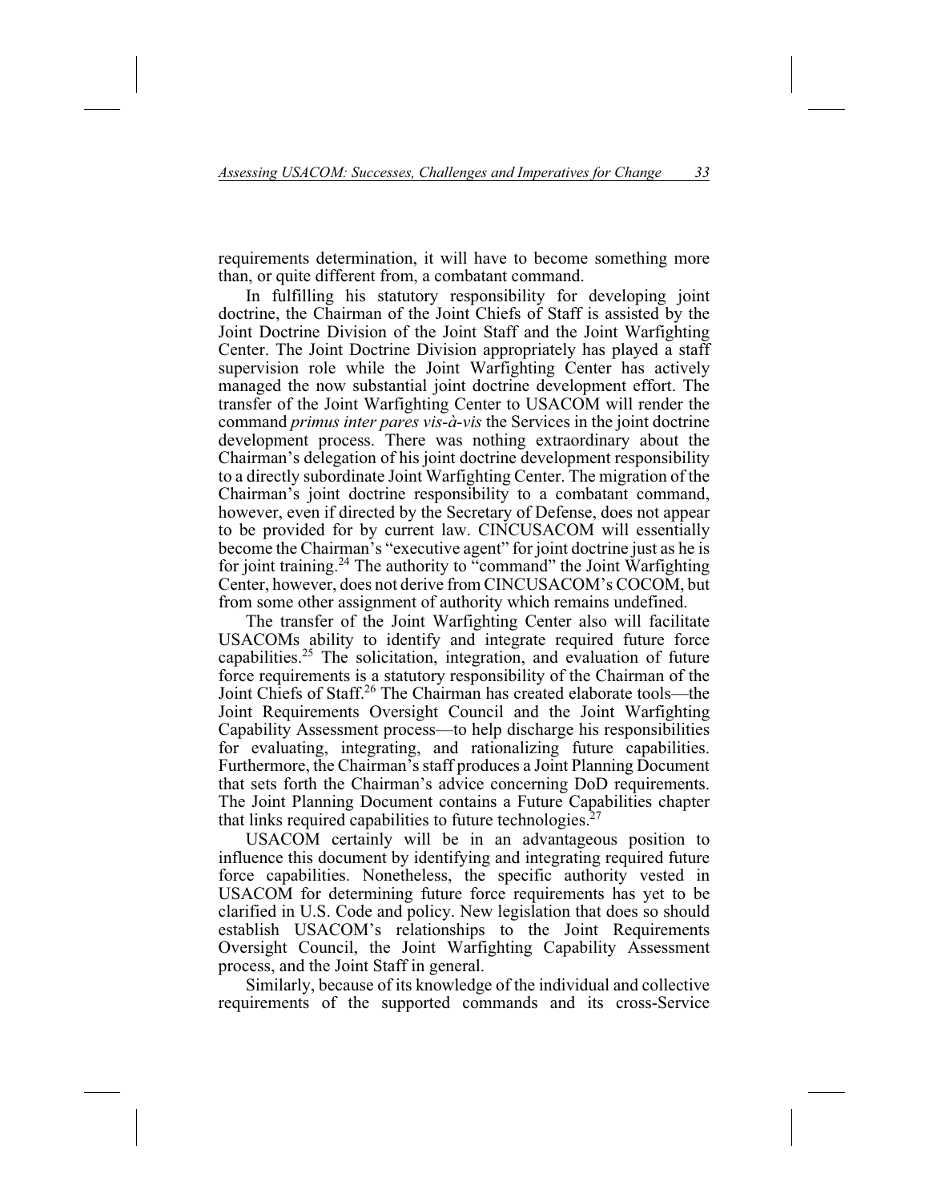requirements determination, it will have to become something more than, or quite different from, a combatant command.

In fulfilling his statutory responsibility for developing joint doctrine, the Chairman of the Joint Chiefs of Staff is assisted by the Joint Doctrine Division of the Joint Staff and the Joint Warfighting Center. The Joint Doctrine Division appropriately has played a staff supervision role while the Joint Warfighting Center has actively managed the now substantial joint doctrine development effort. The transfer of the Joint Warfighting Center to USACOM will render the command *primus inter pares vis-à-vis* the Services in the joint doctrine development process. There was nothing extraordinary about the Chairman's delegation of his joint doctrine development responsibility to a directly subordinate Joint Warfighting Center. The migration of the Chairman's joint doctrine responsibility to a combatant command, however, even if directed by the Secretary of Defense, does not appear to be provided for by current law. CINCUSACOM will essentially become the Chairman's "executive agent" for joint doctrine just as he is for joint training.[24] The authority to "command" the Joint Warfighting Center, however, does not derive from CINCUSACOM's COCOM, but from some other assignment of authority which remains undefined.

The transfer of the Joint Warfighting Center also will facilitate USACOMs ability to identify and integrate required future force capabilities.[25] The solicitation, integration, and evaluation of future force requirements is a statutory responsibility of the Chairman of the Joint Chiefs of Staff.[26] The Chairman has created elaborate tools—the Joint Requirements Oversight Council and the Joint Warfighting Capability Assessment process—to help discharge his responsibilities for evaluating, integrating, and rationalizing future capabilities. Furthermore, the Chairman's staff produces a Joint Planning Document that sets forth the Chairman's advice concerning DoD requirements. The Joint Planning Document contains a Future Capabilities chapter that links required capabilities to future technologies.[27]

USACOM certainly will be in an advantageous position to influence this document by identifying and integrating required future force capabilities. Nonetheless, the specific authority vested in USACOM for determining future force requirements has yet to be clarified in U.S. Code and policy. New legislation that does so should establish USACOM's relationships to the Joint Requirements Oversight Council, the Joint Warfighting Capability Assessment process, and the Joint Staff in general.

Similarly, because of its knowledge of the individual and collective requirements of the supported commands and its cross-Service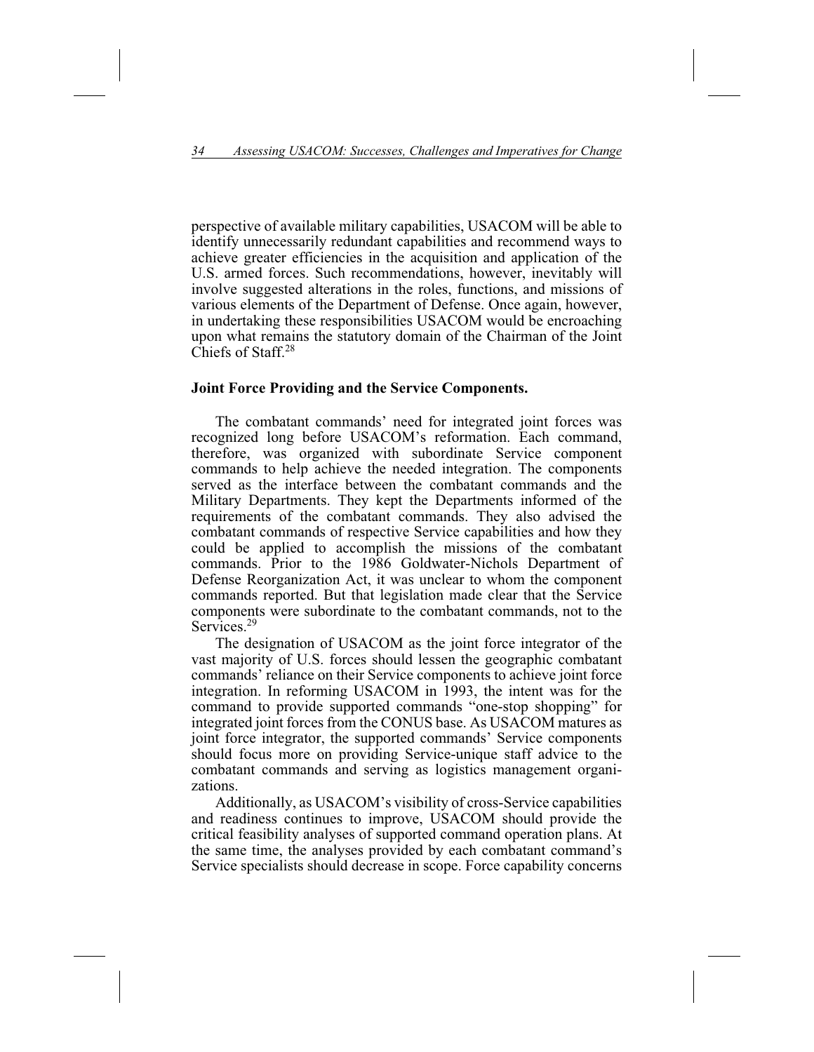perspective of available military capabilities, USACOM will be able to identify unnecessarily redundant capabilities and recommend ways to achieve greater efficiencies in the acquisition and application of the U.S. armed forces. Such recommendations, however, inevitably will involve suggested alterations in the roles, functions, and missions of various elements of the Department of Defense. Once again, however, in undertaking these responsibilities USACOM would be encroaching upon what remains the statutory domain of the Chairman of the Joint Chiefs of Staff.[28]

**Joint Force Providing and the Service Components.**

The combatant commands' need for integrated joint forces was recognized long before USACOM's reformation. Each command, therefore, was organized with subordinate Service component commands to help achieve the needed integration. The components served as the interface between the combatant commands and the Military Departments. They kept the Departments informed of the requirements of the combatant commands. They also advised the combatant commands of respective Service capabilities and how they could be applied to accomplish the missions of the combatant commands. Prior to the 1986 Goldwater-Nichols Department of Defense Reorganization Act, it was unclear to whom the component commands reported. But that legislation made clear that the Service components were subordinate to the combatant commands, not to the Services.[29]

The designation of USACOM as the joint force integrator of the vast majority of U.S. forces should lessen the geographic combatant commands' reliance on their Service components to achieve joint force integration. In reforming USACOM in 1993, the intent was for the command to provide supported commands "one-stop shopping" for integrated joint forces from the CONUS base. As USACOM matures as joint force integrator, the supported commands' Service components should focus more on providing Service-unique staff advice to the combatant commands and serving as logistics management organizations.

Additionally, as USACOM's visibility of cross-Service capabilities and readiness continues to improve, USACOM should provide the critical feasibility analyses of supported command operation plans. At the same time, the analyses provided by each combatant command's Service specialists should decrease in scope. Force capability concerns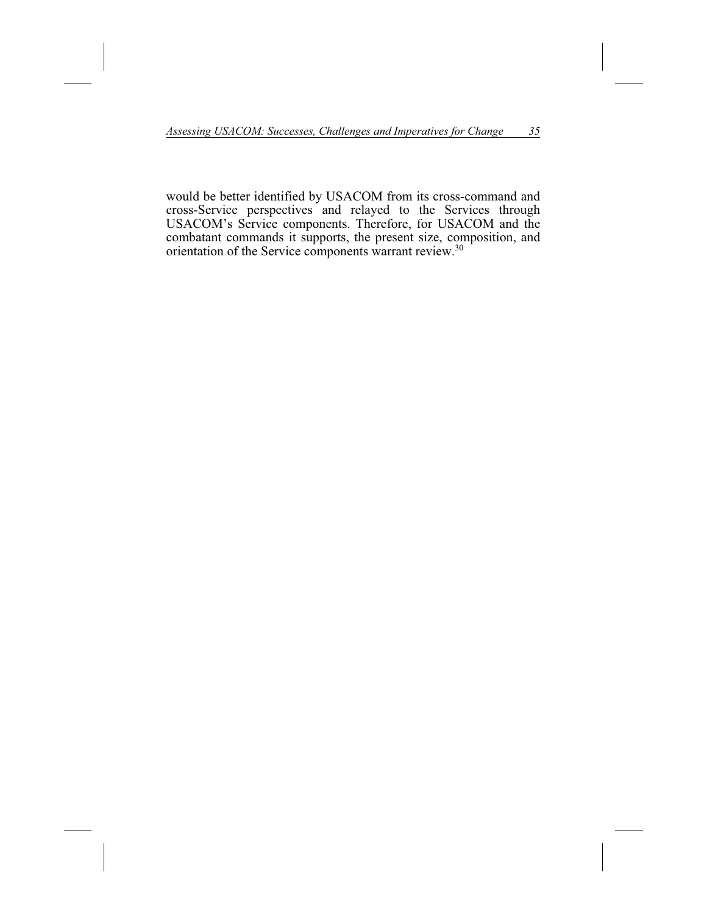would be better identified by USACOM from its cross-command and cross-Service perspectives and relayed to the Services through USACOM's Service components. Therefore, for USACOM and the combatant commands it supports, the present size, composition, and orientation of the Service components warrant review.[30]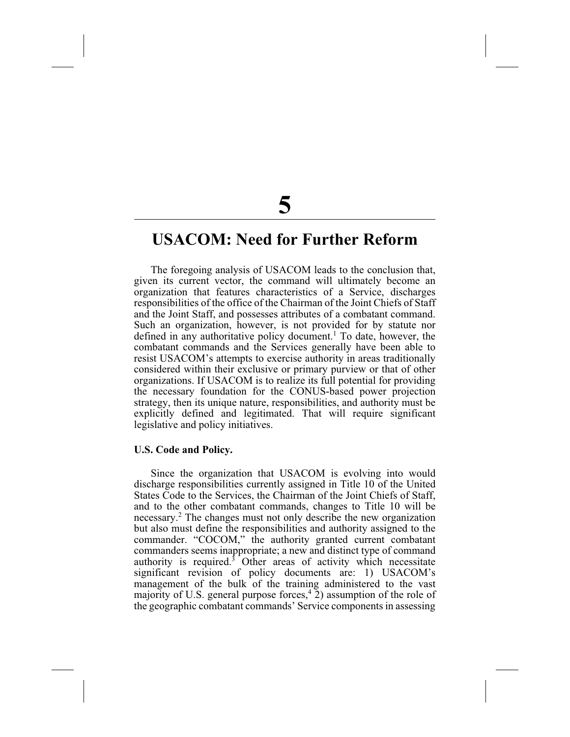# 5

# USACOM: Need for Further Reform

The foregoing analysis of USACOM leads to the conclusion that, given its current vector, the command will ultimately become an organization that features characteristics of a Service, discharges responsibilities of the office of the Chairman of the Joint Chiefs of Staff and the Joint Staff, and possesses attributes of a combatant command. Such an organization, however, is not provided for by statute nor defined in any authoritative policy document.[1] To date, however, the combatant commands and the Services generally have been able to resist USACOM's attempts to exercise authority in areas traditionally considered within their exclusive or primary purview or that of other organizations. If USACOM is to realize its full potential for providing the necessary foundation for the CONUS-based power projection strategy, then its unique nature, responsibilities, and authority must be explicitly defined and legitimated. That will require significant legislative and policy initiatives.

**U.S. Code and Policy.**

Since the organization that USACOM is evolving into would discharge responsibilities currently assigned in Title 10 of the United States Code to the Services, the Chairman of the Joint Chiefs of Staff, and to the other combatant commands, changes to Title 10 will be necessary.[2] The changes must not only describe the new organization but also must define the responsibilities and authority assigned to the commander. "COCOM," the authority granted current combatant commanders seems inappropriate; a new and distinct type of command authority is required.[3] Other areas of activity which necessitate significant revision of policy documents are: 1) USACOM's management of the bulk of the training administered to the vast majority of U.S. general purpose forces,[4] 2) assumption of the role of the geographic combatant commands' Service components in assessing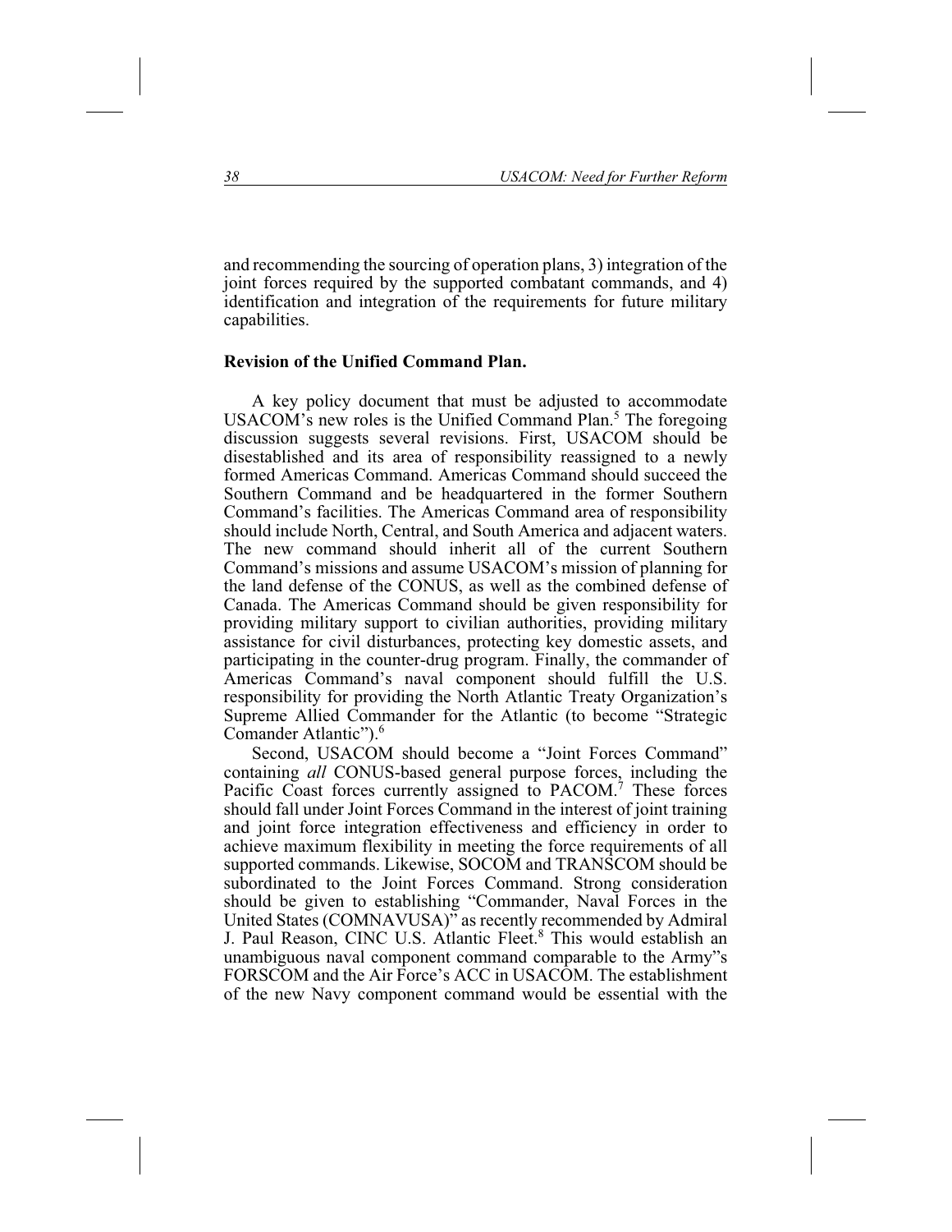and recommending the sourcing of operation plans, 3) integration of the joint forces required by the supported combatant commands, and 4) identification and integration of the requirements for future military capabilities.

**Revision of the Unified Command Plan.**

A key policy document that must be adjusted to accommodate USACOM's new roles is the Unified Command Plan.[5] The foregoing discussion suggests several revisions. First, USACOM should be disestablished and its area of responsibility reassigned to a newly formed Americas Command. Americas Command should succeed the Southern Command and be headquartered in the former Southern Command's facilities. The Americas Command area of responsibility should include North, Central, and South America and adjacent waters. The new command should inherit all of the current Southern Command's missions and assume USACOM's mission of planning for the land defense of the CONUS, as well as the combined defense of Canada. The Americas Command should be given responsibility for providing military support to civilian authorities, providing military assistance for civil disturbances, protecting key domestic assets, and participating in the counter-drug program. Finally, the commander of Americas Command's naval component should fulfill the U.S. responsibility for providing the North Atlantic Treaty Organization's Supreme Allied Commander for the Atlantic (to become "Strategic Comander Atlantic").[6]

Second, USACOM should become a "Joint Forces Command" containing *all* CONUS-based general purpose forces, including the Pacific Coast forces currently assigned to PACOM.[7] These forces should fall under Joint Forces Command in the interest of joint training and joint force integration effectiveness and efficiency in order to achieve maximum flexibility in meeting the force requirements of all supported commands. Likewise, SOCOM and TRANSCOM should be subordinated to the Joint Forces Command. Strong consideration should be given to establishing "Commander, Naval Forces in the United States (COMNAVUSA)" as recently recommended by Admiral J. Paul Reason, CINC U.S. Atlantic Fleet.[8] This would establish an unambiguous naval component command comparable to the Army"s FORSCOM and the Air Force's ACC in USACOM. The establishment of the new Navy component command would be essential with the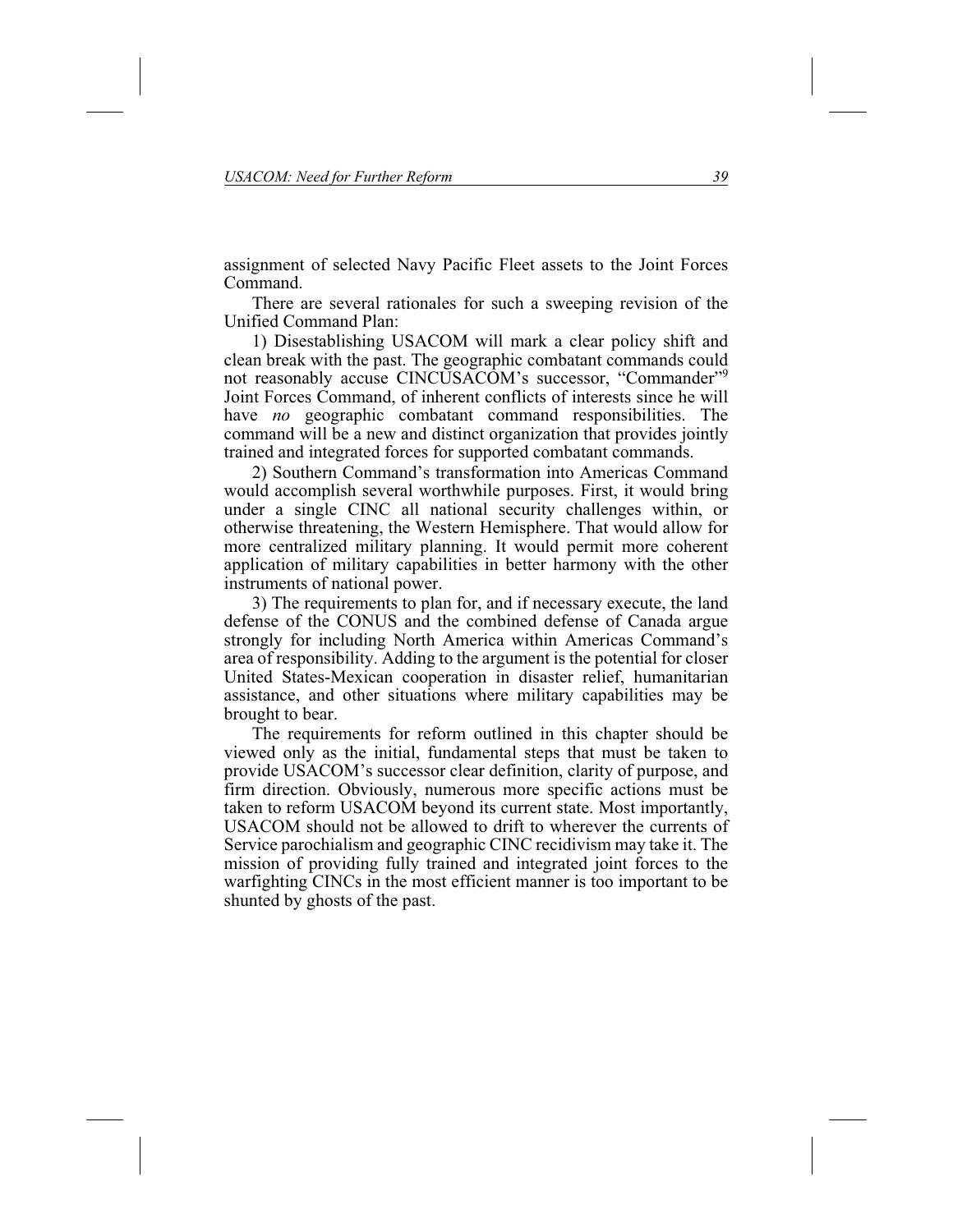assignment of selected Navy Pacific Fleet assets to the Joint Forces Command.

There are several rationales for such a sweeping revision of the Unified Command Plan:

1) Disestablishing USACOM will mark a clear policy shift and clean break with the past. The geographic combatant commands could not reasonably accuse CINCUSACOM's successor, "Commander"[9] Joint Forces Command, of inherent conflicts of interests since he will have *no* geographic combatant command responsibilities. The command will be a new and distinct organization that provides jointly trained and integrated forces for supported combatant commands.

2) Southern Command's transformation into Americas Command would accomplish several worthwhile purposes. First, it would bring under a single CINC all national security challenges within, or otherwise threatening, the Western Hemisphere. That would allow for more centralized military planning. It would permit more coherent application of military capabilities in better harmony with the other instruments of national power.

3) The requirements to plan for, and if necessary execute, the land defense of the CONUS and the combined defense of Canada argue strongly for including North America within Americas Command's area of responsibility. Adding to the argument is the potential for closer United States-Mexican cooperation in disaster relief, humanitarian assistance, and other situations where military capabilities may be brought to bear.

The requirements for reform outlined in this chapter should be viewed only as the initial, fundamental steps that must be taken to provide USACOM's successor clear definition, clarity of purpose, and firm direction. Obviously, numerous more specific actions must be taken to reform USACOM beyond its current state. Most importantly, USACOM should not be allowed to drift to wherever the currents of Service parochialism and geographic CINC recidivism may take it. The mission of providing fully trained and integrated joint forces to the warfighting CINCs in the most efficient manner is too important to be shunted by ghosts of the past.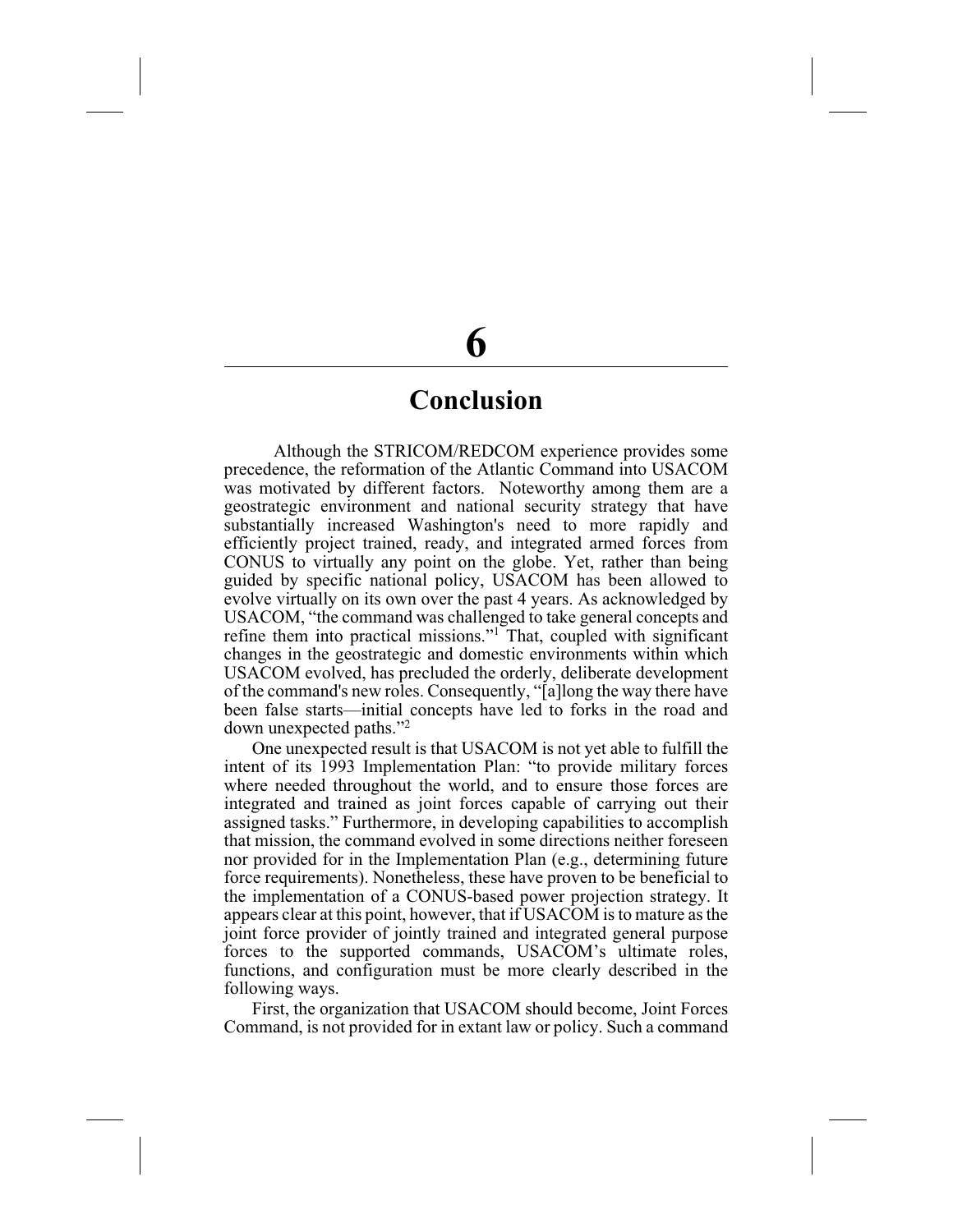# 6

## Conclusion

Although the STRICOM/REDCOM experience provides some precedence, the reformation of the Atlantic Command into USACOM was motivated by different factors. Noteworthy among them are a geostrategic environment and national security strategy that have substantially increased Washington's need to more rapidly and efficiently project trained, ready, and integrated armed forces from CONUS to virtually any point on the globe. Yet, rather than being guided by specific national policy, USACOM has been allowed to evolve virtually on its own over the past 4 years. As acknowledged by USACOM, "the command was challenged to take general concepts and refine them into practical missions."[1] That, coupled with significant changes in the geostrategic and domestic environments within which USACOM evolved, has precluded the orderly, deliberate development of the command's new roles. Consequently, "[a]long the way there have been false starts—initial concepts have led to forks in the road and down unexpected paths."[2]

One unexpected result is that USACOM is not yet able to fulfill the intent of its 1993 Implementation Plan: "to provide military forces where needed throughout the world, and to ensure those forces are integrated and trained as joint forces capable of carrying out their assigned tasks." Furthermore, in developing capabilities to accomplish that mission, the command evolved in some directions neither foreseen nor provided for in the Implementation Plan (e.g., determining future force requirements). Nonetheless, these have proven to be beneficial to the implementation of a CONUS-based power projection strategy. It appears clear at this point, however, that if USACOM is to mature as the joint force provider of jointly trained and integrated general purpose forces to the supported commands, USACOM's ultimate roles, functions, and configuration must be more clearly described in the following ways.

First, the organization that USACOM should become, Joint Forces Command, is not provided for in extant law or policy. Such a command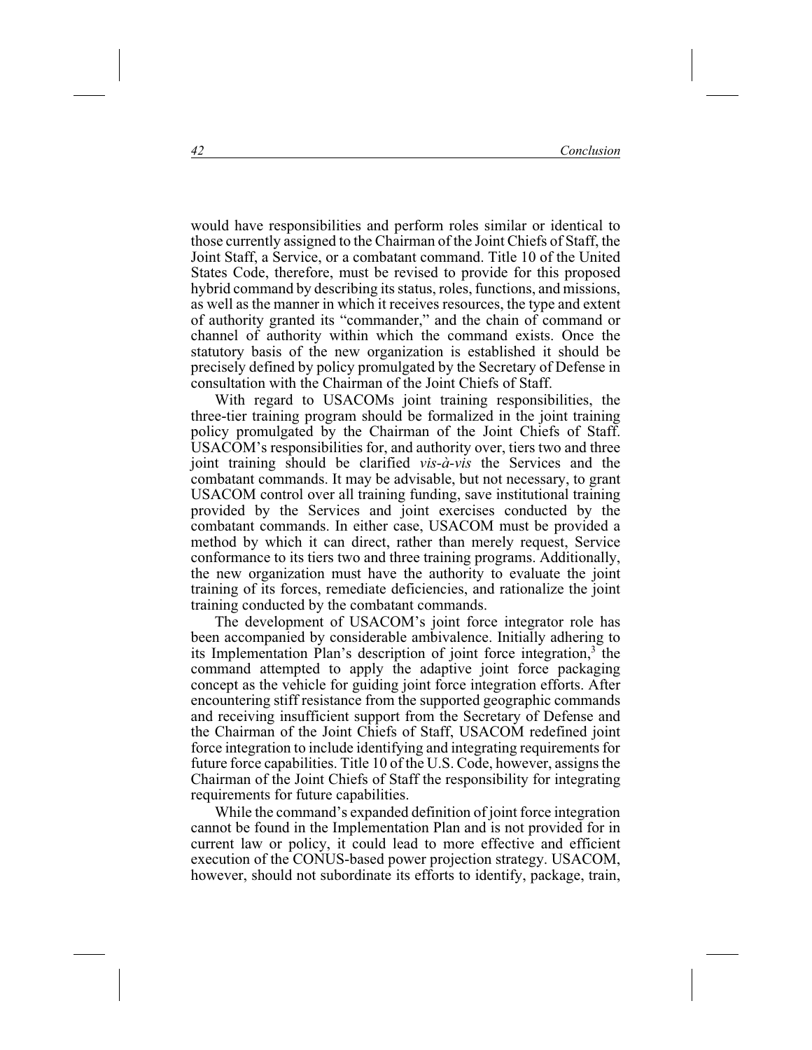would have responsibilities and perform roles similar or identical to those currently assigned to the Chairman of the Joint Chiefs of Staff, the Joint Staff, a Service, or a combatant command. Title 10 of the United States Code, therefore, must be revised to provide for this proposed hybrid command by describing its status, roles, functions, and missions, as well as the manner in which it receives resources, the type and extent of authority granted its "commander," and the chain of command or channel of authority within which the command exists. Once the statutory basis of the new organization is established it should be precisely defined by policy promulgated by the Secretary of Defense in consultation with the Chairman of the Joint Chiefs of Staff.

With regard to USACOMs joint training responsibilities, the three-tier training program should be formalized in the joint training policy promulgated by the Chairman of the Joint Chiefs of Staff. USACOM's responsibilities for, and authority over, tiers two and three joint training should be clarified *vis-à-vis* the Services and the combatant commands. It may be advisable, but not necessary, to grant USACOM control over all training funding, save institutional training provided by the Services and joint exercises conducted by the combatant commands. In either case, USACOM must be provided a method by which it can direct, rather than merely request, Service conformance to its tiers two and three training programs. Additionally, the new organization must have the authority to evaluate the joint training of its forces, remediate deficiencies, and rationalize the joint training conducted by the combatant commands.

The development of USACOM's joint force integrator role has been accompanied by considerable ambivalence. Initially adhering to its Implementation Plan's description of joint force integration,[3] the command attempted to apply the adaptive joint force packaging concept as the vehicle for guiding joint force integration efforts. After encountering stiff resistance from the supported geographic commands and receiving insufficient support from the Secretary of Defense and the Chairman of the Joint Chiefs of Staff, USACOM redefined joint force integration to include identifying and integrating requirements for future force capabilities. Title 10 of the U.S. Code, however, assigns the Chairman of the Joint Chiefs of Staff the responsibility for integrating requirements for future capabilities.

While the command's expanded definition of joint force integration cannot be found in the Implementation Plan and is not provided for in current law or policy, it could lead to more effective and efficient execution of the CONUS-based power projection strategy. USACOM, however, should not subordinate its efforts to identify, package, train,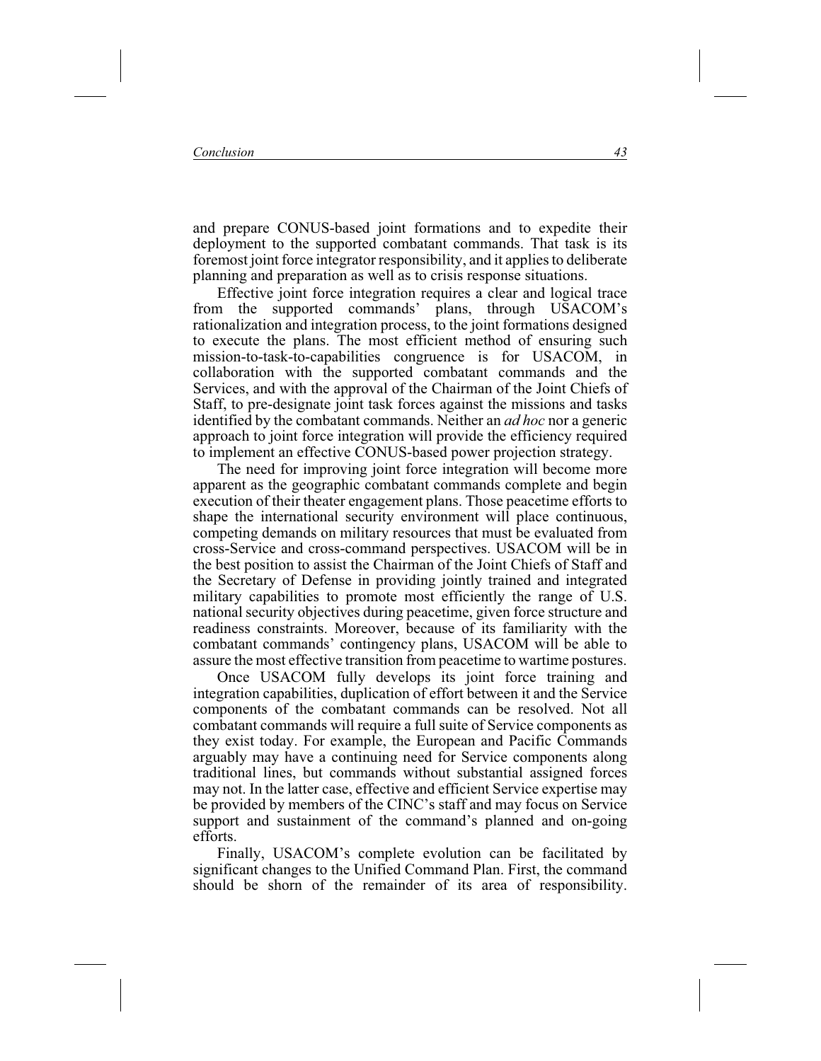and prepare CONUS-based joint formations and to expedite their deployment to the supported combatant commands. That task is its foremost joint force integrator responsibility, and it applies to deliberate planning and preparation as well as to crisis response situations.

Effective joint force integration requires a clear and logical trace from the supported commands' plans, through USACOM's rationalization and integration process, to the joint formations designed to execute the plans. The most efficient method of ensuring such mission-to-task-to-capabilities congruence is for USACOM, in collaboration with the supported combatant commands and the Services, and with the approval of the Chairman of the Joint Chiefs of Staff, to pre-designate joint task forces against the missions and tasks identified by the combatant commands. Neither an *ad hoc* nor a generic approach to joint force integration will provide the efficiency required to implement an effective CONUS-based power projection strategy.

The need for improving joint force integration will become more apparent as the geographic combatant commands complete and begin execution of their theater engagement plans. Those peacetime efforts to shape the international security environment will place continuous, competing demands on military resources that must be evaluated from cross-Service and cross-command perspectives. USACOM will be in the best position to assist the Chairman of the Joint Chiefs of Staff and the Secretary of Defense in providing jointly trained and integrated military capabilities to promote most efficiently the range of U.S. national security objectives during peacetime, given force structure and readiness constraints. Moreover, because of its familiarity with the combatant commands' contingency plans, USACOM will be able to assure the most effective transition from peacetime to wartime postures.

Once USACOM fully develops its joint force training and integration capabilities, duplication of effort between it and the Service components of the combatant commands can be resolved. Not all combatant commands will require a full suite of Service components as they exist today. For example, the European and Pacific Commands arguably may have a continuing need for Service components along traditional lines, but commands without substantial assigned forces may not. In the latter case, effective and efficient Service expertise may be provided by members of the CINC's staff and may focus on Service support and sustainment of the command's planned and on-going efforts.

Finally, USACOM's complete evolution can be facilitated by significant changes to the Unified Command Plan. First, the command should be shorn of the remainder of its area of responsibility.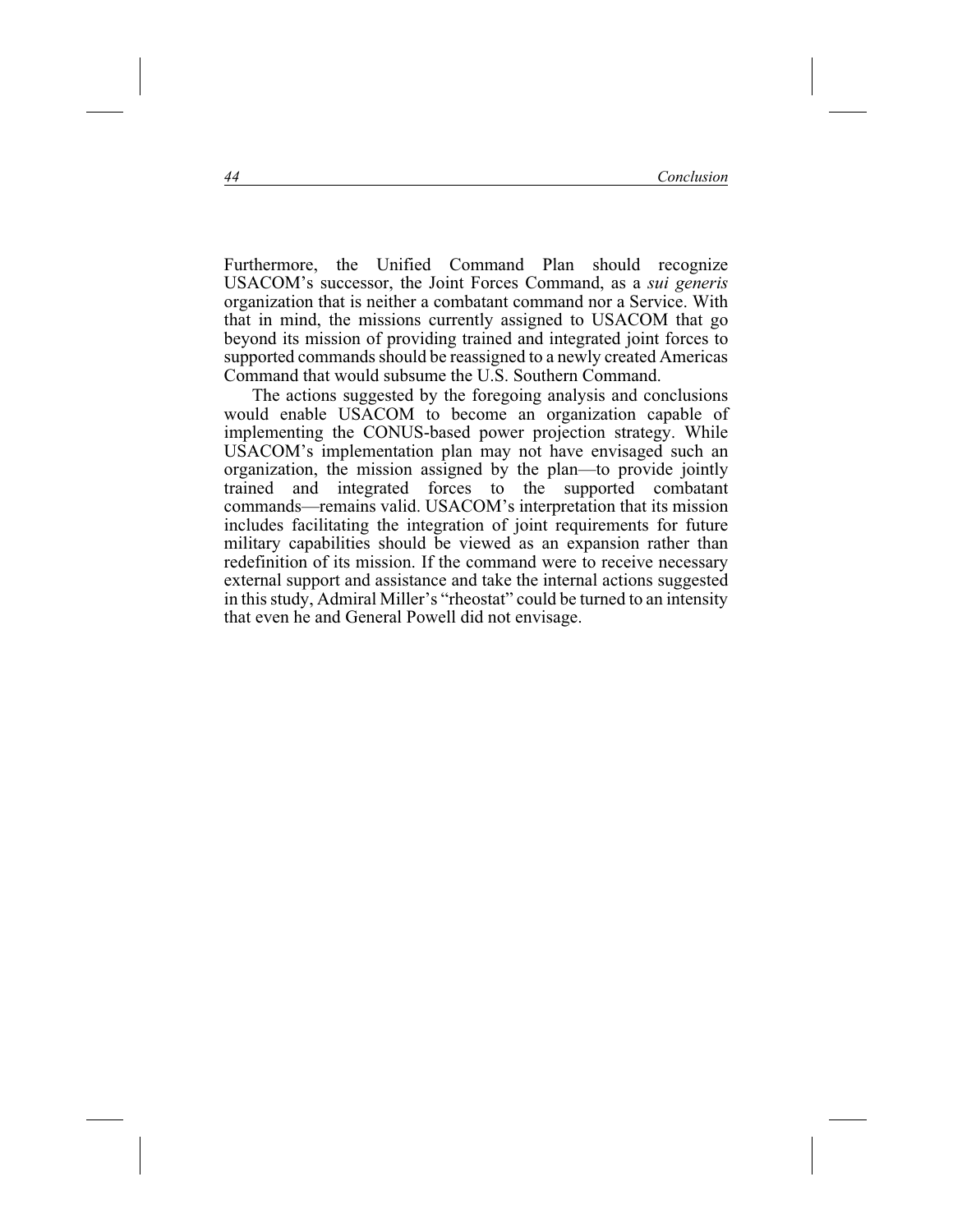Furthermore, the Unified Command Plan should recognize USACOM's successor, the Joint Forces Command, as a *sui generis* organization that is neither a combatant command nor a Service. With that in mind, the missions currently assigned to USACOM that go beyond its mission of providing trained and integrated joint forces to supported commands should be reassigned to a newly created Americas Command that would subsume the U.S. Southern Command.

The actions suggested by the foregoing analysis and conclusions would enable USACOM to become an organization capable of implementing the CONUS-based power projection strategy. While USACOM's implementation plan may not have envisaged such an organization, the mission assigned by the plan—to provide jointly trained and integrated forces to the supported combatant commands—remains valid. USACOM's interpretation that its mission includes facilitating the integration of joint requirements for future military capabilities should be viewed as an expansion rather than redefinition of its mission. If the command were to receive necessary external support and assistance and take the internal actions suggested in this study, Admiral Miller's "rheostat" could be turned to an intensity that even he and General Powell did not envisage.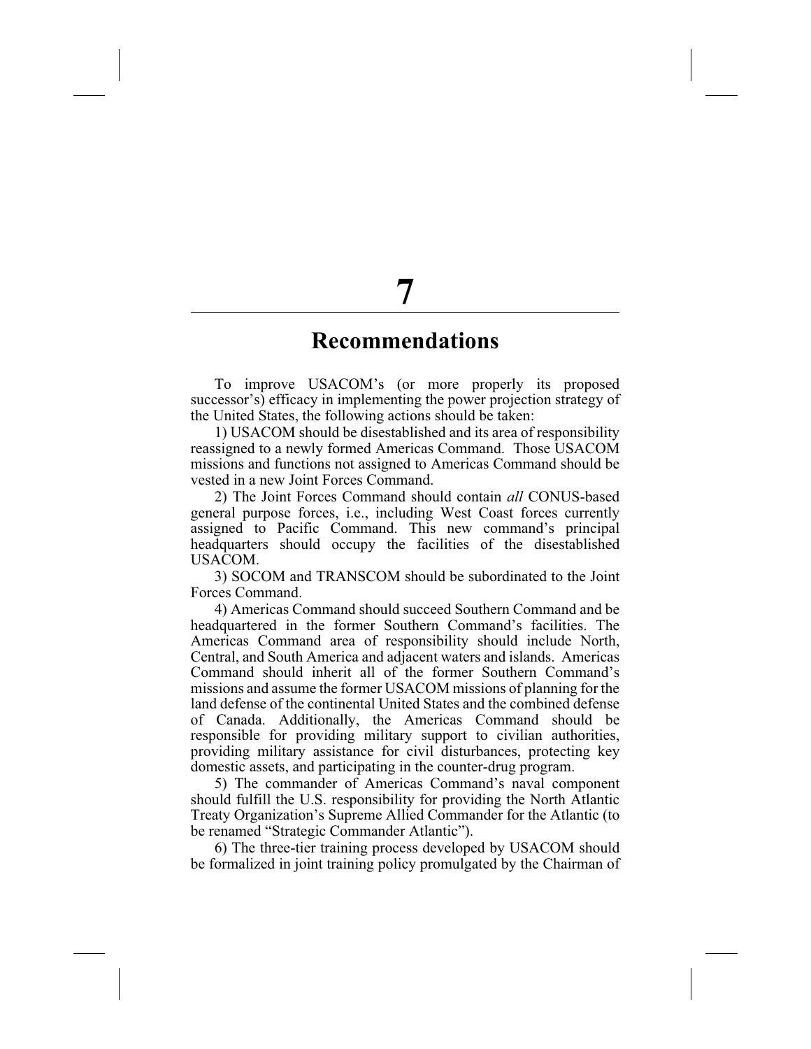# 7

## Recommendations

To improve USACOM's (or more properly its proposed successor's) efficacy in implementing the power projection strategy of the United States, the following actions should be taken:

1) USACOM should be disestablished and its area of responsibility reassigned to a newly formed Americas Command. Those USACOM missions and functions not assigned to Americas Command should be vested in a new Joint Forces Command.

2) The Joint Forces Command should contain *all* CONUS-based general purpose forces, i.e., including West Coast forces currently assigned to Pacific Command. This new command's principal headquarters should occupy the facilities of the disestablished USACOM.

3) SOCOM and TRANSCOM should be subordinated to the Joint Forces Command.

4) Americas Command should succeed Southern Command and be headquartered in the former Southern Command's facilities. The Americas Command area of responsibility should include North, Central, and South America and adjacent waters and islands. Americas Command should inherit all of the former Southern Command's missions and assume the former USACOM missions of planning for the land defense of the continental United States and the combined defense of Canada. Additionally, the Americas Command should be responsible for providing military support to civilian authorities, providing military assistance for civil disturbances, protecting key domestic assets, and participating in the counter-drug program.

5) The commander of Americas Command's naval component should fulfill the U.S. responsibility for providing the North Atlantic Treaty Organization's Supreme Allied Commander for the Atlantic (to be renamed "Strategic Commander Atlantic").

6) The three-tier training process developed by USACOM should be formalized in joint training policy promulgated by the Chairman of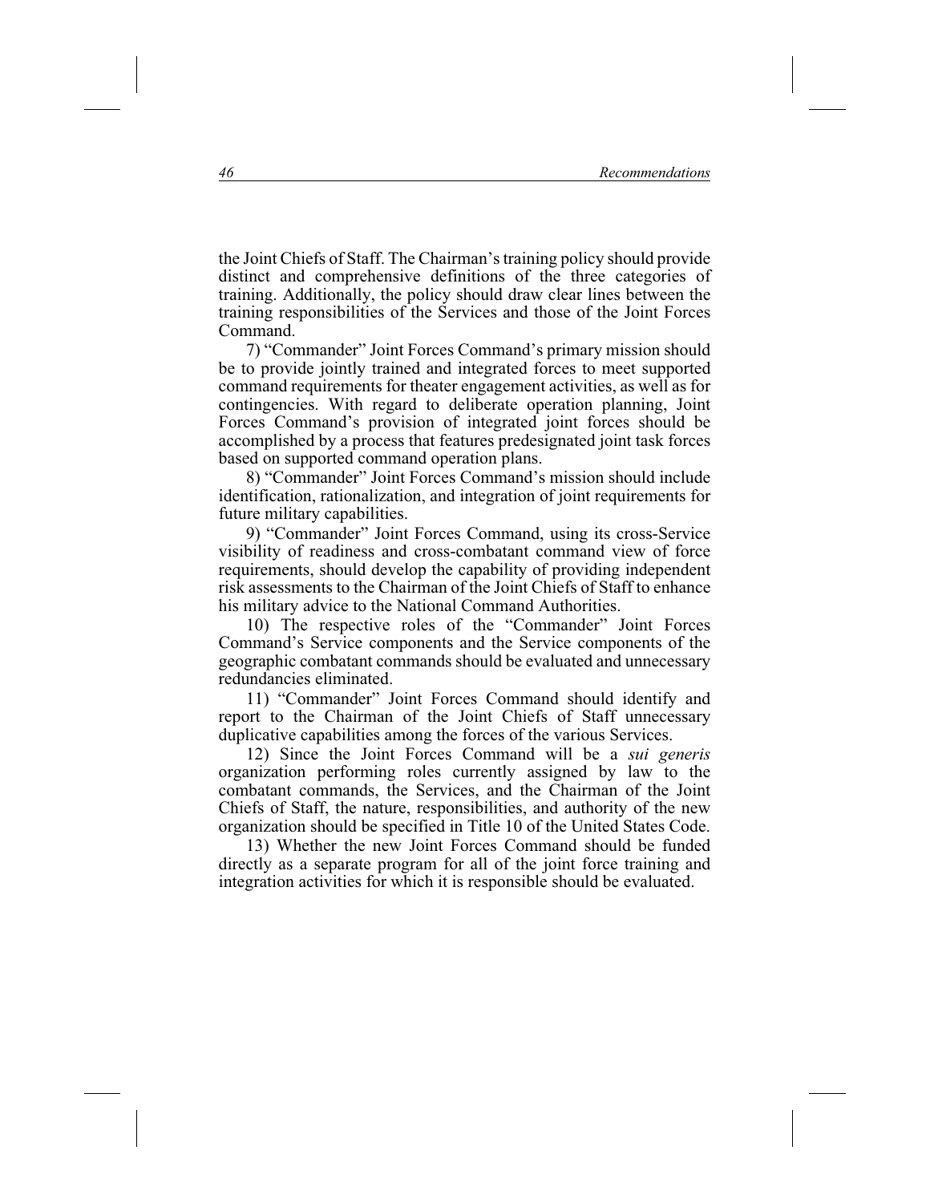the Joint Chiefs of Staff. The Chairman's training policy should provide distinct and comprehensive definitions of the three categories of training. Additionally, the policy should draw clear lines between the training responsibilities of the Services and those of the Joint Forces Command.

7) "Commander" Joint Forces Command's primary mission should be to provide jointly trained and integrated forces to meet supported command requirements for theater engagement activities, as well as for contingencies. With regard to deliberate operation planning, Joint Forces Command's provision of integrated joint forces should be accomplished by a process that features predesignated joint task forces based on supported command operation plans.

8) "Commander" Joint Forces Command's mission should include identification, rationalization, and integration of joint requirements for future military capabilities.

9) "Commander" Joint Forces Command, using its cross-Service visibility of readiness and cross-combatant command view of force requirements, should develop the capability of providing independent risk assessments to the Chairman of the Joint Chiefs of Staff to enhance his military advice to the National Command Authorities.

10) The respective roles of the "Commander" Joint Forces Command's Service components and the Service components of the geographic combatant commands should be evaluated and unnecessary redundancies eliminated.

11) "Commander" Joint Forces Command should identify and report to the Chairman of the Joint Chiefs of Staff unnecessary duplicative capabilities among the forces of the various Services.

12) Since the Joint Forces Command will be a *sui generis* organization performing roles currently assigned by law to the combatant commands, the Services, and the Chairman of the Joint Chiefs of Staff, the nature, responsibilities, and authority of the new organization should be specified in Title 10 of the United States Code.

13) Whether the new Joint Forces Command should be funded directly as a separate program for all of the joint force training and integration activities for which it is responsible should be evaluated.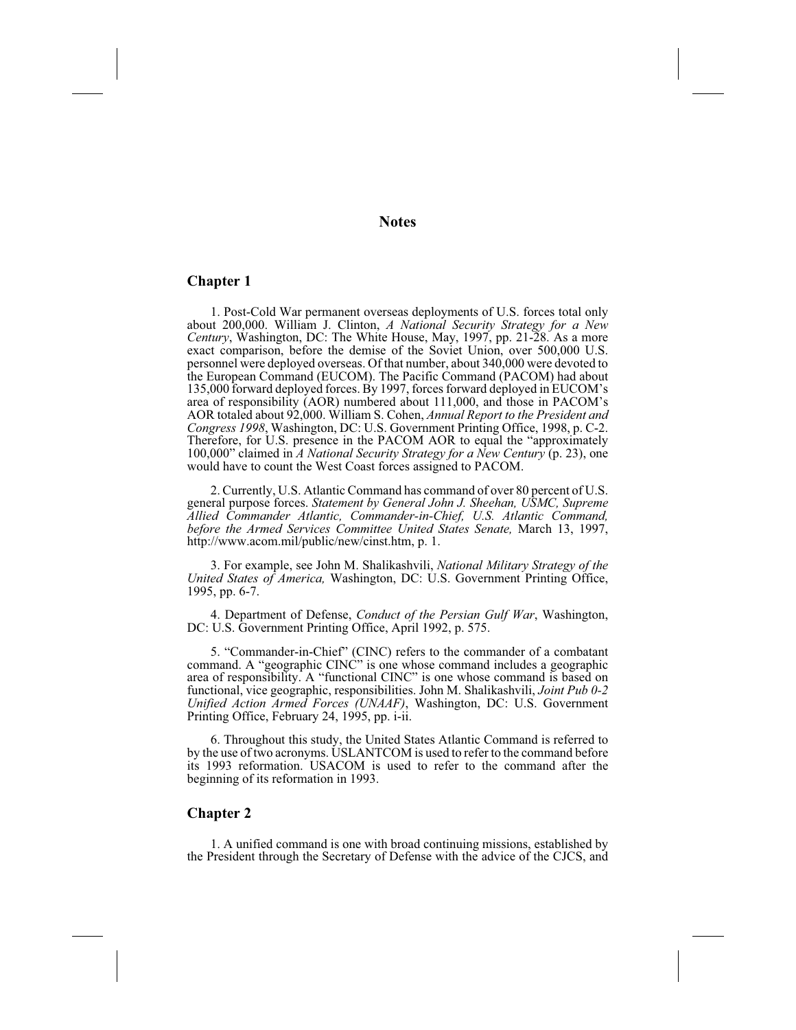# Notes

## Chapter 1

1. Post-Cold War permanent overseas deployments of U.S. forces total only about 200,000. William J. Clinton, *A National Security Strategy for a New Century*, Washington, DC: The White House, May, 1997, pp. 21-28. As a more exact comparison, before the demise of the Soviet Union, over 500,000 U.S. personnel were deployed overseas. Of that number, about 340,000 were devoted to the European Command (EUCOM). The Pacific Command (PACOM) had about 135,000 forward deployed forces. By 1997, forces forward deployed in EUCOM's area of responsibility (AOR) numbered about 111,000, and those in PACOM's AOR totaled about 92,000. William S. Cohen, *Annual Report to the President and Congress 1998*, Washington, DC: U.S. Government Printing Office, 1998, p. C-2. Therefore, for U.S. presence in the PACOM AOR to equal the "approximately 100,000" claimed in *A National Security Strategy for a New Century* (p. 23), one would have to count the West Coast forces assigned to PACOM.

2. Currently, U.S. Atlantic Command has command of over 80 percent of U.S. general purpose forces. *Statement by General John J. Sheehan, USMC, Supreme Allied Commander Atlantic, Commander-in-Chief, U.S. Atlantic Command, before the Armed Services Committee United States Senate,* March 13, 1997, http://www.acom.mil/public/new/cinst.htm, p. 1.

3. For example, see John M. Shalikashvili, *National Military Strategy of the United States of America,* Washington, DC: U.S. Government Printing Office, 1995, pp. 6-7.

4. Department of Defense, *Conduct of the Persian Gulf War*, Washington, DC: U.S. Government Printing Office, April 1992, p. 575.

5. "Commander-in-Chief" (CINC) refers to the commander of a combatant command. A "geographic CINC" is one whose command includes a geographic area of responsibility. A "functional CINC" is one whose command is based on functional, vice geographic, responsibilities. John M. Shalikashvili, *Joint Pub 0-2 Unified Action Armed Forces (UNAAF)*, Washington, DC: U.S. Government Printing Office, February 24, 1995, pp. i-ii.

6. Throughout this study, the United States Atlantic Command is referred to by the use of two acronyms. USLANTCOM is used to refer to the command before its 1993 reformation. USACOM is used to refer to the command after the beginning of its reformation in 1993.

## Chapter 2

1. A unified command is one with broad continuing missions, established by the President through the Secretary of Defense with the advice of the CJCS, and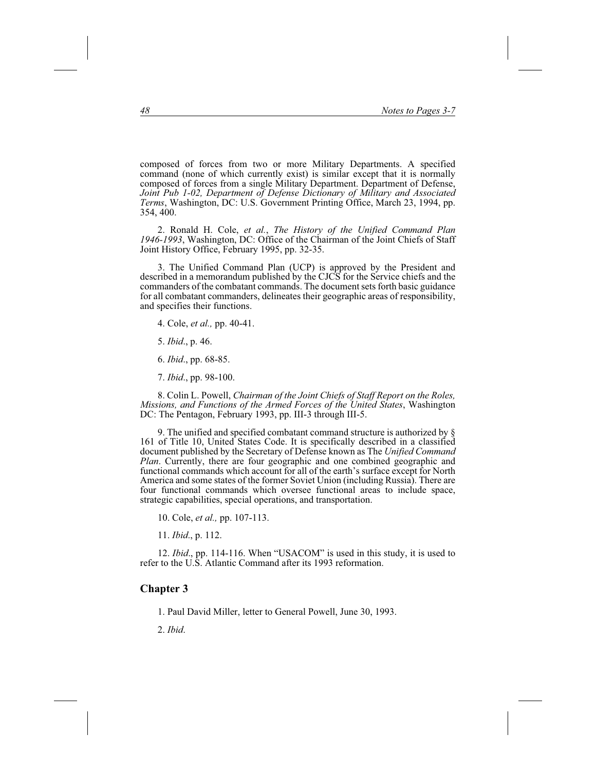composed of forces from two or more Military Departments. A specified command (none of which currently exist) is similar except that it is normally composed of forces from a single Military Department. Department of Defense, *Joint Pub 1-02, Department of Defense Dictionary of Military and Associated Terms*, Washington, DC: U.S. Government Printing Office, March 23, 1994, pp. 354, 400.

2. Ronald H. Cole, *et al.*, *The History of the Unified Command Plan 1946-1993*, Washington, DC: Office of the Chairman of the Joint Chiefs of Staff Joint History Office, February 1995, pp. 32-35.

3. The Unified Command Plan (UCP) is approved by the President and described in a memorandum published by the CJCS for the Service chiefs and the commanders of the combatant commands. The document sets forth basic guidance for all combatant commanders, delineates their geographic areas of responsibility, and specifies their functions.

4. Cole, *et al.,* pp. 40-41.

5. *Ibid*., p. 46.

6. *Ibid*., pp. 68-85.

7. *Ibid*., pp. 98-100.

8. Colin L. Powell, *Chairman of the Joint Chiefs of Staff Report on the Roles, Missions, and Functions of the Armed Forces of the United States*, Washington DC: The Pentagon, February 1993, pp. III-3 through III-5.

9. The unified and specified combatant command structure is authorized by § 161 of Title 10, United States Code. It is specifically described in a classified document published by the Secretary of Defense known as The *Unified Command Plan*. Currently, there are four geographic and one combined geographic and functional commands which account for all of the earth's surface except for North America and some states of the former Soviet Union (including Russia). There are four functional commands which oversee functional areas to include space, strategic capabilities, special operations, and transportation.

10. Cole, *et al.,* pp. 107-113.

11. *Ibid*., p. 112.

12. *Ibid*., pp. 114-116. When "USACOM" is used in this study, it is used to refer to the U.S. Atlantic Command after its 1993 reformation.

## Chapter 3

1. Paul David Miller, letter to General Powell, June 30, 1993.

2. *Ibid*.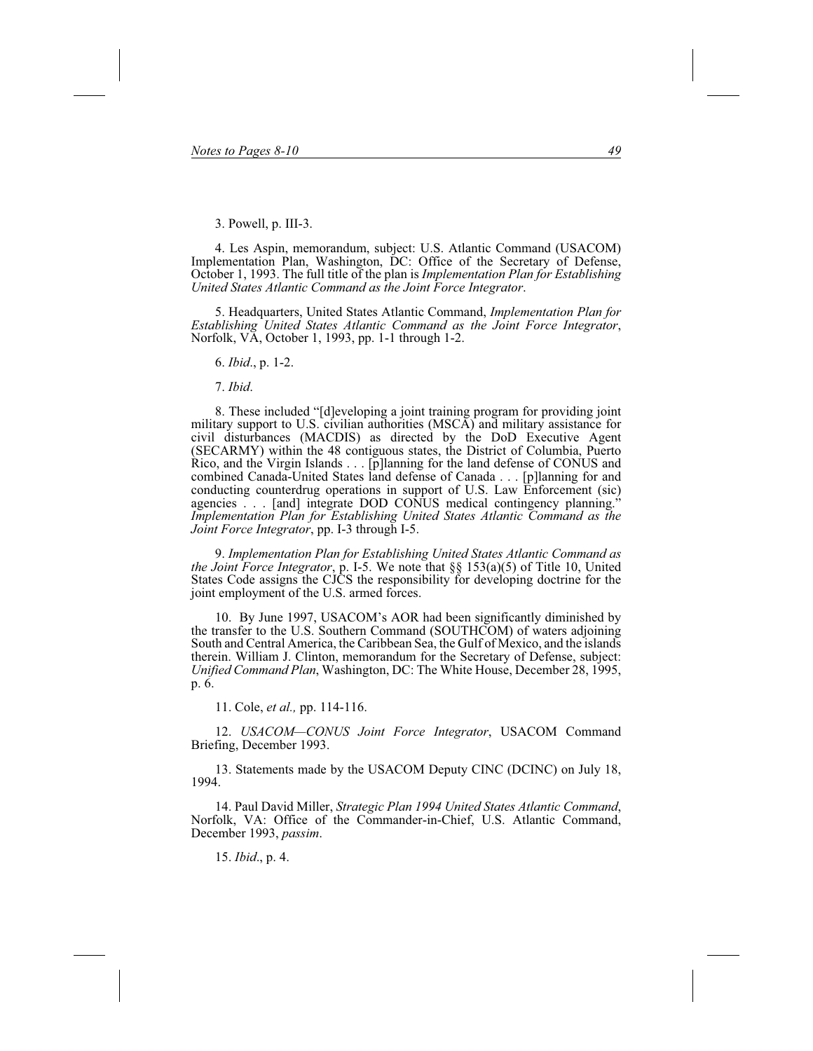3. Powell, p. III-3.

4. Les Aspin, memorandum, subject: U.S. Atlantic Command (USACOM) Implementation Plan, Washington, DC: Office of the Secretary of Defense, October 1, 1993. The full title of the plan is *Implementation Plan for Establishing United States Atlantic Command as the Joint Force Integrator*.

5. Headquarters, United States Atlantic Command, *Implementation Plan for Establishing United States Atlantic Command as the Joint Force Integrator*, Norfolk, VA, October 1, 1993, pp. 1-1 through 1-2.

6. *Ibid*., p. 1-2.

7. *Ibid*.

8. These included "[d]eveloping a joint training program for providing joint military support to U.S. civilian authorities (MSCA) and military assistance for civil disturbances (MACDIS) as directed by the DoD Executive Agent (SECARMY) within the 48 contiguous states, the District of Columbia, Puerto Rico, and the Virgin Islands . . . [p]lanning for the land defense of CONUS and combined Canada-United States land defense of Canada . . . [p]lanning for and conducting counterdrug operations in support of U.S. Law Enforcement (sic) agencies . . . [and] integrate DOD CONUS medical contingency planning." *Implementation Plan for Establishing United States Atlantic Command as the Joint Force Integrator*, pp. I-3 through I-5.

9. *Implementation Plan for Establishing United States Atlantic Command as the Joint Force Integrator*, p. I-5. We note that §§ 153(a)(5) of Title 10, United States Code assigns the CJCS the responsibility for developing doctrine for the joint employment of the U.S. armed forces.

10. By June 1997, USACOM's AOR had been significantly diminished by the transfer to the U.S. Southern Command (SOUTHCOM) of waters adjoining South and Central America, the Caribbean Sea, the Gulf of Mexico, and the islands therein. William J. Clinton, memorandum for the Secretary of Defense, subject: *Unified Command Plan*, Washington, DC: The White House, December 28, 1995, p. 6.

11. Cole, *et al.,* pp. 114-116.

12. *USACOM—CONUS Joint Force Integrator*, USACOM Command Briefing, December 1993.

13. Statements made by the USACOM Deputy CINC (DCINC) on July 18, 1994.

14. Paul David Miller, *Strategic Plan 1994 United States Atlantic Command*, Norfolk, VA: Office of the Commander-in-Chief, U.S. Atlantic Command, December 1993, *passim*.

15. *Ibid*., p. 4.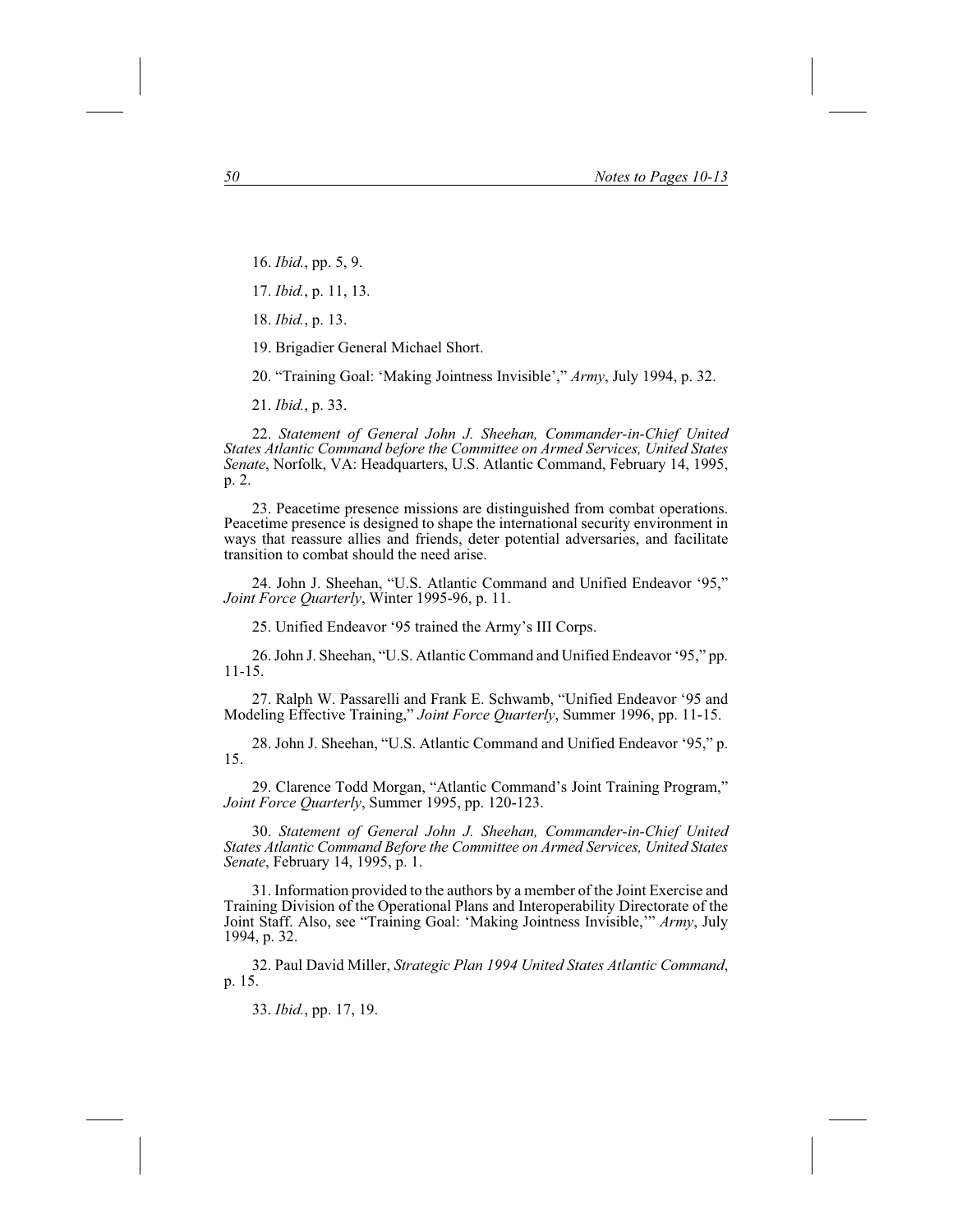16. *Ibid.*, pp. 5, 9.

17. *Ibid.*, p. 11, 13.

18. *Ibid.*, p. 13.

19. Brigadier General Michael Short.

20. "Training Goal: 'Making Jointness Invisible'," *Army*, July 1994, p. 32.

21. *Ibid.*, p. 33.

22. *Statement of General John J. Sheehan, Commander-in-Chief United States Atlantic Command before the Committee on Armed Services, United States Senate*, Norfolk, VA: Headquarters, U.S. Atlantic Command, February 14, 1995, p. 2.

23. Peacetime presence missions are distinguished from combat operations. Peacetime presence is designed to shape the international security environment in ways that reassure allies and friends, deter potential adversaries, and facilitate transition to combat should the need arise.

24. John J. Sheehan, "U.S. Atlantic Command and Unified Endeavor '95," *Joint Force Quarterly*, Winter 1995-96, p. 11.

25. Unified Endeavor '95 trained the Army's III Corps.

26. John J. Sheehan, "U.S. Atlantic Command and Unified Endeavor '95," pp. 11-15.

27. Ralph W. Passarelli and Frank E. Schwamb, "Unified Endeavor '95 and Modeling Effective Training," *Joint Force Quarterly*, Summer 1996, pp. 11-15.

28. John J. Sheehan, "U.S. Atlantic Command and Unified Endeavor '95," p. 15.

29. Clarence Todd Morgan, "Atlantic Command's Joint Training Program," *Joint Force Quarterly*, Summer 1995, pp. 120-123.

30. *Statement of General John J. Sheehan, Commander-in-Chief United States Atlantic Command Before the Committee on Armed Services, United States Senate*, February 14, 1995, p. 1.

31. Information provided to the authors by a member of the Joint Exercise and Training Division of the Operational Plans and Interoperability Directorate of the Joint Staff. Also, see "Training Goal: 'Making Jointness Invisible,'" *Army*, July 1994, p. 32.

32. Paul David Miller, *Strategic Plan 1994 United States Atlantic Command*, p. 15.

33. *Ibid.*, pp. 17, 19.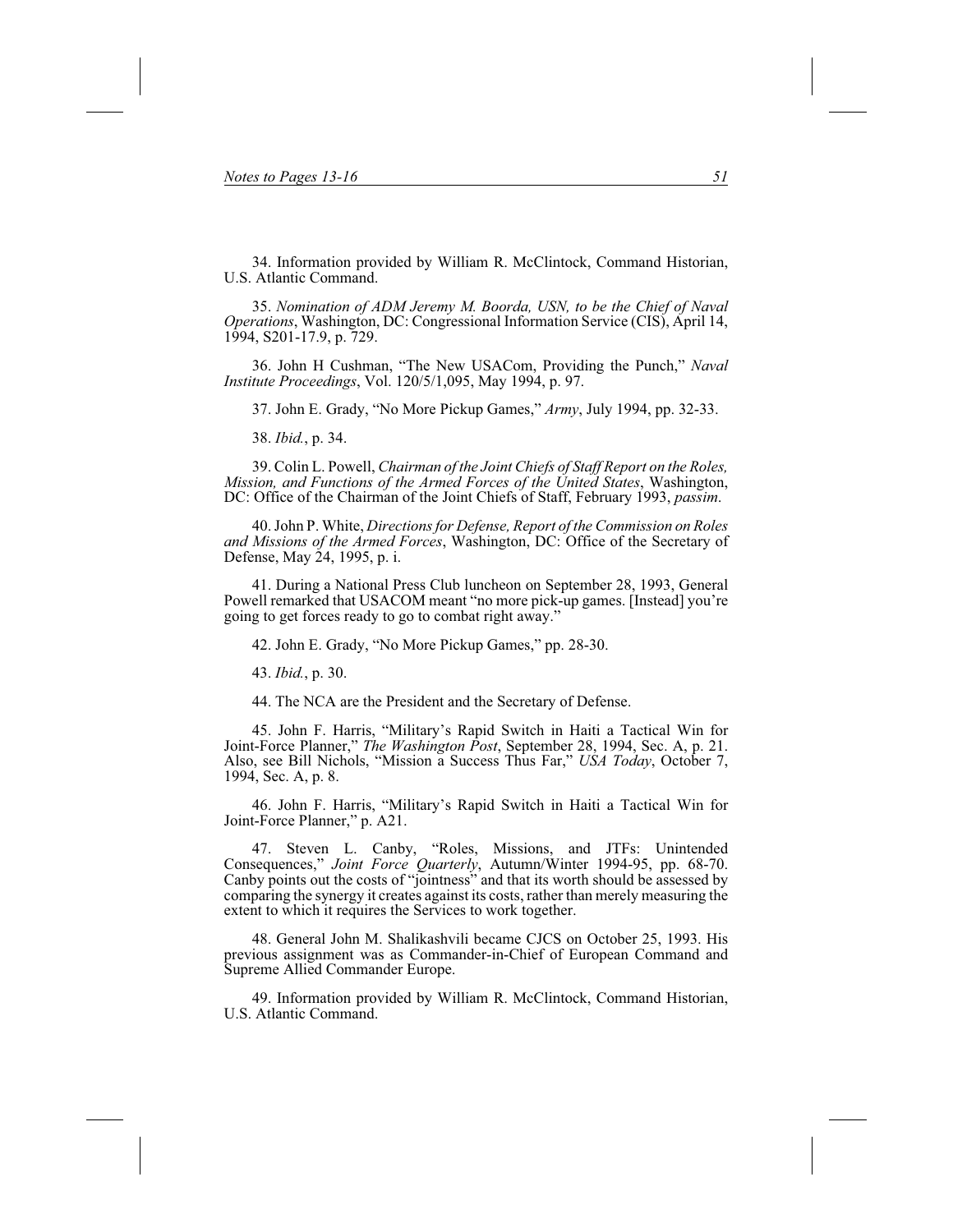34. Information provided by William R. McClintock, Command Historian, U.S. Atlantic Command.

35. *Nomination of ADM Jeremy M. Boorda, USN, to be the Chief of Naval Operations*, Washington, DC: Congressional Information Service (CIS), April 14, 1994, S201-17.9, p. 729.

36. John H Cushman, "The New USACom, Providing the Punch," *Naval Institute Proceedings*, Vol. 120/5/1,095, May 1994, p. 97.

37. John E. Grady, "No More Pickup Games," *Army*, July 1994, pp. 32-33.

38. *Ibid.*, p. 34.

39. Colin L. Powell, *Chairman of the Joint Chiefs of Staff Report on the Roles, Mission, and Functions of the Armed Forces of the United States*, Washington, DC: Office of the Chairman of the Joint Chiefs of Staff, February 1993, *passim*.

40. John P. White, *Directions for Defense, Report of the Commission on Roles and Missions of the Armed Forces*, Washington, DC: Office of the Secretary of Defense, May 24, 1995, p. i.

41. During a National Press Club luncheon on September 28, 1993, General Powell remarked that USACOM meant "no more pick-up games. [Instead] you're going to get forces ready to go to combat right away."

42. John E. Grady, "No More Pickup Games," pp. 28-30.

43. *Ibid.*, p. 30.

44. The NCA are the President and the Secretary of Defense.

45. John F. Harris, "Military's Rapid Switch in Haiti a Tactical Win for Joint-Force Planner," *The Washington Post*, September 28, 1994, Sec. A, p. 21. Also, see Bill Nichols, "Mission a Success Thus Far," *USA Today*, October 7, 1994, Sec. A, p. 8.

46. John F. Harris, "Military's Rapid Switch in Haiti a Tactical Win for Joint-Force Planner," p. A21.

47. Steven L. Canby, "Roles, Missions, and JTFs: Unintended Consequences," *Joint Force Quarterly*, Autumn/Winter 1994-95, pp. 68-70. Canby points out the costs of "jointness" and that its worth should be assessed by comparing the synergy it creates against its costs, rather than merely measuring the extent to which it requires the Services to work together.

48. General John M. Shalikashvili became CJCS on October 25, 1993. His previous assignment was as Commander-in-Chief of European Command and Supreme Allied Commander Europe.

49. Information provided by William R. McClintock, Command Historian, U.S. Atlantic Command.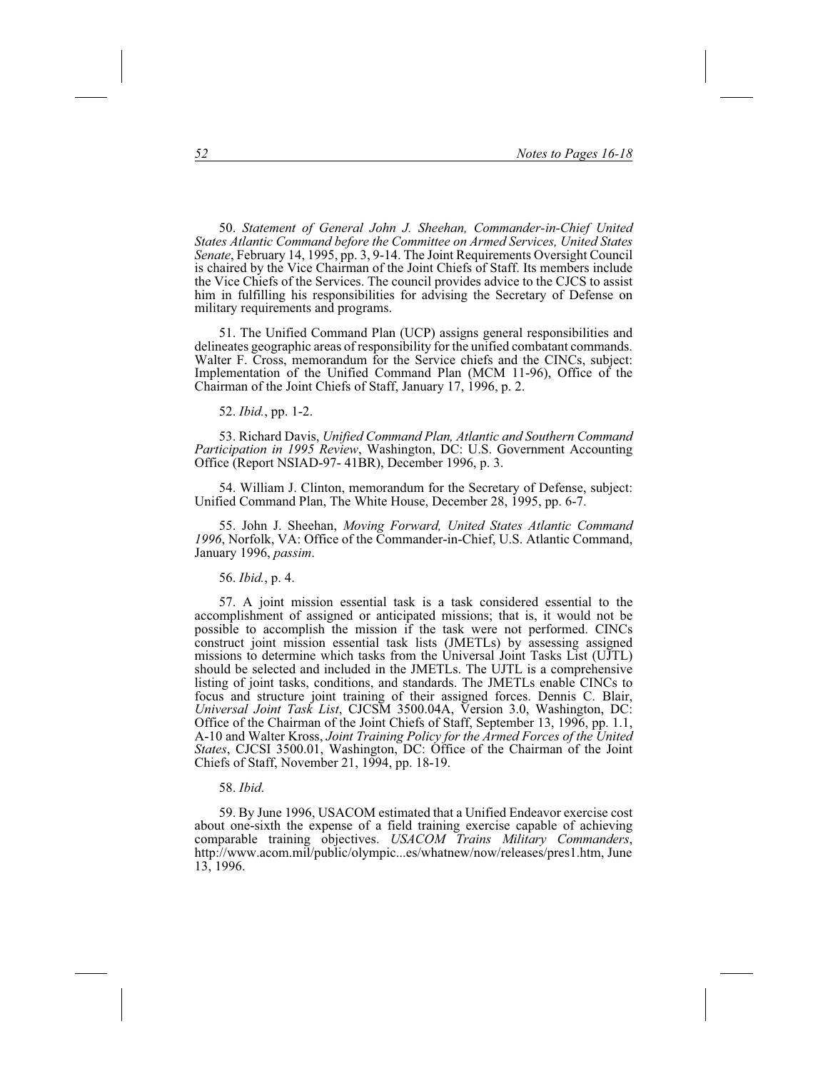50. *Statement of General John J. Sheehan, Commander-in-Chief United States Atlantic Command before the Committee on Armed Services, United States Senate*, February 14, 1995, pp. 3, 9-14. The Joint Requirements Oversight Council is chaired by the Vice Chairman of the Joint Chiefs of Staff. Its members include the Vice Chiefs of the Services. The council provides advice to the CJCS to assist him in fulfilling his responsibilities for advising the Secretary of Defense on military requirements and programs.

51. The Unified Command Plan (UCP) assigns general responsibilities and delineates geographic areas of responsibility for the unified combatant commands. Walter F. Cross, memorandum for the Service chiefs and the CINCs, subject: Implementation of the Unified Command Plan (MCM 11-96), Office of the Chairman of the Joint Chiefs of Staff, January 17, 1996, p. 2.

52. *Ibid.*, pp. 1-2.

53. Richard Davis, *Unified Command Plan, Atlantic and Southern Command Participation in 1995 Review*, Washington, DC: U.S. Government Accounting Office (Report NSIAD-97- 41BR), December 1996, p. 3.

54. William J. Clinton, memorandum for the Secretary of Defense, subject: Unified Command Plan, The White House, December 28, 1995, pp. 6-7.

55. John J. Sheehan, *Moving Forward, United States Atlantic Command 1996*, Norfolk, VA: Office of the Commander-in-Chief, U.S. Atlantic Command, January 1996, *passim*.

56. *Ibid.*, p. 4.

57. A joint mission essential task is a task considered essential to the accomplishment of assigned or anticipated missions; that is, it would not be possible to accomplish the mission if the task were not performed. CINCs construct joint mission essential task lists (JMETLs) by assessing assigned missions to determine which tasks from the Universal Joint Tasks List (UJTL) should be selected and included in the JMETLs. The UJTL is a comprehensive listing of joint tasks, conditions, and standards. The JMETLs enable CINCs to focus and structure joint training of their assigned forces. Dennis C. Blair, *Universal Joint Task List*, CJCSM 3500.04A, Version 3.0, Washington, DC: Office of the Chairman of the Joint Chiefs of Staff, September 13, 1996, pp. 1.1, A-10 and Walter Kross, *Joint Training Policy for the Armed Forces of the United States*, CJCSI 3500.01, Washington, DC: Office of the Chairman of the Joint Chiefs of Staff, November 21, 1994, pp. 18-19.

58. *Ibid.*

59. By June 1996, USACOM estimated that a Unified Endeavor exercise cost about one-sixth the expense of a field training exercise capable of achieving comparable training objectives. *USACOM Trains Military Commanders*, http://www.acom.mil/public/olympic...es/whatnew/now/releases/pres1.htm, June 13, 1996.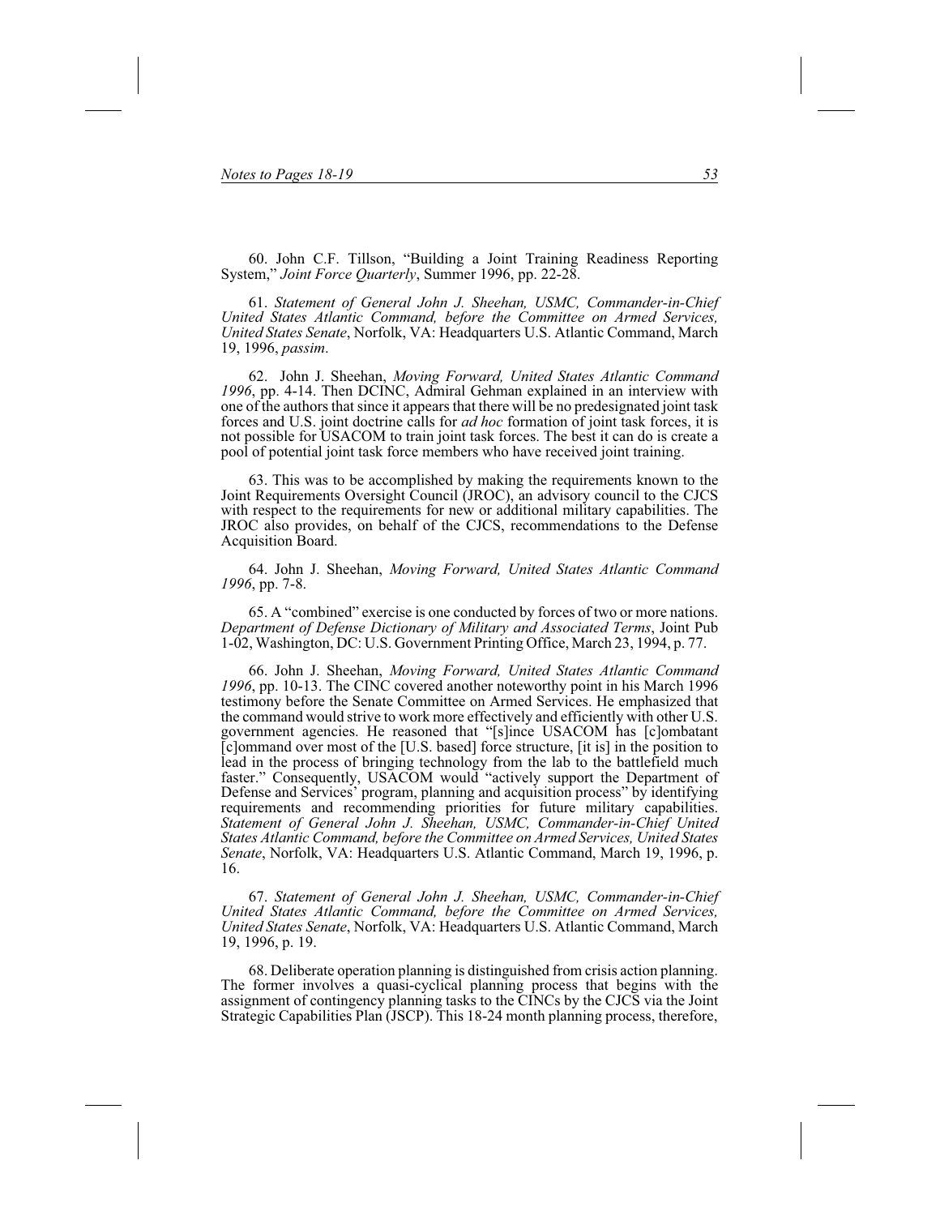60. John C.F. Tillson, "Building a Joint Training Readiness Reporting System," *Joint Force Quarterly*, Summer 1996, pp. 22-28.

61. *Statement of General John J. Sheehan, USMC, Commander-in-Chief United States Atlantic Command, before the Committee on Armed Services, United States Senate*, Norfolk, VA: Headquarters U.S. Atlantic Command, March 19, 1996, *passim*.

62. John J. Sheehan, *Moving Forward, United States Atlantic Command 1996*, pp. 4-14. Then DCINC, Admiral Gehman explained in an interview with one of the authors that since it appears that there will be no predesignated joint task forces and U.S. joint doctrine calls for *ad hoc* formation of joint task forces, it is not possible for USACOM to train joint task forces. The best it can do is create a pool of potential joint task force members who have received joint training.

63. This was to be accomplished by making the requirements known to the Joint Requirements Oversight Council (JROC), an advisory council to the CJCS with respect to the requirements for new or additional military capabilities. The JROC also provides, on behalf of the CJCS, recommendations to the Defense Acquisition Board.

64. John J. Sheehan, *Moving Forward, United States Atlantic Command 1996*, pp. 7-8.

65. A "combined" exercise is one conducted by forces of two or more nations. *Department of Defense Dictionary of Military and Associated Terms*, Joint Pub 1-02, Washington, DC: U.S. Government Printing Office, March 23, 1994, p. 77.

66. John J. Sheehan, *Moving Forward, United States Atlantic Command 1996*, pp. 10-13. The CINC covered another noteworthy point in his March 1996 testimony before the Senate Committee on Armed Services. He emphasized that the command would strive to work more effectively and efficiently with other U.S. government agencies. He reasoned that "[s]ince USACOM has [c]ombatant [c]ommand over most of the [U.S. based] force structure, [it is] in the position to lead in the process of bringing technology from the lab to the battlefield much faster." Consequently, USACOM would "actively support the Department of Defense and Services' program, planning and acquisition process" by identifying requirements and recommending priorities for future military capabilities. *Statement of General John J. Sheehan, USMC, Commander-in-Chief United States Atlantic Command, before the Committee on Armed Services, United States Senate*, Norfolk, VA: Headquarters U.S. Atlantic Command, March 19, 1996, p. 16.

67. *Statement of General John J. Sheehan, USMC, Commander-in-Chief United States Atlantic Command, before the Committee on Armed Services, United States Senate*, Norfolk, VA: Headquarters U.S. Atlantic Command, March 19, 1996, p. 19.

68. Deliberate operation planning is distinguished from crisis action planning. The former involves a quasi-cyclical planning process that begins with the assignment of contingency planning tasks to the CINCs by the CJCS via the Joint Strategic Capabilities Plan (JSCP). This 18-24 month planning process, therefore,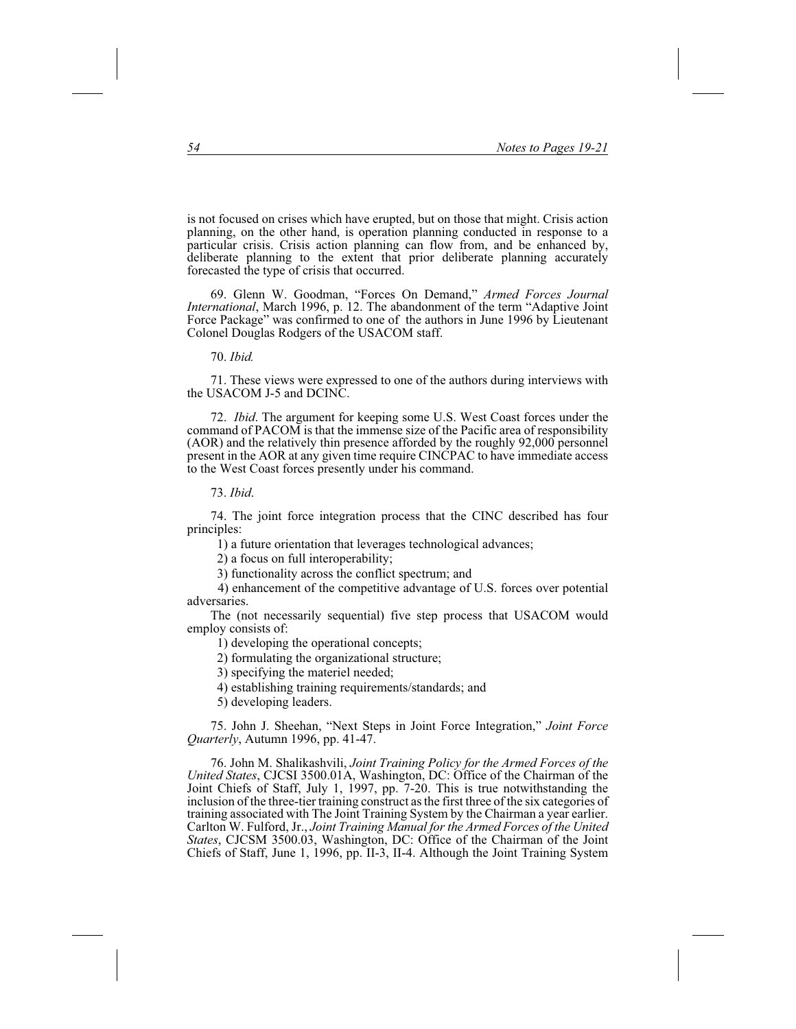is not focused on crises which have erupted, but on those that might. Crisis action planning, on the other hand, is operation planning conducted in response to a particular crisis. Crisis action planning can flow from, and be enhanced by, deliberate planning to the extent that prior deliberate planning accurately forecasted the type of crisis that occurred.

69. Glenn W. Goodman, "Forces On Demand," *Armed Forces Journal International*, March 1996, p. 12. The abandonment of the term "Adaptive Joint Force Package" was confirmed to one of the authors in June 1996 by Lieutenant Colonel Douglas Rodgers of the USACOM staff.

70. *Ibid.*

71. These views were expressed to one of the authors during interviews with the USACOM J-5 and DCINC.

72. *Ibid*. The argument for keeping some U.S. West Coast forces under the command of PACOM is that the immense size of the Pacific area of responsibility (AOR) and the relatively thin presence afforded by the roughly 92,000 personnel present in the AOR at any given time require CINCPAC to have immediate access to the West Coast forces presently under his command.

73. *Ibid*.

74. The joint force integration process that the CINC described has four principles:

1) a future orientation that leverages technological advances;

2) a focus on full interoperability;

3) functionality across the conflict spectrum; and

4) enhancement of the competitive advantage of U.S. forces over potential adversaries.

The (not necessarily sequential) five step process that USACOM would employ consists of:

1) developing the operational concepts;

2) formulating the organizational structure;

3) specifying the materiel needed;

4) establishing training requirements/standards; and

5) developing leaders.

75. John J. Sheehan, "Next Steps in Joint Force Integration," *Joint Force Quarterly*, Autumn 1996, pp. 41-47.

76. John M. Shalikashvili, *Joint Training Policy for the Armed Forces of the United States*, CJCSI 3500.01A, Washington, DC: Office of the Chairman of the Joint Chiefs of Staff, July 1, 1997, pp. 7-20. This is true notwithstanding the inclusion of the three-tier training construct as the first three of the six categories of training associated with The Joint Training System by the Chairman a year earlier. Carlton W. Fulford, Jr., *Joint Training Manual for the Armed Forces of the United States*, CJCSM 3500.03, Washington, DC: Office of the Chairman of the Joint Chiefs of Staff, June 1, 1996, pp. II-3, II-4. Although the Joint Training System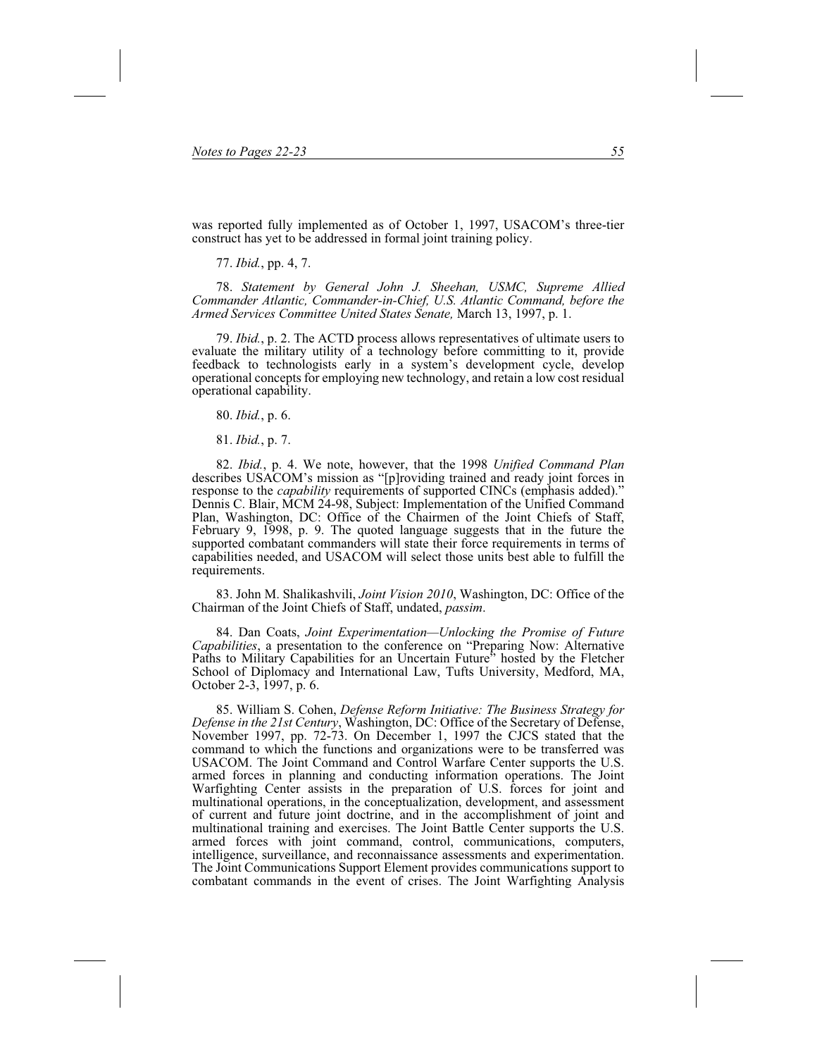was reported fully implemented as of October 1, 1997, USACOM's three-tier construct has yet to be addressed in formal joint training policy.

77. *Ibid.*, pp. 4, 7.

78. *Statement by General John J. Sheehan, USMC, Supreme Allied Commander Atlantic, Commander-in-Chief, U.S. Atlantic Command, before the Armed Services Committee United States Senate,* March 13, 1997, p. 1.

79. *Ibid.*, p. 2. The ACTD process allows representatives of ultimate users to evaluate the military utility of a technology before committing to it, provide feedback to technologists early in a system's development cycle, develop operational concepts for employing new technology, and retain a low cost residual operational capability.

80. *Ibid.*, p. 6.

81. *Ibid.*, p. 7.

82. *Ibid.*, p. 4. We note, however, that the 1998 *Unified Command Plan* describes USACOM's mission as "[p]roviding trained and ready joint forces in response to the *capability* requirements of supported CINCs (emphasis added)." Dennis C. Blair, MCM 24-98, Subject: Implementation of the Unified Command Plan, Washington, DC: Office of the Chairmen of the Joint Chiefs of Staff, February 9, 1998, p. 9. The quoted language suggests that in the future the supported combatant commanders will state their force requirements in terms of capabilities needed, and USACOM will select those units best able to fulfill the requirements.

83. John M. Shalikashvili, *Joint Vision 2010*, Washington, DC: Office of the Chairman of the Joint Chiefs of Staff, undated, *passim*.

84. Dan Coats, *Joint Experimentation—Unlocking the Promise of Future Capabilities*, a presentation to the conference on "Preparing Now: Alternative Paths to Military Capabilities for an Uncertain Future" hosted by the Fletcher School of Diplomacy and International Law, Tufts University, Medford, MA, October 2-3, 1997, p. 6.

85. William S. Cohen, *Defense Reform Initiative: The Business Strategy for Defense in the 21st Century*, Washington, DC: Office of the Secretary of Defense, November 1997, pp. 72-73. On December 1, 1997 the CJCS stated that the command to which the functions and organizations were to be transferred was USACOM. The Joint Command and Control Warfare Center supports the U.S. armed forces in planning and conducting information operations. The Joint Warfighting Center assists in the preparation of U.S. forces for joint and multinational operations, in the conceptualization, development, and assessment of current and future joint doctrine, and in the accomplishment of joint and multinational training and exercises. The Joint Battle Center supports the U.S. armed forces with joint command, control, communications, computers, intelligence, surveillance, and reconnaissance assessments and experimentation. The Joint Communications Support Element provides communications support to combatant commands in the event of crises. The Joint Warfighting Analysis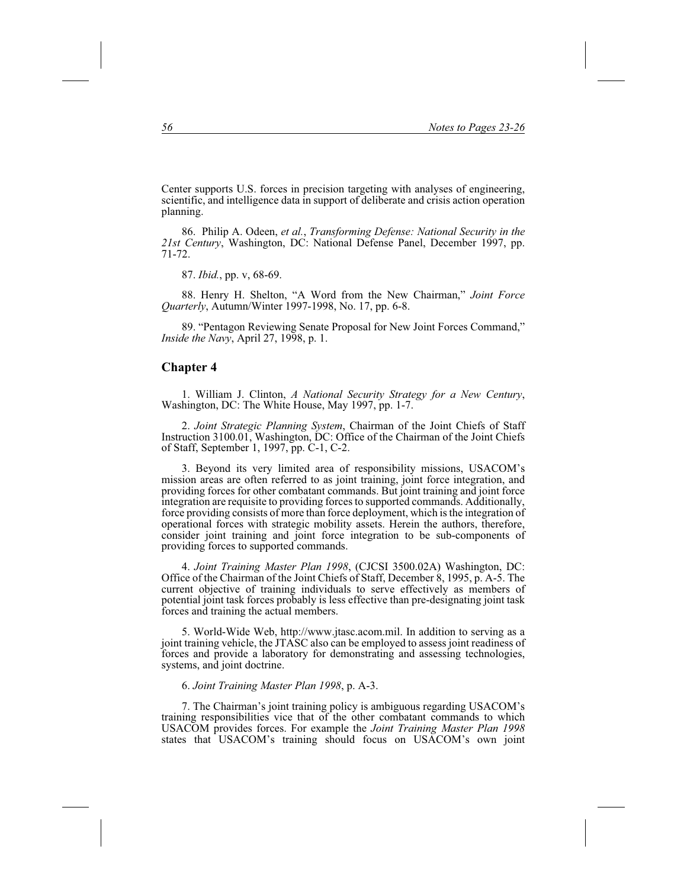Center supports U.S. forces in precision targeting with analyses of engineering, scientific, and intelligence data in support of deliberate and crisis action operation planning.

86. Philip A. Odeen, *et al.*, *Transforming Defense: National Security in the 21st Century*, Washington, DC: National Defense Panel, December 1997, pp. 71-72.

87. *Ibid.*, pp. v, 68-69.

88. Henry H. Shelton, "A Word from the New Chairman," *Joint Force Quarterly*, Autumn/Winter 1997-1998, No. 17, pp. 6-8.

89. "Pentagon Reviewing Senate Proposal for New Joint Forces Command," *Inside the Navy*, April 27, 1998, p. 1.

## Chapter 4

1. William J. Clinton, *A National Security Strategy for a New Century*, Washington, DC: The White House, May 1997, pp. 1-7.

2. *Joint Strategic Planning System*, Chairman of the Joint Chiefs of Staff Instruction 3100.01, Washington, DC: Office of the Chairman of the Joint Chiefs of Staff, September 1, 1997, pp. C-1, C-2.

3. Beyond its very limited area of responsibility missions, USACOM's mission areas are often referred to as joint training, joint force integration, and providing forces for other combatant commands. But joint training and joint force integration are requisite to providing forces to supported commands. Additionally, force providing consists of more than force deployment, which is the integration of operational forces with strategic mobility assets. Herein the authors, therefore, consider joint training and joint force integration to be sub-components of providing forces to supported commands.

4. *Joint Training Master Plan 1998*, (CJCSI 3500.02A) Washington, DC: Office of the Chairman of the Joint Chiefs of Staff, December 8, 1995, p. A-5. The current objective of training individuals to serve effectively as members of potential joint task forces probably is less effective than pre-designating joint task forces and training the actual members.

5. World-Wide Web, http://www.jtasc.acom.mil. In addition to serving as a joint training vehicle, the JTASC also can be employed to assess joint readiness of forces and provide a laboratory for demonstrating and assessing technologies, systems, and joint doctrine.

6. *Joint Training Master Plan 1998*, p. A-3.

7. The Chairman's joint training policy is ambiguous regarding USACOM's training responsibilities vice that of the other combatant commands to which USACOM provides forces. For example the *Joint Training Master Plan 1998* states that USACOM's training should focus on USACOM's own joint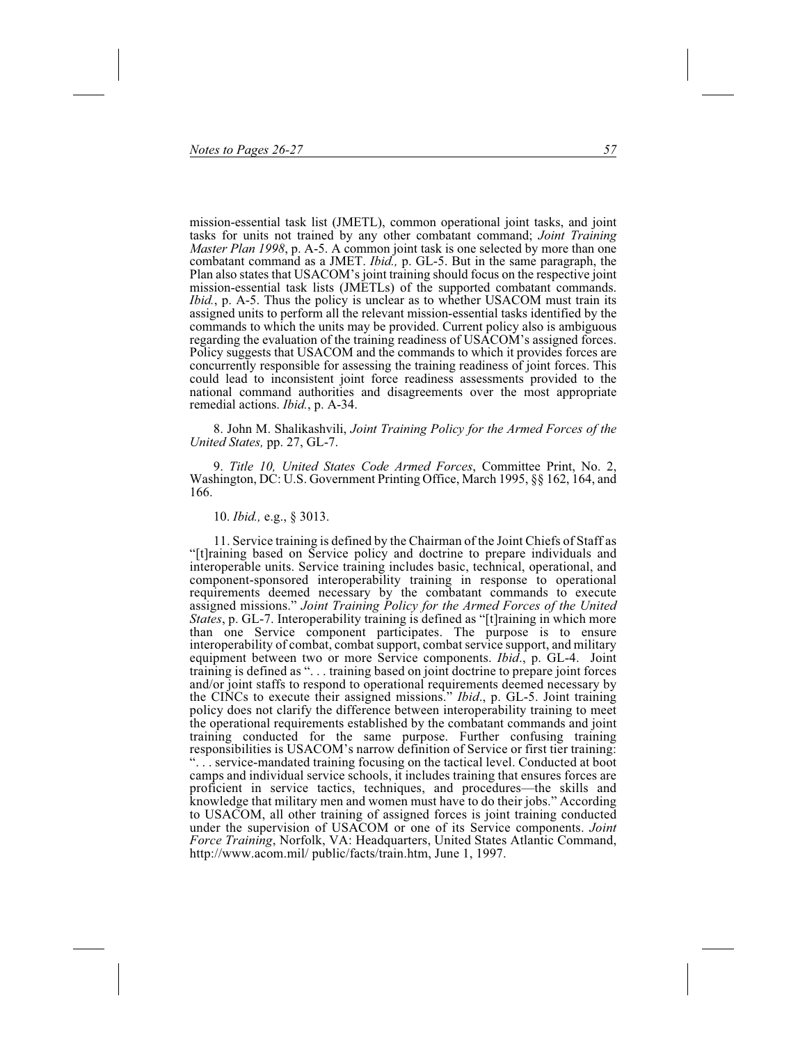mission-essential task list (JMETL), common operational joint tasks, and joint tasks for units not trained by any other combatant command; *Joint Training Master Plan 1998*, p. A-5. A common joint task is one selected by more than one combatant command as a JMET. *Ibid.,* p. GL-5. But in the same paragraph, the Plan also states that USACOM's joint training should focus on the respective joint mission-essential task lists (JMETLs) of the supported combatant commands. *Ibid.*, p. A-5. Thus the policy is unclear as to whether USACOM must train its assigned units to perform all the relevant mission-essential tasks identified by the commands to which the units may be provided. Current policy also is ambiguous regarding the evaluation of the training readiness of USACOM's assigned forces. Policy suggests that USACOM and the commands to which it provides forces are concurrently responsible for assessing the training readiness of joint forces. This could lead to inconsistent joint force readiness assessments provided to the national command authorities and disagreements over the most appropriate remedial actions. *Ibid.*, p. A-34.

8. John M. Shalikashvili, *Joint Training Policy for the Armed Forces of the United States,* pp. 27, GL-7.

9. *Title 10, United States Code Armed Forces*, Committee Print, No. 2, Washington, DC: U.S. Government Printing Office, March 1995, §§ 162, 164, and 166.

10. *Ibid.,* e.g., § 3013.

11. Service training is defined by the Chairman of the Joint Chiefs of Staff as "[t]raining based on Service policy and doctrine to prepare individuals and interoperable units. Service training includes basic, technical, operational, and component-sponsored interoperability training in response to operational requirements deemed necessary by the combatant commands to execute assigned missions." *Joint Training Policy for the Armed Forces of the United States*, p. GL-7. Interoperability training is defined as "[t]raining in which more than one Service component participates. The purpose is to ensure interoperability of combat, combat support, combat service support, and military equipment between two or more Service components. *Ibid*., p. GL-4. Joint training is defined as ". . . training based on joint doctrine to prepare joint forces and/or joint staffs to respond to operational requirements deemed necessary by the CINCs to execute their assigned missions." *Ibid*., p. GL-5. Joint training policy does not clarify the difference between interoperability training to meet the operational requirements established by the combatant commands and joint training conducted for the same purpose. Further confusing training responsibilities is USACOM's narrow definition of Service or first tier training: ". . . service-mandated training focusing on the tactical level. Conducted at boot camps and individual service schools, it includes training that ensures forces are proficient in service tactics, techniques, and procedures—the skills and knowledge that military men and women must have to do their jobs." According to USACOM, all other training of assigned forces is joint training conducted under the supervision of USACOM or one of its Service components. *Joint Force Training*, Norfolk, VA: Headquarters, United States Atlantic Command, http://www.acom.mil/ public/facts/train.htm, June 1, 1997.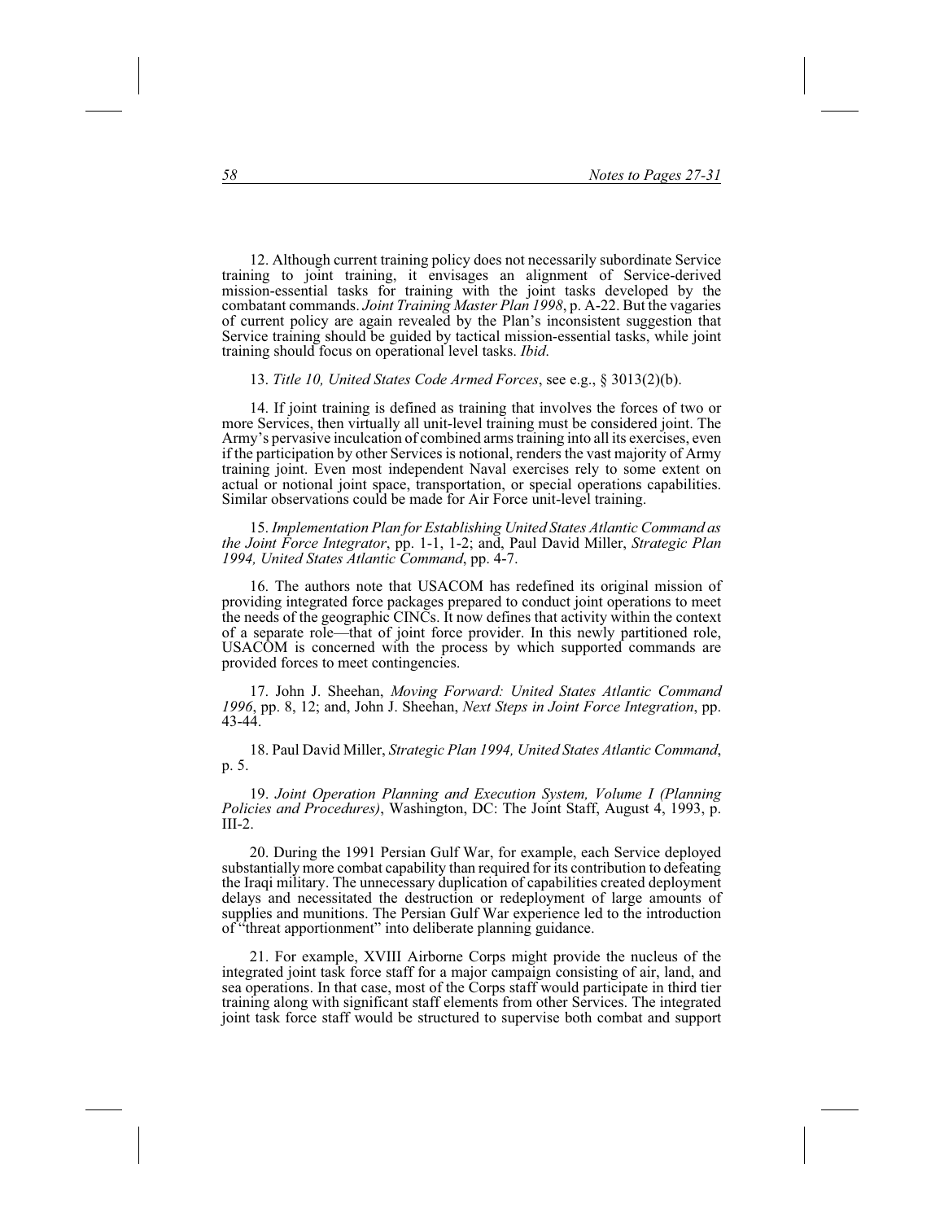12. Although current training policy does not necessarily subordinate Service training to joint training, it envisages an alignment of Service-derived mission-essential tasks for training with the joint tasks developed by the combatant commands. *Joint Training Master Plan 1998*, p. A-22. But the vagaries of current policy are again revealed by the Plan's inconsistent suggestion that Service training should be guided by tactical mission-essential tasks, while joint training should focus on operational level tasks. *Ibid*.

13. *Title 10, United States Code Armed Forces*, see e.g., § 3013(2)(b).

14. If joint training is defined as training that involves the forces of two or more Services, then virtually all unit-level training must be considered joint. The Army's pervasive inculcation of combined arms training into all its exercises, even if the participation by other Services is notional, renders the vast majority of Army training joint. Even most independent Naval exercises rely to some extent on actual or notional joint space, transportation, or special operations capabilities. Similar observations could be made for Air Force unit-level training.

15. *Implementation Plan for Establishing United States Atlantic Command as the Joint Force Integrator*, pp. 1-1, 1-2; and, Paul David Miller, *Strategic Plan 1994, United States Atlantic Command*, pp. 4-7.

16. The authors note that USACOM has redefined its original mission of providing integrated force packages prepared to conduct joint operations to meet the needs of the geographic CINCs. It now defines that activity within the context of a separate role—that of joint force provider. In this newly partitioned role, USACOM is concerned with the process by which supported commands are provided forces to meet contingencies.

17. John J. Sheehan, *Moving Forward: United States Atlantic Command 1996*, pp. 8, 12; and, John J. Sheehan, *Next Steps in Joint Force Integration*, pp. 43-44.

18. Paul David Miller, *Strategic Plan 1994, United States Atlantic Command*, p. 5.

19. *Joint Operation Planning and Execution System, Volume I (Planning Policies and Procedures)*, Washington, DC: The Joint Staff, August 4, 1993, p. III-2.

20. During the 1991 Persian Gulf War, for example, each Service deployed substantially more combat capability than required for its contribution to defeating the Iraqi military. The unnecessary duplication of capabilities created deployment delays and necessitated the destruction or redeployment of large amounts of supplies and munitions. The Persian Gulf War experience led to the introduction of "threat apportionment" into deliberate planning guidance.

21. For example, XVIII Airborne Corps might provide the nucleus of the integrated joint task force staff for a major campaign consisting of air, land, and sea operations. In that case, most of the Corps staff would participate in third tier training along with significant staff elements from other Services. The integrated joint task force staff would be structured to supervise both combat and support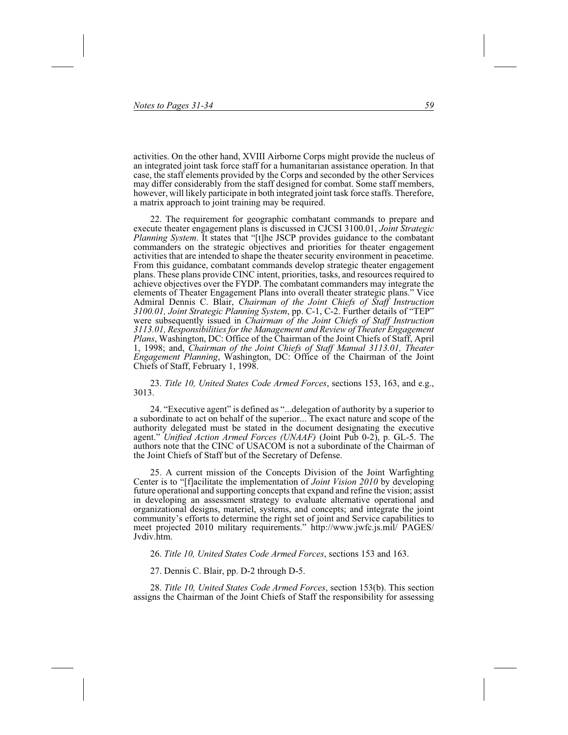activities. On the other hand, XVIII Airborne Corps might provide the nucleus of an integrated joint task force staff for a humanitarian assistance operation. In that case, the staff elements provided by the Corps and seconded by the other Services may differ considerably from the staff designed for combat. Some staff members, however, will likely participate in both integrated joint task force staffs. Therefore, a matrix approach to joint training may be required.

22. The requirement for geographic combatant commands to prepare and execute theater engagement plans is discussed in CJCSI 3100.01, *Joint Strategic Planning System*. It states that "[t]he JSCP provides guidance to the combatant commanders on the strategic objectives and priorities for theater engagement activities that are intended to shape the theater security environment in peacetime. From this guidance, combatant commands develop strategic theater engagement plans. These plans provide CINC intent, priorities, tasks, and resources required to achieve objectives over the FYDP. The combatant commanders may integrate the elements of Theater Engagement Plans into overall theater strategic plans." Vice Admiral Dennis C. Blair, *Chairman of the Joint Chiefs of Staff Instruction 3100.01, Joint Strategic Planning System*, pp. C-1, C-2. Further details of "TEP" were subsequently issued in *Chairman of the Joint Chiefs of Staff Instruction 3113.01, Responsibilities for the Management and Review of Theater Engagement Plans*, Washington, DC: Office of the Chairman of the Joint Chiefs of Staff, April 1, 1998; and, *Chairman of the Joint Chiefs of Staff Manual 3113.01, Theater Engagement Planning*, Washington, DC: Office of the Chairman of the Joint Chiefs of Staff, February 1, 1998.

23. *Title 10, United States Code Armed Forces*, sections 153, 163, and e.g., 3013.

24. "Executive agent" is defined as "...delegation of authority by a superior to a subordinate to act on behalf of the superior... The exact nature and scope of the authority delegated must be stated in the document designating the executive agent." *Unified Action Armed Forces (UNAAF)* (Joint Pub 0-2), p. GL-5. The authors note that the CINC of USACOM is not a subordinate of the Chairman of the Joint Chiefs of Staff but of the Secretary of Defense.

25. A current mission of the Concepts Division of the Joint Warfighting Center is to "[f]acilitate the implementation of *Joint Vision 2010* by developing future operational and supporting concepts that expand and refine the vision; assist in developing an assessment strategy to evaluate alternative operational and organizational designs, materiel, systems, and concepts; and integrate the joint community's efforts to determine the right set of joint and Service capabilities to meet projected 2010 military requirements." http://www.jwfc.js.mil/ PAGES/ Jvdiv.htm.

26. *Title 10, United States Code Armed Forces*, sections 153 and 163.

27. Dennis C. Blair, pp. D-2 through D-5.

28. *Title 10, United States Code Armed Forces*, section 153(b). This section assigns the Chairman of the Joint Chiefs of Staff the responsibility for assessing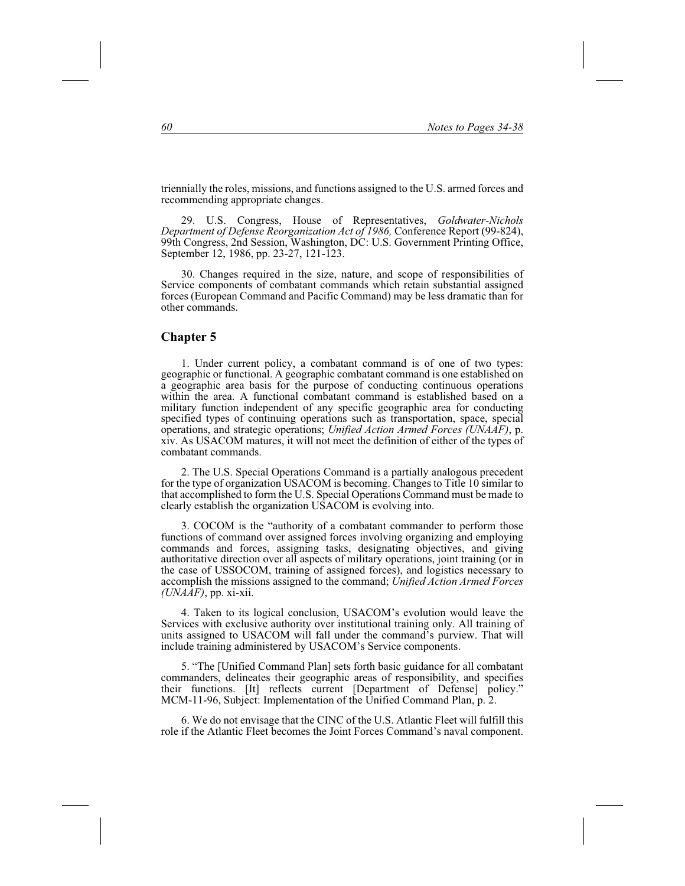triennially the roles, missions, and functions assigned to the U.S. armed forces and recommending appropriate changes.

29. U.S. Congress, House of Representatives, *Goldwater-Nichols Department of Defense Reorganization Act of 1986,* Conference Report (99-824), 99th Congress, 2nd Session, Washington, DC: U.S. Government Printing Office, September 12, 1986, pp. 23-27, 121-123.

30. Changes required in the size, nature, and scope of responsibilities of Service components of combatant commands which retain substantial assigned forces (European Command and Pacific Command) may be less dramatic than for other commands.

## Chapter 5

1. Under current policy, a combatant command is of one of two types: geographic or functional. A geographic combatant command is one established on a geographic area basis for the purpose of conducting continuous operations within the area. A functional combatant command is established based on a military function independent of any specific geographic area for conducting specified types of continuing operations such as transportation, space, special operations, and strategic operations; *Unified Action Armed Forces (UNAAF)*, p. xiv. As USACOM matures, it will not meet the definition of either of the types of combatant commands.

2. The U.S. Special Operations Command is a partially analogous precedent for the type of organization USACOM is becoming. Changes to Title 10 similar to that accomplished to form the U.S. Special Operations Command must be made to clearly establish the organization USACOM is evolving into.

3. COCOM is the "authority of a combatant commander to perform those functions of command over assigned forces involving organizing and employing commands and forces, assigning tasks, designating objectives, and giving authoritative direction over all aspects of military operations, joint training (or in the case of USSOCOM, training of assigned forces), and logistics necessary to accomplish the missions assigned to the command; *Unified Action Armed Forces (UNAAF)*, pp. xi-xii.

4. Taken to its logical conclusion, USACOM's evolution would leave the Services with exclusive authority over institutional training only. All training of units assigned to USACOM will fall under the command's purview. That will include training administered by USACOM's Service components.

5. "The [Unified Command Plan] sets forth basic guidance for all combatant commanders, delineates their geographic areas of responsibility, and specifies their functions. [It] reflects current [Department of Defense] policy." MCM-11-96, Subject: Implementation of the Unified Command Plan, p. 2.

6. We do not envisage that the CINC of the U.S. Atlantic Fleet will fulfill this role if the Atlantic Fleet becomes the Joint Forces Command's naval component.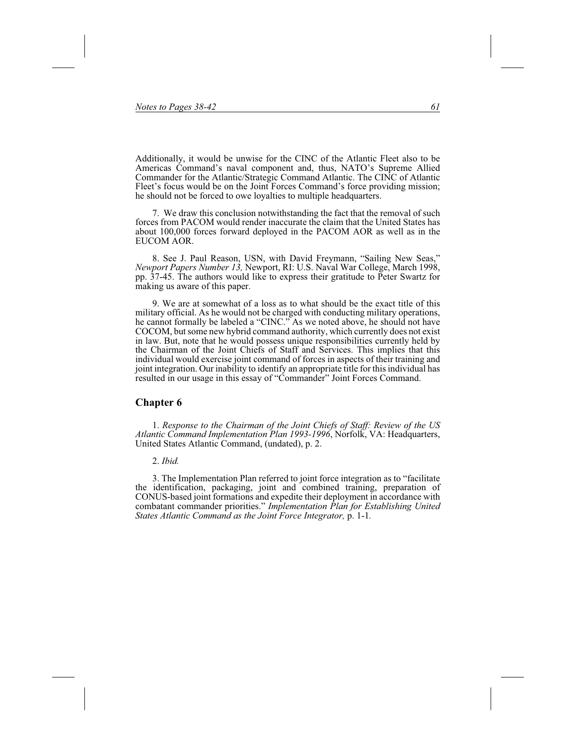Additionally, it would be unwise for the CINC of the Atlantic Fleet also to be Americas Command's naval component and, thus, NATO's Supreme Allied Commander for the Atlantic/Strategic Command Atlantic. The CINC of Atlantic Fleet's focus would be on the Joint Forces Command's force providing mission; he should not be forced to owe loyalties to multiple headquarters.

7. We draw this conclusion notwithstanding the fact that the removal of such forces from PACOM would render inaccurate the claim that the United States has about 100,000 forces forward deployed in the PACOM AOR as well as in the EUCOM AOR.

8. See J. Paul Reason, USN, with David Freymann, "Sailing New Seas," *Newport Papers Number 13,* Newport, RI: U.S. Naval War College, March 1998, pp. 37-45. The authors would like to express their gratitude to Peter Swartz for making us aware of this paper.

9. We are at somewhat of a loss as to what should be the exact title of this military official. As he would not be charged with conducting military operations, he cannot formally be labeled a "CINC." As we noted above, he should not have COCOM, but some new hybrid command authority, which currently does not exist in law. But, note that he would possess unique responsibilities currently held by the Chairman of the Joint Chiefs of Staff and Services. This implies that this individual would exercise joint command of forces in aspects of their training and joint integration. Our inability to identify an appropriate title for this individual has resulted in our usage in this essay of "Commander" Joint Forces Command.

## Chapter 6

1. *Response to the Chairman of the Joint Chiefs of Staff: Review of the US Atlantic Command Implementation Plan 1993-1996*, Norfolk, VA: Headquarters, United States Atlantic Command, (undated), p. 2.

2. *Ibid.*

3. The Implementation Plan referred to joint force integration as to "facilitate the identification, packaging, joint and combined training, preparation of CONUS-based joint formations and expedite their deployment in accordance with combatant commander priorities." *Implementation Plan for Establishing United States Atlantic Command as the Joint Force Integrator,* p. 1-1.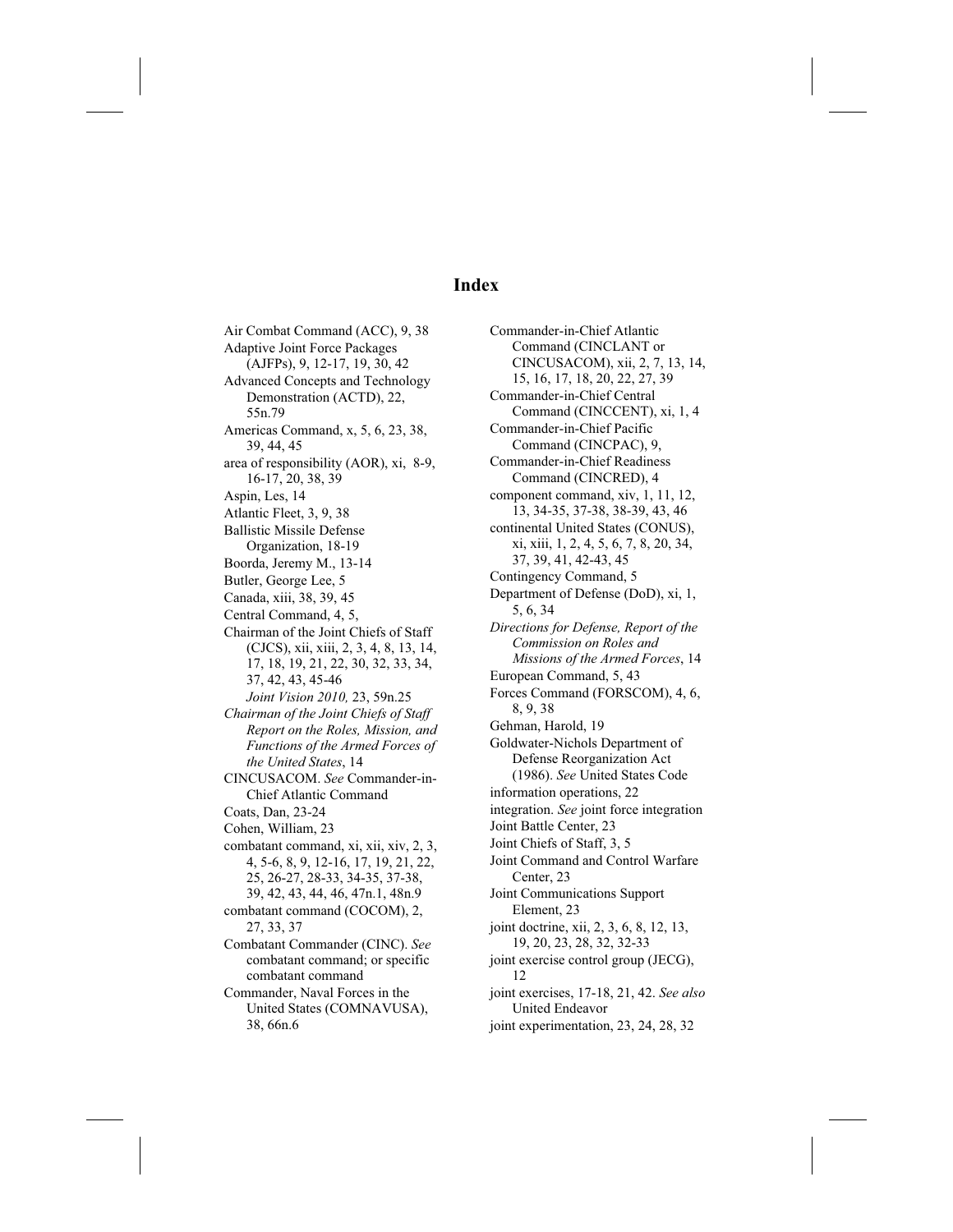# Index

Air Combat Command (ACC), 9, 38
Adaptive Joint Force Packages (AJFPs), 9, 12-17, 19, 30, 42
Advanced Concepts and Technology Demonstration (ACTD), 22, 55n.79
Americas Command, x, 5, 6, 23, 38, 39, 44, 45
area of responsibility (AOR), xi, 8-9, 16-17, 20, 38, 39
Aspin, Les, 14
Atlantic Fleet, 3, 9, 38
Ballistic Missile Defense Organization, 18-19
Boorda, Jeremy M., 13-14
Butler, George Lee, 5
Canada, xiii, 38, 39, 45
Central Command, 4, 5,
Chairman of the Joint Chiefs of Staff (CJCS), xii, xiii, 2, 3, 4, 8, 13, 14, 17, 18, 19, 21, 22, 30, 32, 33, 34, 37, 42, 43, 45-46
    *Joint Vision 2010,* 23, 59n.25
*Chairman of the Joint Chiefs of Staff Report on the Roles, Mission, and Functions of the Armed Forces of the United States*, 14
CINCUSACOM. *See* Commander-in-Chief Atlantic Command
Coats, Dan, 23-24
Cohen, William, 23
combatant command, xi, xii, xiv, 2, 3, 4, 5-6, 8, 9, 12-16, 17, 19, 21, 22, 25, 26-27, 28-33, 34-35, 37-38, 39, 42, 43, 44, 46, 47n.1, 48n.9
combatant command (COCOM), 2, 27, 33, 37
Combatant Commander (CINC). *See* combatant command; or specific combatant command
Commander, Naval Forces in the United States (COMNAVUSA), 38, 66n.6
Commander-in-Chief Atlantic Command (CINCLANT or CINCUSACOM), xii, 2, 7, 13, 14, 15, 16, 17, 18, 20, 22, 27, 39
Commander-in-Chief Central Command (CINCCENT), xi, 1, 4
Commander-in-Chief Pacific Command (CINCPAC), 9,
Commander-in-Chief Readiness Command (CINCRED), 4
component command, xiv, 1, 11, 12, 13, 34-35, 37-38, 38-39, 43, 46
continental United States (CONUS), xi, xiii, 1, 2, 4, 5, 6, 7, 8, 20, 34, 37, 39, 41, 42-43, 45
Contingency Command, 5
Department of Defense (DoD), xi, 1, 5, 6, 34
*Directions for Defense, Report of the Commission on Roles and Missions of the Armed Forces*, 14
European Command, 5, 43
Forces Command (FORSCOM), 4, 6, 8, 9, 38
Gehman, Harold, 19
Goldwater-Nichols Department of Defense Reorganization Act (1986). *See* United States Code
information operations, 22
integration. *See* joint force integration
Joint Battle Center, 23
Joint Chiefs of Staff, 3, 5
Joint Command and Control Warfare Center, 23
Joint Communications Support Element, 23
joint doctrine, xii, 2, 3, 6, 8, 12, 13, 19, 20, 23, 28, 32, 32-33
joint exercise control group (JECG), 12
joint exercises, 17-18, 21, 42. *See also* United Endeavor
joint experimentation, 23, 24, 28, 32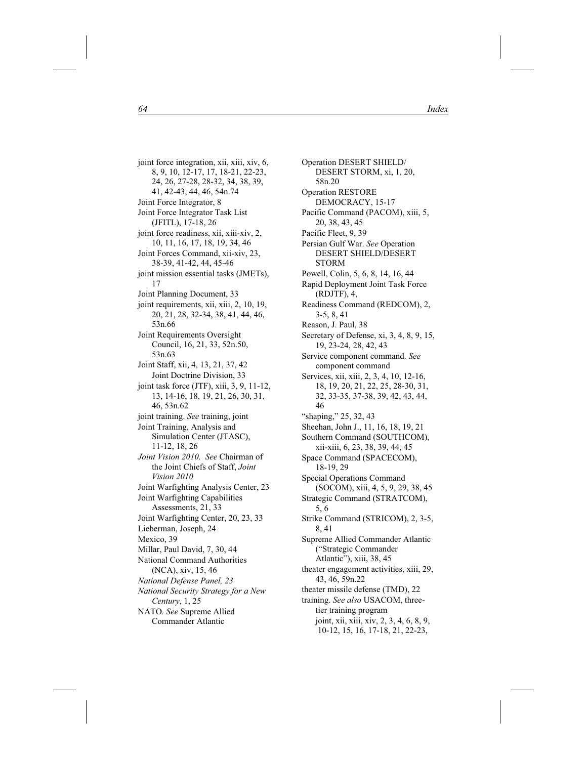joint force integration, xii, xiii, xiv, 6, 8, 9, 10, 12-17, 17, 18-21, 22-23, 24, 26, 27-28, 28-32, 34, 38, 39, 41, 42-43, 44, 46, 54n.74

Joint Force Integrator, 8

Joint Force Integrator Task List (JFITL), 17-18, 26

joint force readiness, xii, xiii-xiv, 2, 10, 11, 16, 17, 18, 19, 34, 46

Joint Forces Command, xii-xiv, 23, 38-39, 41-42, 44, 45-46

joint mission essential tasks (JMETs), 17

Joint Planning Document, 33

joint requirements, xii, xiii, 2, 10, 19, 20, 21, 28, 32-34, 38, 41, 44, 46, 53n.66

Joint Requirements Oversight Council, 16, 21, 33, 52n.50, 53n.63

Joint Staff, xii, 4, 13, 21, 37, 42
    Joint Doctrine Division, 33

joint task force (JTF), xiii, 3, 9, 11-12, 13, 14-16, 18, 19, 21, 26, 30, 31, 46, 53n.62

joint training. *See* training, joint

Joint Training, Analysis and Simulation Center (JTASC), 11-12, 18, 26

*Joint Vision 2010. See* Chairman of the Joint Chiefs of Staff, *Joint Vision 2010*

Joint Warfighting Analysis Center, 23

Joint Warfighting Capabilities Assessments, 21, 33

Joint Warfighting Center, 20, 23, 33

Lieberman, Joseph, 24

Mexico, 39

Millar, Paul David, 7, 30, 44

National Command Authorities (NCA), xiv, 15, 46

*National Defense Panel, 23*

*National Security Strategy for a New Century*, 1, 25

NATO*. See* Supreme Allied Commander Atlantic

Operation DESERT SHIELD/ DESERT STORM, xi, 1, 20, 58n.20

Operation RESTORE DEMOCRACY, 15-17

Pacific Command (PACOM), xiii, 5, 20, 38, 43, 45

Pacific Fleet, 9, 39

Persian Gulf War. *See* Operation DESERT SHIELD/DESERT STORM

Powell, Colin, 5, 6, 8, 14, 16, 44

Rapid Deployment Joint Task Force (RDJTF), 4,

Readiness Command (REDCOM), 2, 3-5, 8, 41

Reason, J. Paul, 38

Secretary of Defense, xi, 3, 4, 8, 9, 15, 19, 23-24, 28, 42, 43

Service component command. *See* component command

Services, xii, xiii, 2, 3, 4, 10, 12-16, 18, 19, 20, 21, 22, 25, 28-30, 31, 32, 33-35, 37-38, 39, 42, 43, 44, 46

"shaping," 25, 32, 43

Sheehan, John J., 11, 16, 18, 19, 21

Southern Command (SOUTHCOM), xii-xiii, 6, 23, 38, 39, 44, 45

Space Command (SPACECOM), 18-19, 29

Special Operations Command (SOCOM), xiii, 4, 5, 9, 29, 38, 45

Strategic Command (STRATCOM), 5, 6

Strike Command (STRICOM), 2, 3-5, 8, 41

Supreme Allied Commander Atlantic ("Strategic Commander Atlantic"), xiii, 38, 45

theater engagement activities, xiii, 29, 43, 46, 59n.22

theater missile defense (TMD), 22

training. *See also* USACOM, three-tier training program
    joint, xii, xiii, xiv, 2, 3, 4, 6, 8, 9, 10-12, 15, 16, 17-18, 21, 22-23,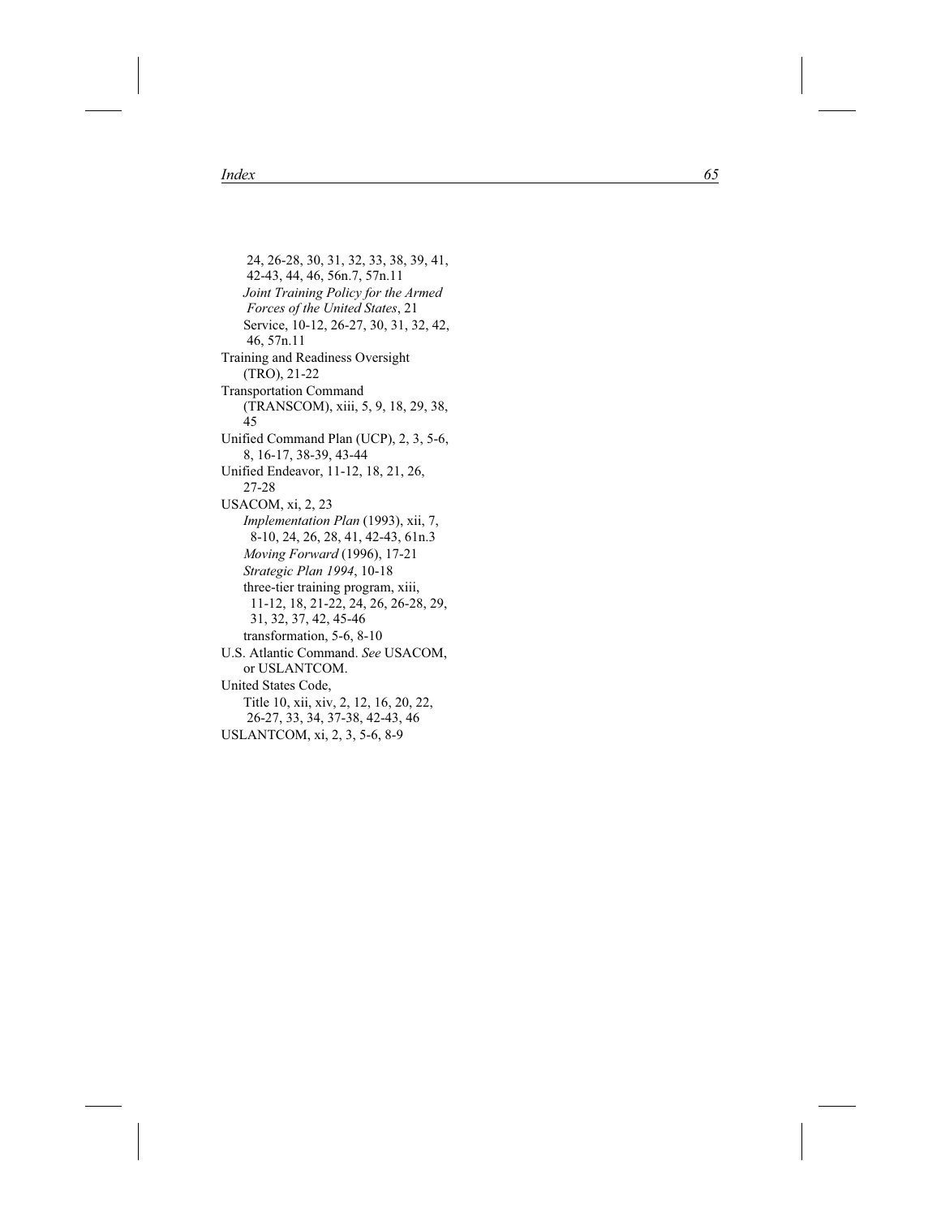24, 26-28, 30, 31, 32, 33, 38, 39, 41, 42-43, 44, 46, 56n.7, 57n.11

*Joint Training Policy for the Armed Forces of the United States*, 21

Service, 10-12, 26-27, 30, 31, 32, 42, 46, 57n.11

Training and Readiness Oversight (TRO), 21-22

Transportation Command (TRANSCOM), xiii, 5, 9, 18, 29, 38, 45

Unified Command Plan (UCP), 2, 3, 5-6, 8, 16-17, 38-39, 43-44

Unified Endeavor, 11-12, 18, 21, 26, 27-28

USACOM, xi, 2, 23

*Implementation Plan* (1993), xii, 7, 8-10, 24, 26, 28, 41, 42-43, 61n.3

*Moving Forward* (1996), 17-21

*Strategic Plan 1994*, 10-18

three-tier training program, xiii, 11-12, 18, 21-22, 24, 26, 26-28, 29, 31, 32, 37, 42, 45-46

transformation, 5-6, 8-10

U.S. Atlantic Command. *See* USACOM, or USLANTCOM.

United States Code,

Title 10, xii, xiv, 2, 12, 16, 20, 22, 26-27, 33, 34, 37-38, 42-43, 46

USLANTCOM, xi, 2, 3, 5-6, 8-9